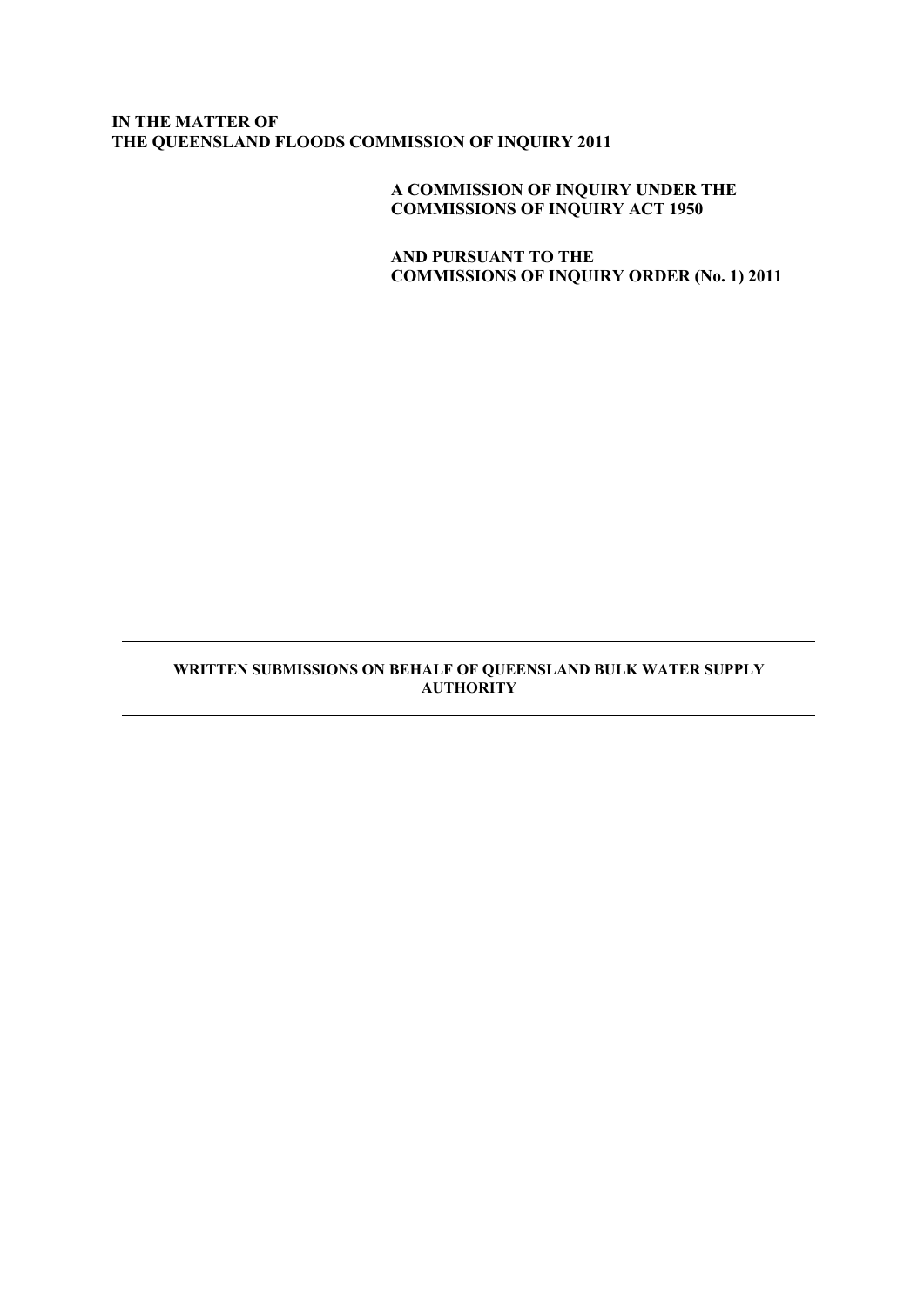**IN THE MATTER OF**
**THE QUEENSLAND FLOODS COMMISSION OF INQUIRY 2011**

**A COMMISSION OF INQUIRY UNDER THE COMMISSIONS OF INQUIRY ACT 1950**

**AND PURSUANT TO THE COMMISSIONS OF INQUIRY ORDER (No. 1) 2011**

---

**WRITTEN SUBMISSIONS ON BEHALF OF QUEENSLAND BULK WATER SUPPLY AUTHORITY**

---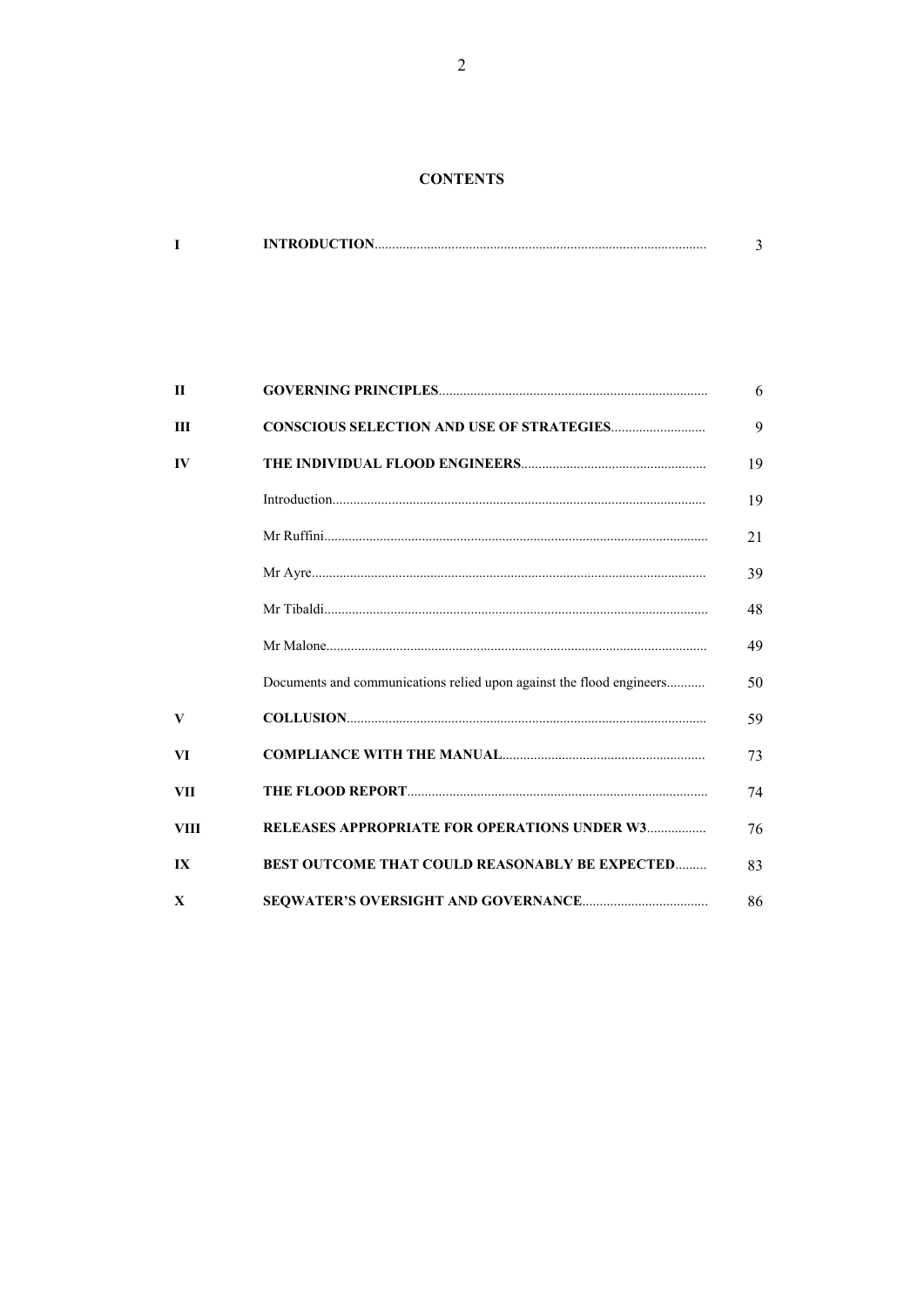## CONTENTS

| | | |
|---|---|---|
| **I** | **INTRODUCTION** | 3 |
| **II** | **GOVERNING PRINCIPLES** | 6 |
| **III** | **CONSCIOUS SELECTION AND USE OF STRATEGIES** | 9 |
| **IV** | **THE INDIVIDUAL FLOOD ENGINEERS** | 19 |
| | Introduction | 19 |
| | Mr Ruffini | 21 |
| | Mr Ayre | 39 |
| | Mr Tibaldi | 48 |
| | Mr Malone | 49 |
| | Documents and communications relied upon against the flood engineers | 50 |
| **V** | **COLLUSION** | 59 |
| **VI** | **COMPLIANCE WITH THE MANUAL** | 73 |
| **VII** | **THE FLOOD REPORT** | 74 |
| **VIII** | **RELEASES APPROPRIATE FOR OPERATIONS UNDER W3** | 76 |
| **IX** | **BEST OUTCOME THAT COULD REASONABLY BE EXPECTED** | 83 |
| **X** | **SEQWATER'S OVERSIGHT AND GOVERNANCE** | 86 |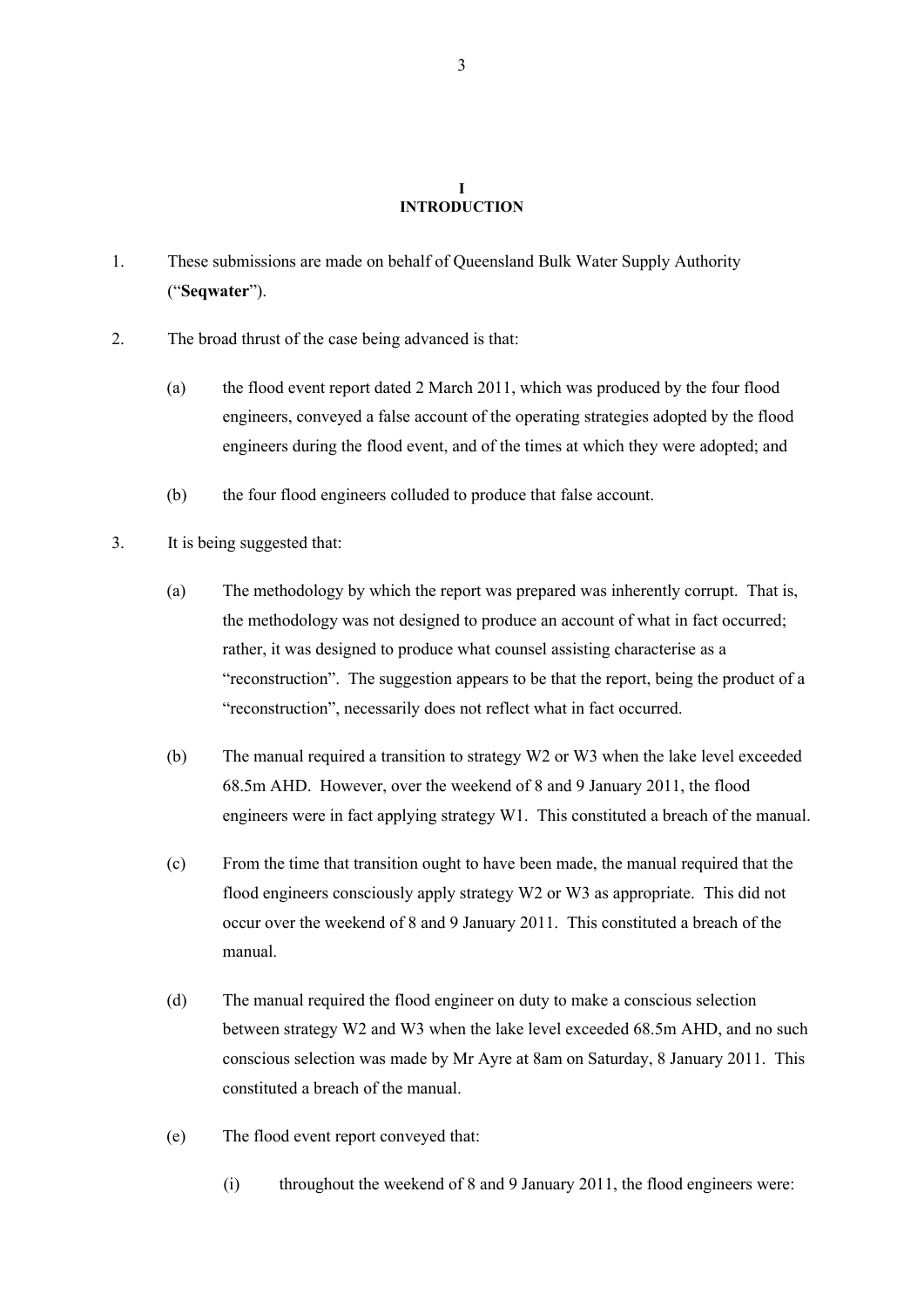# I
# INTRODUCTION

1. These submissions are made on behalf of Queensland Bulk Water Supply Authority ("**Seqwater**").

2. The broad thrust of the case being advanced is that:

   (a) the flood event report dated 2 March 2011, which was produced by the four flood engineers, conveyed a false account of the operating strategies adopted by the flood engineers during the flood event, and of the times at which they were adopted; and

   (b) the four flood engineers colluded to produce that false account.

3. It is being suggested that:

   (a) The methodology by which the report was prepared was inherently corrupt. That is, the methodology was not designed to produce an account of what in fact occurred; rather, it was designed to produce what counsel assisting characterise as a "reconstruction". The suggestion appears to be that the report, being the product of a "reconstruction", necessarily does not reflect what in fact occurred.

   (b) The manual required a transition to strategy W2 or W3 when the lake level exceeded 68.5m AHD. However, over the weekend of 8 and 9 January 2011, the flood engineers were in fact applying strategy W1. This constituted a breach of the manual.

   (c) From the time that transition ought to have been made, the manual required that the flood engineers consciously apply strategy W2 or W3 as appropriate. This did not occur over the weekend of 8 and 9 January 2011. This constituted a breach of the manual.

   (d) The manual required the flood engineer on duty to make a conscious selection between strategy W2 and W3 when the lake level exceeded 68.5m AHD, and no such conscious selection was made by Mr Ayre at 8am on Saturday, 8 January 2011. This constituted a breach of the manual.

   (e) The flood event report conveyed that:

      (i) throughout the weekend of 8 and 9 January 2011, the flood engineers were: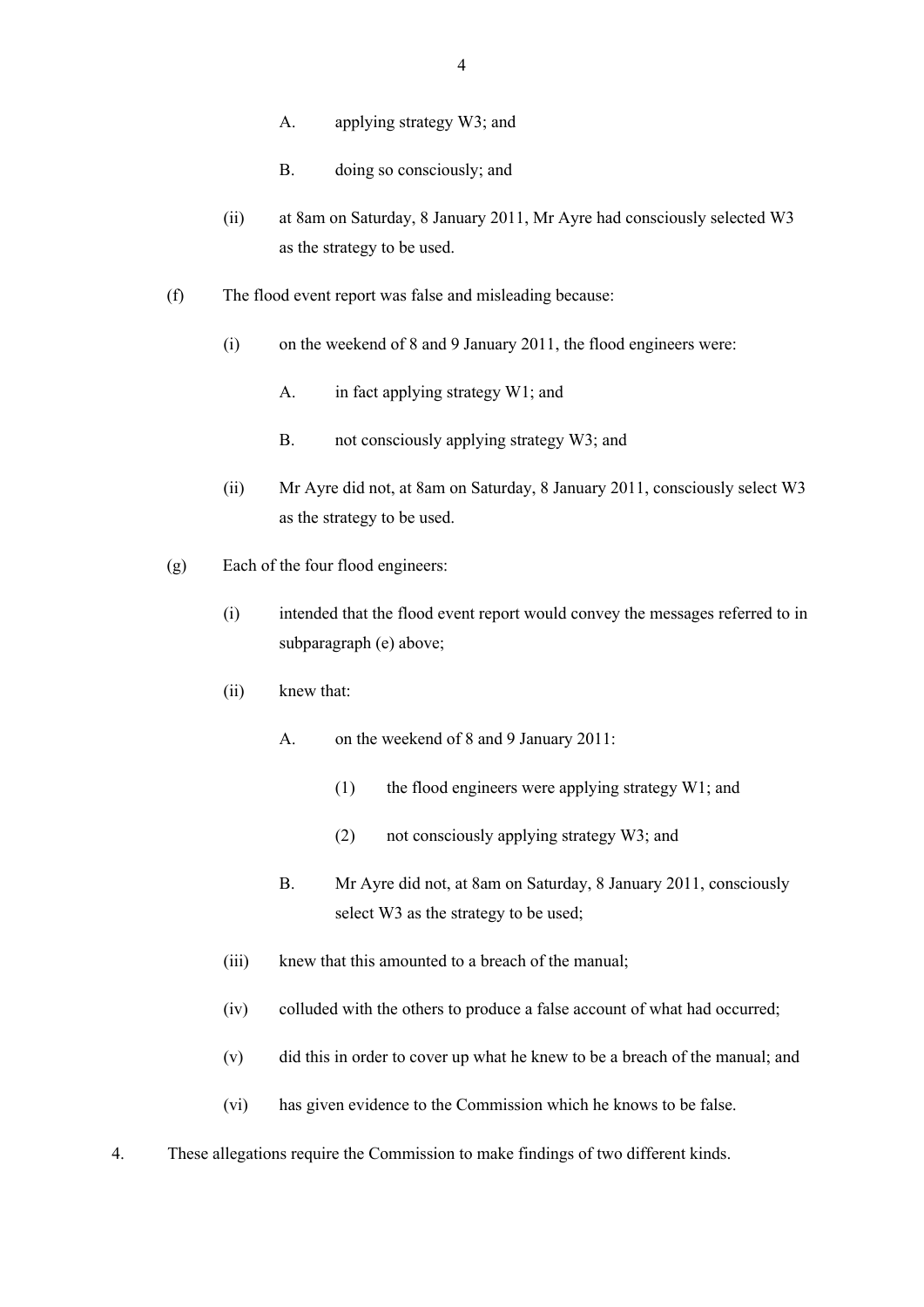A. applying strategy W3; and

B. doing so consciously; and

(ii) at 8am on Saturday, 8 January 2011, Mr Ayre had consciously selected W3 as the strategy to be used.

(f) The flood event report was false and misleading because:

(i) on the weekend of 8 and 9 January 2011, the flood engineers were:

A. in fact applying strategy W1; and

B. not consciously applying strategy W3; and

(ii) Mr Ayre did not, at 8am on Saturday, 8 January 2011, consciously select W3 as the strategy to be used.

(g) Each of the four flood engineers:

(i) intended that the flood event report would convey the messages referred to in subparagraph (e) above;

(ii) knew that:

A. on the weekend of 8 and 9 January 2011:

(1) the flood engineers were applying strategy W1; and

(2) not consciously applying strategy W3; and

B. Mr Ayre did not, at 8am on Saturday, 8 January 2011, consciously select W3 as the strategy to be used;

(iii) knew that this amounted to a breach of the manual;

(iv) colluded with the others to produce a false account of what had occurred;

(v) did this in order to cover up what he knew to be a breach of the manual; and

(vi) has given evidence to the Commission which he knows to be false.

4. These allegations require the Commission to make findings of two different kinds.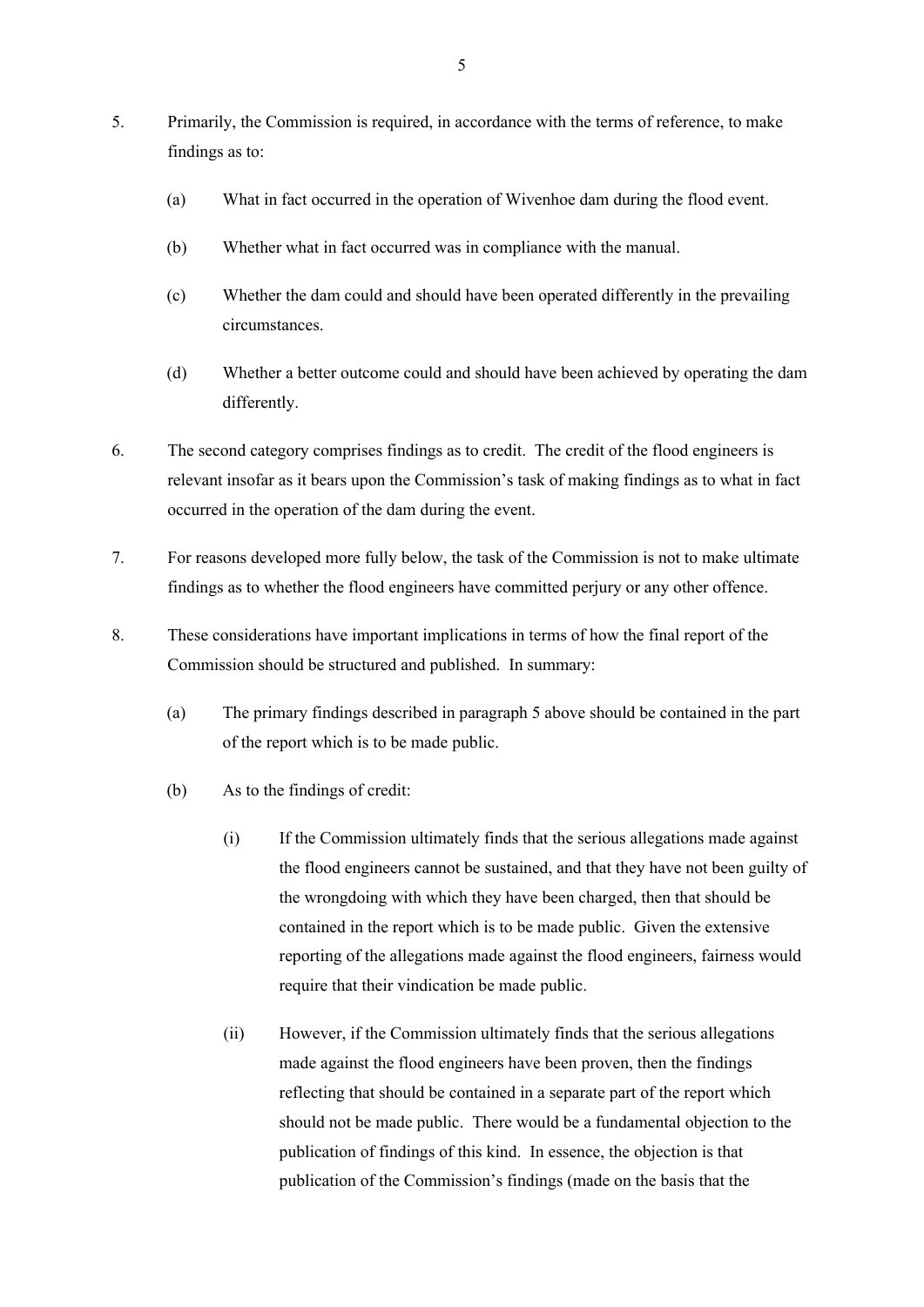5. Primarily, the Commission is required, in accordance with the terms of reference, to make findings as to:

   (a) What in fact occurred in the operation of Wivenhoe dam during the flood event.

   (b) Whether what in fact occurred was in compliance with the manual.

   (c) Whether the dam could and should have been operated differently in the prevailing circumstances.

   (d) Whether a better outcome could and should have been achieved by operating the dam differently.

6. The second category comprises findings as to credit. The credit of the flood engineers is relevant insofar as it bears upon the Commission's task of making findings as to what in fact occurred in the operation of the dam during the event.

7. For reasons developed more fully below, the task of the Commission is not to make ultimate findings as to whether the flood engineers have committed perjury or any other offence.

8. These considerations have important implications in terms of how the final report of the Commission should be structured and published. In summary:

   (a) The primary findings described in paragraph 5 above should be contained in the part of the report which is to be made public.

   (b) As to the findings of credit:

      (i) If the Commission ultimately finds that the serious allegations made against the flood engineers cannot be sustained, and that they have not been guilty of the wrongdoing with which they have been charged, then that should be contained in the report which is to be made public. Given the extensive reporting of the allegations made against the flood engineers, fairness would require that their vindication be made public.

      (ii) However, if the Commission ultimately finds that the serious allegations made against the flood engineers have been proven, then the findings reflecting that should be contained in a separate part of the report which should not be made public. There would be a fundamental objection to the publication of findings of this kind. In essence, the objection is that publication of the Commission's findings (made on the basis that the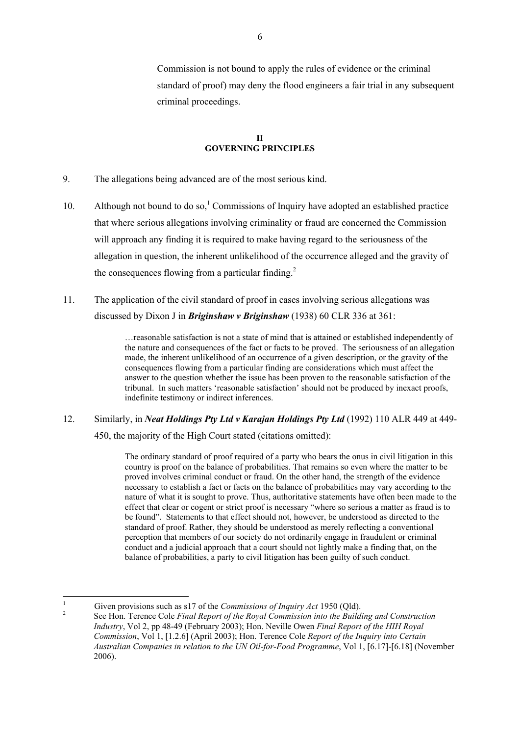Commission is not bound to apply the rules of evidence or the criminal standard of proof) may deny the flood engineers a fair trial in any subsequent criminal proceedings.

## II
## GOVERNING PRINCIPLES

9. The allegations being advanced are of the most serious kind.

10. Although not bound to do so,[1] Commissions of Inquiry have adopted an established practice that where serious allegations involving criminality or fraud are concerned the Commission will approach any finding it is required to make having regard to the seriousness of the allegation in question, the inherent unlikelihood of the occurrence alleged and the gravity of the consequences flowing from a particular finding.[2]

11. The application of the civil standard of proof in cases involving serious allegations was discussed by Dixon J in ***Briginshaw v Briginshaw*** (1938) 60 CLR 336 at 361:

> …reasonable satisfaction is not a state of mind that is attained or established independently of the nature and consequences of the fact or facts to be proved. The seriousness of an allegation made, the inherent unlikelihood of an occurrence of a given description, or the gravity of the consequences flowing from a particular finding are considerations which must affect the answer to the question whether the issue has been proven to the reasonable satisfaction of the tribunal. In such matters 'reasonable satisfaction' should not be produced by inexact proofs, indefinite testimony or indirect inferences.

12. Similarly, in ***Neat Holdings Pty Ltd v Karajan Holdings Pty Ltd*** (1992) 110 ALR 449 at 449-450, the majority of the High Court stated (citations omitted):

> The ordinary standard of proof required of a party who bears the onus in civil litigation in this country is proof on the balance of probabilities. That remains so even where the matter to be proved involves criminal conduct or fraud. On the other hand, the strength of the evidence necessary to establish a fact or facts on the balance of probabilities may vary according to the nature of what it is sought to prove. Thus, authoritative statements have often been made to the effect that clear or cogent or strict proof is necessary "where so serious a matter as fraud is to be found". Statements to that effect should not, however, be understood as directed to the standard of proof. Rather, they should be understood as merely reflecting a conventional perception that members of our society do not ordinarily engage in fraudulent or criminal conduct and a judicial approach that a court should not lightly make a finding that, on the balance of probabilities, a party to civil litigation has been guilty of such conduct.

---

[1] Given provisions such as s17 of the *Commissions of Inquiry Act* 1950 (Qld).

[2] See Hon. Terence Cole *Final Report of the Royal Commission into the Building and Construction Industry*, Vol 2, pp 48-49 (February 2003); Hon. Neville Owen *Final Report of the HIH Royal Commission*, Vol 1, [1.2.6] (April 2003); Hon. Terence Cole *Report of the Inquiry into Certain Australian Companies in relation to the UN Oil-for-Food Programme*, Vol 1, [6.17]-[6.18] (November 2006).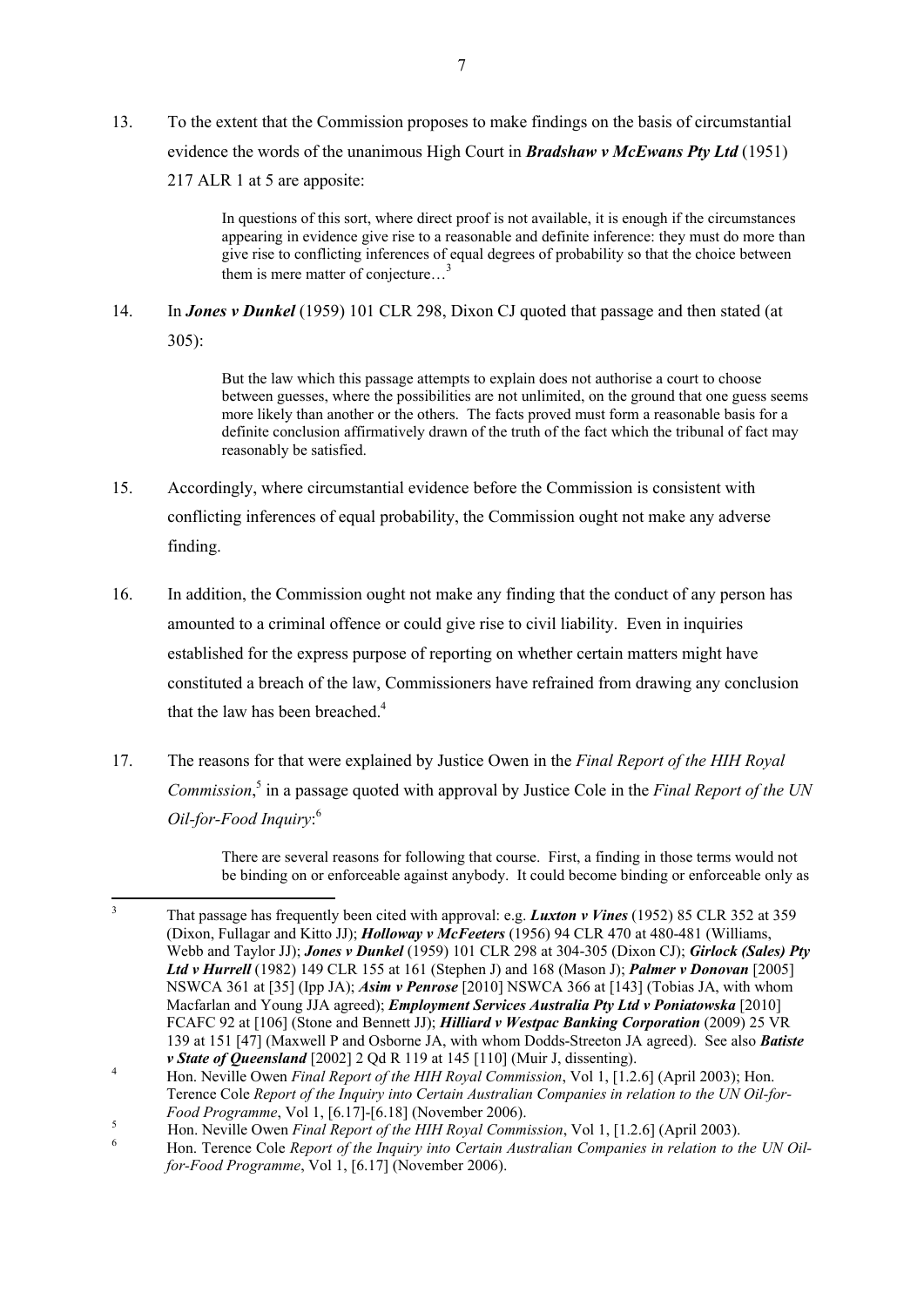13. To the extent that the Commission proposes to make findings on the basis of circumstantial evidence the words of the unanimous High Court in ***Bradshaw v McEwans Pty Ltd*** (1951) 217 ALR 1 at 5 are apposite:

> In questions of this sort, where direct proof is not available, it is enough if the circumstances appearing in evidence give rise to a reasonable and definite inference: they must do more than give rise to conflicting inferences of equal degrees of probability so that the choice between them is mere matter of conjecture…[3]

14. In ***Jones v Dunkel*** (1959) 101 CLR 298, Dixon CJ quoted that passage and then stated (at 305):

> But the law which this passage attempts to explain does not authorise a court to choose between guesses, where the possibilities are not unlimited, on the ground that one guess seems more likely than another or the others. The facts proved must form a reasonable basis for a definite conclusion affirmatively drawn of the truth of the fact which the tribunal of fact may reasonably be satisfied.

15. Accordingly, where circumstantial evidence before the Commission is consistent with conflicting inferences of equal probability, the Commission ought not make any adverse finding.

16. In addition, the Commission ought not make any finding that the conduct of any person has amounted to a criminal offence or could give rise to civil liability. Even in inquiries established for the express purpose of reporting on whether certain matters might have constituted a breach of the law, Commissioners have refrained from drawing any conclusion that the law has been breached.[4]

17. The reasons for that were explained by Justice Owen in the *Final Report of the HIH Royal Commission*,[5] in a passage quoted with approval by Justice Cole in the *Final Report of the UN Oil-for-Food Inquiry*:[6]

> There are several reasons for following that course. First, a finding in those terms would not be binding on or enforceable against anybody. It could become binding or enforceable only as

---

[3] That passage has frequently been cited with approval: e.g. ***Luxton v Vines*** (1952) 85 CLR 352 at 359 (Dixon, Fullagar and Kitto JJ); ***Holloway v McFeeters*** (1956) 94 CLR 470 at 480-481 (Williams, Webb and Taylor JJ); ***Jones v Dunkel*** (1959) 101 CLR 298 at 304-305 (Dixon CJ); ***Girlock (Sales) Pty Ltd v Hurrell*** (1982) 149 CLR 155 at 161 (Stephen J) and 168 (Mason J); ***Palmer v Donovan*** [2005] NSWCA 361 at [35] (Ipp JA); ***Asim v Penrose*** [2010] NSWCA 366 at [143] (Tobias JA, with whom Macfarlan and Young JJA agreed); ***Employment Services Australia Pty Ltd v Poniatowska*** [2010] FCAFC 92 at [106] (Stone and Bennett JJ); ***Hilliard v Westpac Banking Corporation*** (2009) 25 VR 139 at 151 [47] (Maxwell P and Osborne JA, with whom Dodds-Streeton JA agreed). See also ***Batiste v State of Queensland*** [2002] 2 Qd R 119 at 145 [110] (Muir J, dissenting).

[4] Hon. Neville Owen *Final Report of the HIH Royal Commission*, Vol 1, [1.2.6] (April 2003); Hon. Terence Cole *Report of the Inquiry into Certain Australian Companies in relation to the UN Oil-for-Food Programme*, Vol 1, [6.17]-[6.18] (November 2006).

[5] Hon. Neville Owen *Final Report of the HIH Royal Commission*, Vol 1, [1.2.6] (April 2003).

[6] Hon. Terence Cole *Report of the Inquiry into Certain Australian Companies in relation to the UN Oil-for-Food Programme*, Vol 1, [6.17] (November 2006).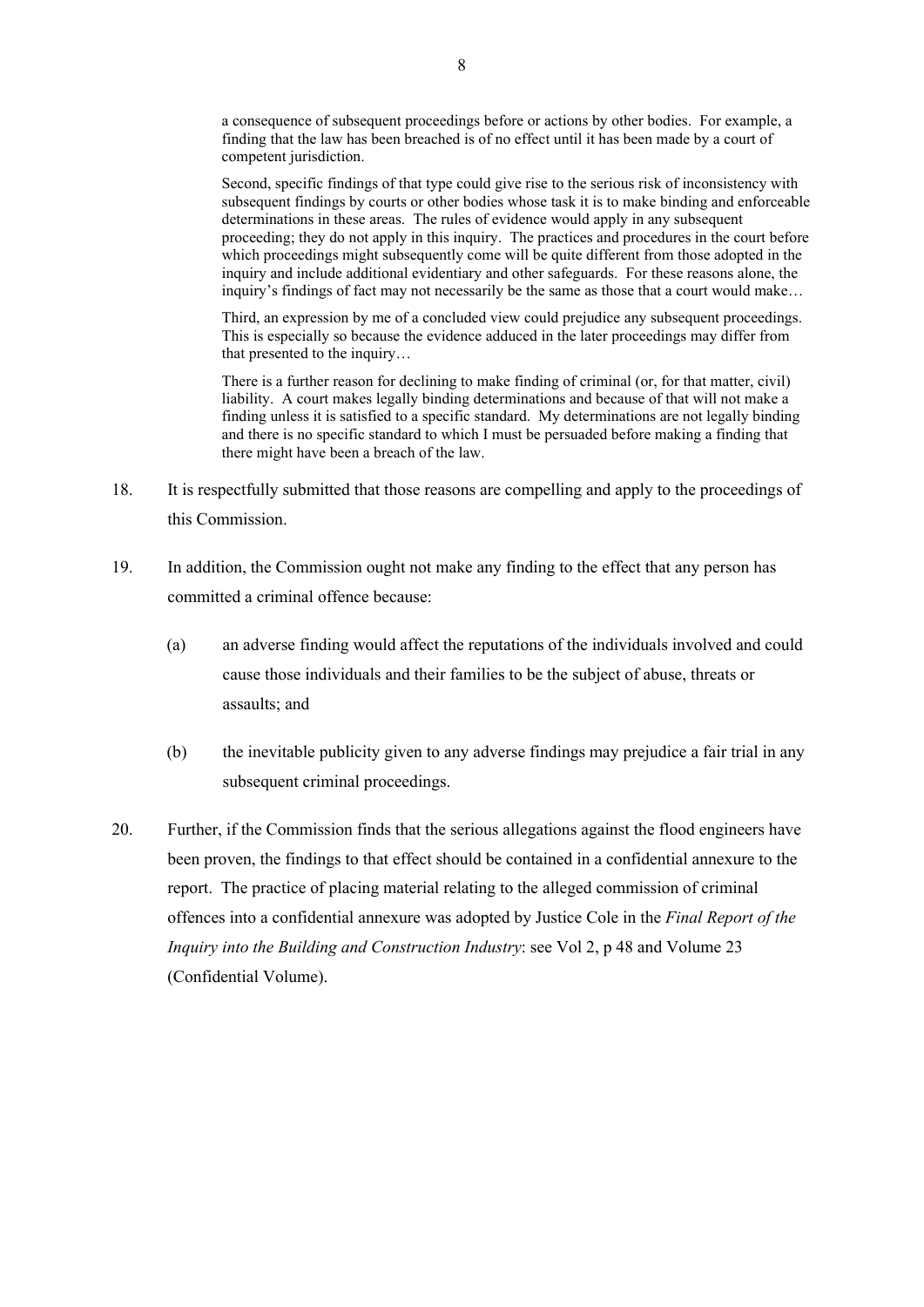> a consequence of subsequent proceedings before or actions by other bodies. For example, a finding that the law has been breached is of no effect until it has been made by a court of competent jurisdiction.
>
> Second, specific findings of that type could give rise to the serious risk of inconsistency with subsequent findings by courts or other bodies whose task it is to make binding and enforceable determinations in these areas. The rules of evidence would apply in any subsequent proceeding; they do not apply in this inquiry. The practices and procedures in the court before which proceedings might subsequently come will be quite different from those adopted in the inquiry and include additional evidentiary and other safeguards. For these reasons alone, the inquiry's findings of fact may not necessarily be the same as those that a court would make…
>
> Third, an expression by me of a concluded view could prejudice any subsequent proceedings. This is especially so because the evidence adduced in the later proceedings may differ from that presented to the inquiry…
>
> There is a further reason for declining to make finding of criminal (or, for that matter, civil) liability. A court makes legally binding determinations and because of that will not make a finding unless it is satisfied to a specific standard. My determinations are not legally binding and there is no specific standard to which I must be persuaded before making a finding that there might have been a breach of the law.

18. It is respectfully submitted that those reasons are compelling and apply to the proceedings of this Commission.

19. In addition, the Commission ought not make any finding to the effect that any person has committed a criminal offence because:

    (a) an adverse finding would affect the reputations of the individuals involved and could cause those individuals and their families to be the subject of abuse, threats or assaults; and

    (b) the inevitable publicity given to any adverse findings may prejudice a fair trial in any subsequent criminal proceedings.

20. Further, if the Commission finds that the serious allegations against the flood engineers have been proven, the findings to that effect should be contained in a confidential annexure to the report. The practice of placing material relating to the alleged commission of criminal offences into a confidential annexure was adopted by Justice Cole in the *Final Report of the Inquiry into the Building and Construction Industry*: see Vol 2, p 48 and Volume 23 (Confidential Volume).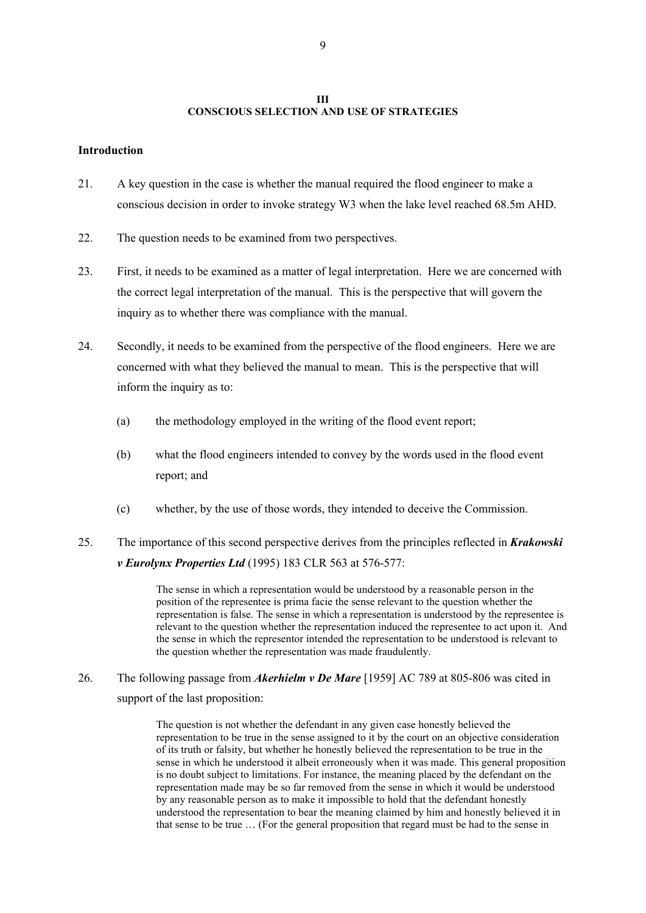## III
## CONSCIOUS SELECTION AND USE OF STRATEGIES

**Introduction**

21. A key question in the case is whether the manual required the flood engineer to make a conscious decision in order to invoke strategy W3 when the lake level reached 68.5m AHD.

22. The question needs to be examined from two perspectives.

23. First, it needs to be examined as a matter of legal interpretation. Here we are concerned with the correct legal interpretation of the manual. This is the perspective that will govern the inquiry as to whether there was compliance with the manual.

24. Secondly, it needs to be examined from the perspective of the flood engineers. Here we are concerned with what they believed the manual to mean. This is the perspective that will inform the inquiry as to:

    (a) the methodology employed in the writing of the flood event report;

    (b) what the flood engineers intended to convey by the words used in the flood event report; and

    (c) whether, by the use of those words, they intended to deceive the Commission.

25. The importance of this second perspective derives from the principles reflected in ***Krakowski v Eurolynx Properties Ltd*** (1995) 183 CLR 563 at 576-577:

> The sense in which a representation would be understood by a reasonable person in the position of the representee is prima facie the sense relevant to the question whether the representation is false. The sense in which a representation is understood by the representee is relevant to the question whether the representation induced the representee to act upon it. And the sense in which the representor intended the representation to be understood is relevant to the question whether the representation was made fraudulently.

26. The following passage from ***Akerhielm v De Mare*** [1959] AC 789 at 805-806 was cited in support of the last proposition:

> The question is not whether the defendant in any given case honestly believed the representation to be true in the sense assigned to it by the court on an objective consideration of its truth or falsity, but whether he honestly believed the representation to be true in the sense in which he understood it albeit erroneously when it was made. This general proposition is no doubt subject to limitations. For instance, the meaning placed by the defendant on the representation made may be so far removed from the sense in which it would be understood by any reasonable person as to make it impossible to hold that the defendant honestly understood the representation to bear the meaning claimed by him and honestly believed it in that sense to be true … (For the general proposition that regard must be had to the sense in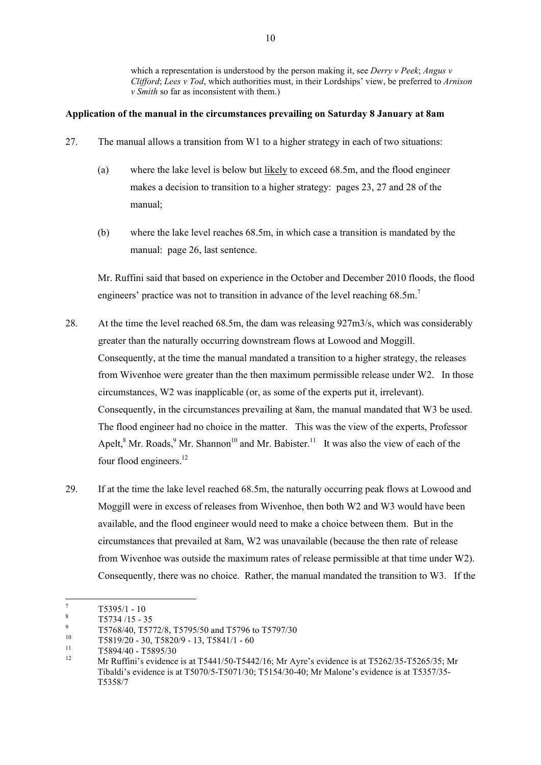which a representation is understood by the person making it, see *Derry v Peek*; *Angus v Clifford*; *Lees v Tod*, which authorities must, in their Lordships' view, be preferred to *Arnison v Smith* so far as inconsistent with them.)

**Application of the manual in the circumstances prevailing on Saturday 8 January at 8am**

27. The manual allows a transition from W1 to a higher strategy in each of two situations:

    (a) where the lake level is below but likely to exceed 68.5m, and the flood engineer makes a decision to transition to a higher strategy: pages 23, 27 and 28 of the manual;

    (b) where the lake level reaches 68.5m, in which case a transition is mandated by the manual: page 26, last sentence.

    Mr. Ruffini said that based on experience in the October and December 2010 floods, the flood engineers' practice was not to transition in advance of the level reaching 68.5m.[7]

28. At the time the level reached 68.5m, the dam was releasing 927m3/s, which was considerably greater than the naturally occurring downstream flows at Lowood and Moggill. Consequently, at the time the manual mandated a transition to a higher strategy, the releases from Wivenhoe were greater than the then maximum permissible release under W2. In those circumstances, W2 was inapplicable (or, as some of the experts put it, irrelevant). Consequently, in the circumstances prevailing at 8am, the manual mandated that W3 be used. The flood engineer had no choice in the matter. This was the view of the experts, Professor Apelt,[8] Mr. Roads,[9] Mr. Shannon[10] and Mr. Babister.[11] It was also the view of each of the four flood engineers.[12]

29. If at the time the lake level reached 68.5m, the naturally occurring peak flows at Lowood and Moggill were in excess of releases from Wivenhoe, then both W2 and W3 would have been available, and the flood engineer would need to make a choice between them. But in the circumstances that prevailed at 8am, W2 was unavailable (because the then rate of release from Wivenhoe was outside the maximum rates of release permissible at that time under W2). Consequently, there was no choice. Rather, the manual mandated the transition to W3. If the

---

[7] T5395/1 - 10

[8] T5734 /15 - 35

[9] T5768/40, T5772/8, T5795/50 and T5796 to T5797/30

[10] T5819/20 - 30, T5820/9 - 13, T5841/1 - 60

[11] T5894/40 - T5895/30

[12] Mr Ruffini's evidence is at T5441/50-T5442/16; Mr Ayre's evidence is at T5262/35-T5265/35; Mr Tibaldi's evidence is at T5070/5-T5071/30; T5154/30-40; Mr Malone's evidence is at T5357/35-T5358/7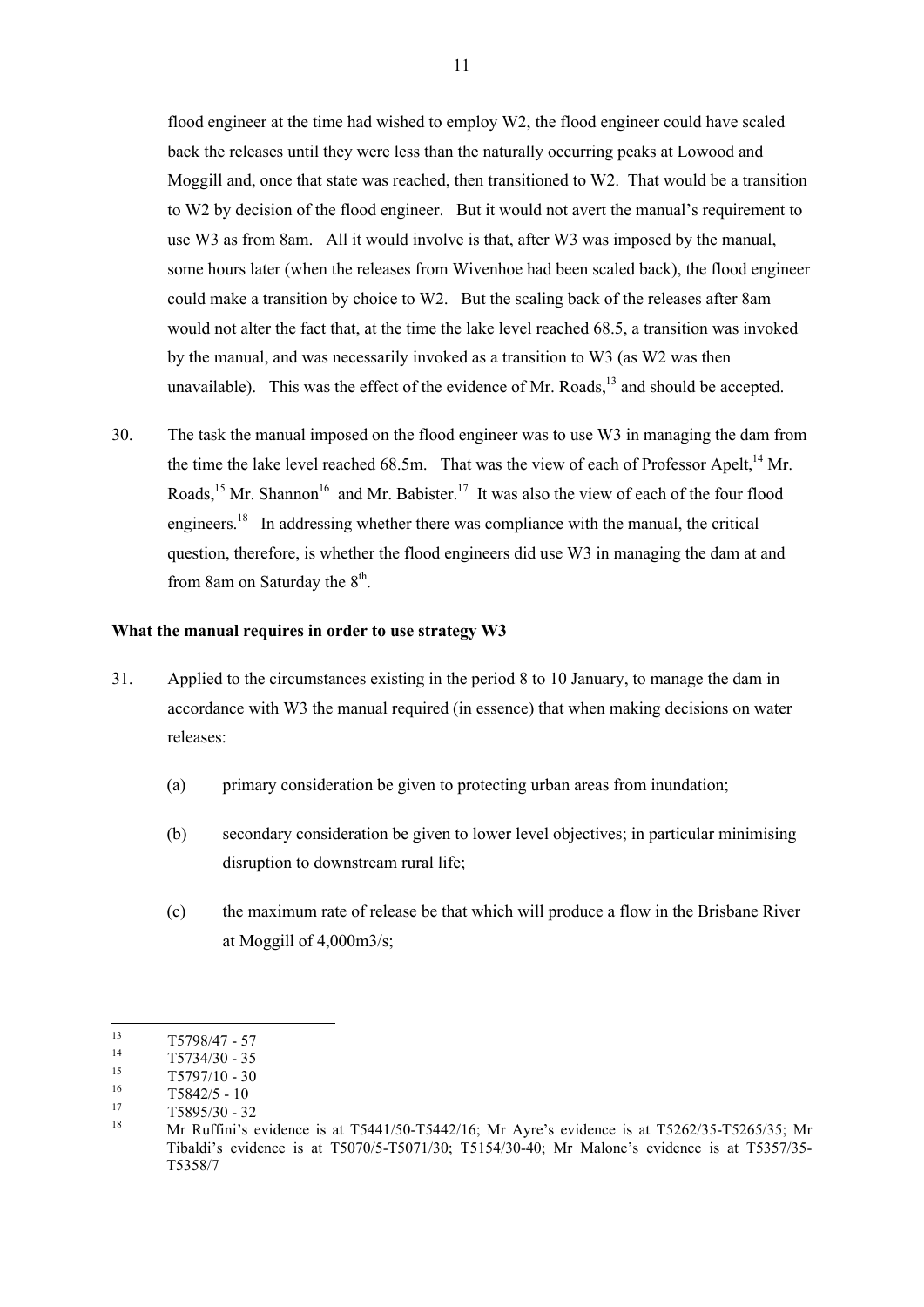flood engineer at the time had wished to employ W2, the flood engineer could have scaled back the releases until they were less than the naturally occurring peaks at Lowood and Moggill and, once that state was reached, then transitioned to W2. That would be a transition to W2 by decision of the flood engineer. But it would not avert the manual's requirement to use W3 as from 8am. All it would involve is that, after W3 was imposed by the manual, some hours later (when the releases from Wivenhoe had been scaled back), the flood engineer could make a transition by choice to W2. But the scaling back of the releases after 8am would not alter the fact that, at the time the lake level reached 68.5, a transition was invoked by the manual, and was necessarily invoked as a transition to W3 (as W2 was then unavailable). This was the effect of the evidence of Mr. Roads,[13] and should be accepted.

30. The task the manual imposed on the flood engineer was to use W3 in managing the dam from the time the lake level reached 68.5m. That was the view of each of Professor Apelt,[14] Mr. Roads,[15] Mr. Shannon[16] and Mr. Babister.[17] It was also the view of each of the four flood engineers.[18] In addressing whether there was compliance with the manual, the critical question, therefore, is whether the flood engineers did use W3 in managing the dam at and from 8am on Saturday the 8th.

**What the manual requires in order to use strategy W3**

31. Applied to the circumstances existing in the period 8 to 10 January, to manage the dam in accordance with W3 the manual required (in essence) that when making decisions on water releases:

    (a) primary consideration be given to protecting urban areas from inundation;

    (b) secondary consideration be given to lower level objectives; in particular minimising disruption to downstream rural life;

    (c) the maximum rate of release be that which will produce a flow in the Brisbane River at Moggill of 4,000m3/s;

---

[13] T5798/47 - 57

[14] T5734/30 - 35

[15] T5797/10 - 30

[16] T5842/5 - 10

[17] T5895/30 - 32

[18] Mr Ruffini's evidence is at T5441/50-T5442/16; Mr Ayre's evidence is at T5262/35-T5265/35; Mr Tibaldi's evidence is at T5070/5-T5071/30; T5154/30-40; Mr Malone's evidence is at T5357/35-T5358/7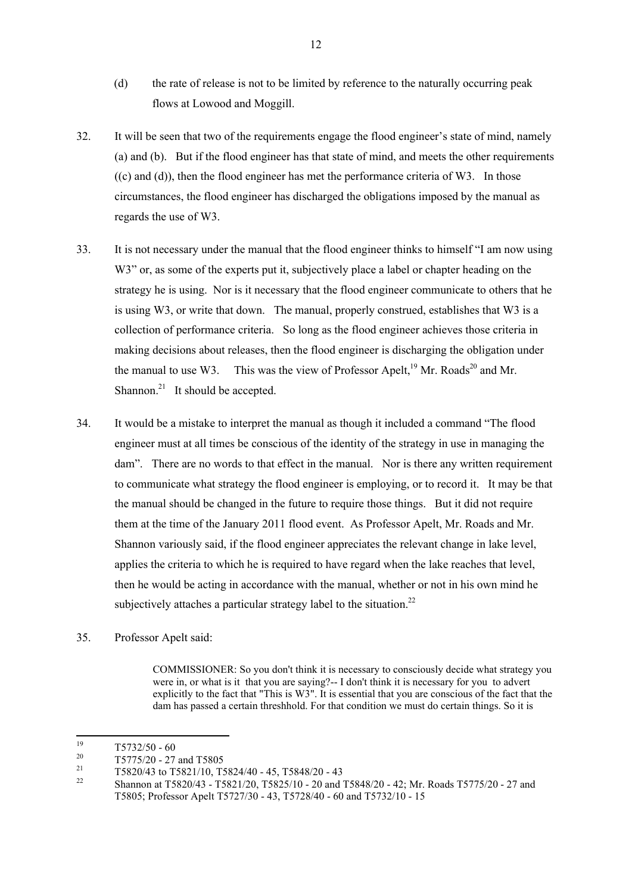(d) the rate of release is not to be limited by reference to the naturally occurring peak flows at Lowood and Moggill.

32. It will be seen that two of the requirements engage the flood engineer's state of mind, namely (a) and (b). But if the flood engineer has that state of mind, and meets the other requirements ((c) and (d)), then the flood engineer has met the performance criteria of W3. In those circumstances, the flood engineer has discharged the obligations imposed by the manual as regards the use of W3.

33. It is not necessary under the manual that the flood engineer thinks to himself "I am now using W3" or, as some of the experts put it, subjectively place a label or chapter heading on the strategy he is using. Nor is it necessary that the flood engineer communicate to others that he is using W3, or write that down. The manual, properly construed, establishes that W3 is a collection of performance criteria. So long as the flood engineer achieves those criteria in making decisions about releases, then the flood engineer is discharging the obligation under the manual to use W3. This was the view of Professor Apelt,[19] Mr. Roads[20] and Mr. Shannon.[21] It should be accepted.

34. It would be a mistake to interpret the manual as though it included a command "The flood engineer must at all times be conscious of the identity of the strategy in use in managing the dam". There are no words to that effect in the manual. Nor is there any written requirement to communicate what strategy the flood engineer is employing, or to record it. It may be that the manual should be changed in the future to require those things. But it did not require them at the time of the January 2011 flood event. As Professor Apelt, Mr. Roads and Mr. Shannon variously said, if the flood engineer appreciates the relevant change in lake level, applies the criteria to which he is required to have regard when the lake reaches that level, then he would be acting in accordance with the manual, whether or not in his own mind he subjectively attaches a particular strategy label to the situation.[22]

35. Professor Apelt said:

> COMMISSIONER: So you don't think it is necessary to consciously decide what strategy you were in, or what is it that you are saying?-- I don't think it is necessary for you to advert explicitly to the fact that "This is W3". It is essential that you are conscious of the fact that the dam has passed a certain threshhold. For that condition we must do certain things. So it is

---

[19] T5732/50 - 60

[20] T5775/20 - 27 and T5805

[21] T5820/43 to T5821/10, T5824/40 - 45, T5848/20 - 43

[22] Shannon at T5820/43 - T5821/20, T5825/10 - 20 and T5848/20 - 42; Mr. Roads T5775/20 - 27 and T5805; Professor Apelt T5727/30 - 43, T5728/40 - 60 and T5732/10 - 15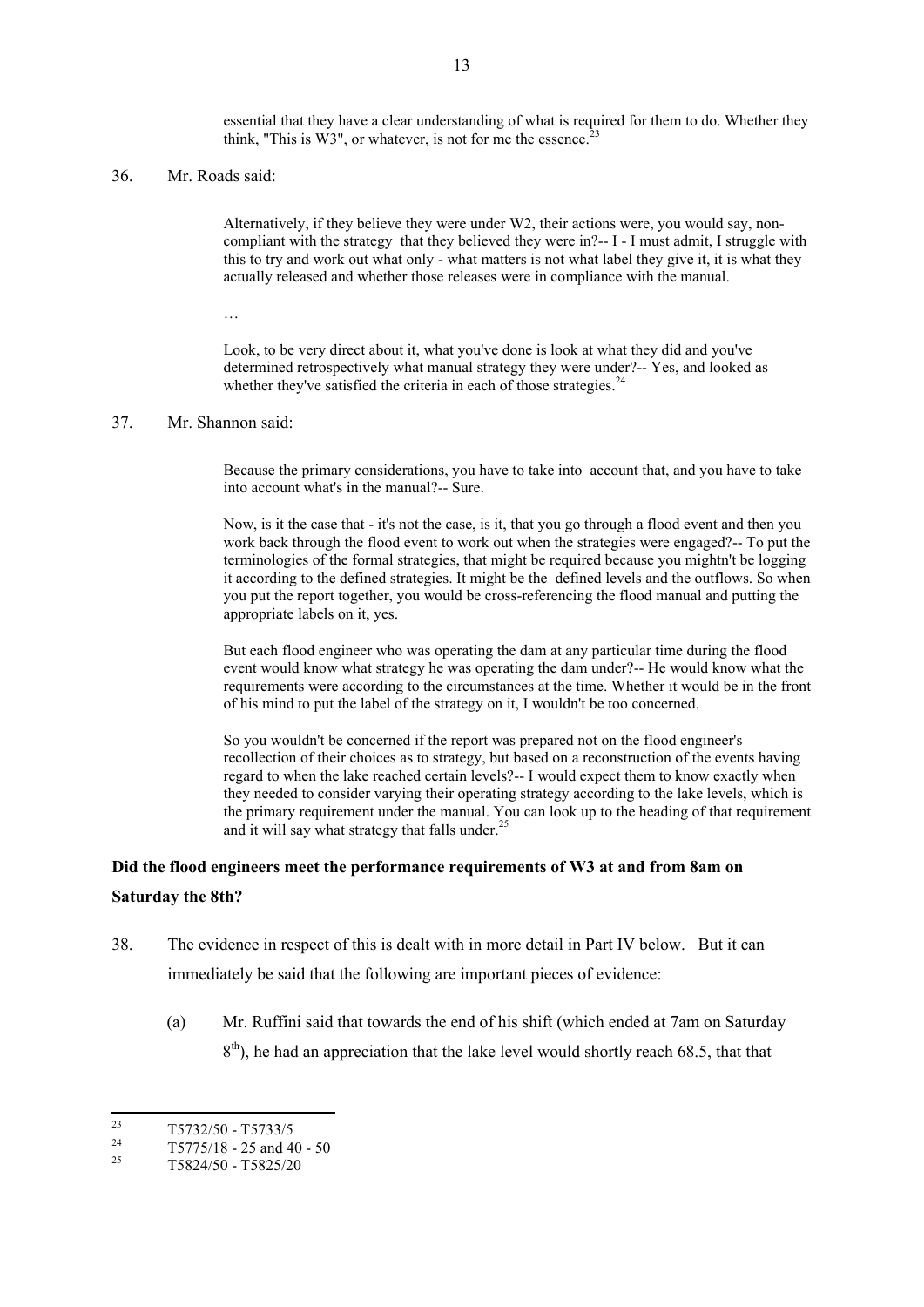> essential that they have a clear understanding of what is required for them to do. Whether they think, "This is W3", or whatever, is not for me the essence.[23]

36. Mr. Roads said:

> Alternatively, if they believe they were under W2, their actions were, you would say, non-compliant with the strategy that they believed they were in?-- I - I must admit, I struggle with this to try and work out what only - what matters is not what label they give it, it is what they actually released and whether those releases were in compliance with the manual.
>
> …
>
> Look, to be very direct about it, what you've done is look at what they did and you've determined retrospectively what manual strategy they were under?-- Yes, and looked as whether they've satisfied the criteria in each of those strategies.[24]

37. Mr. Shannon said:

> Because the primary considerations, you have to take into account that, and you have to take into account what's in the manual?-- Sure.
>
> Now, is it the case that - it's not the case, is it, that you go through a flood event and then you work back through the flood event to work out when the strategies were engaged?-- To put the terminologies of the formal strategies, that might be required because you mightn't be logging it according to the defined strategies. It might be the defined levels and the outflows. So when you put the report together, you would be cross-referencing the flood manual and putting the appropriate labels on it, yes.
>
> But each flood engineer who was operating the dam at any particular time during the flood event would know what strategy he was operating the dam under?-- He would know what the requirements were according to the circumstances at the time. Whether it would be in the front of his mind to put the label of the strategy on it, I wouldn't be too concerned.
>
> So you wouldn't be concerned if the report was prepared not on the flood engineer's recollection of their choices as to strategy, but based on a reconstruction of the events having regard to when the lake reached certain levels?-- I would expect them to know exactly when they needed to consider varying their operating strategy according to the lake levels, which is the primary requirement under the manual. You can look up to the heading of that requirement and it will say what strategy that falls under.[25]

### Did the flood engineers meet the performance requirements of W3 at and from 8am on Saturday the 8th?

38. The evidence in respect of this is dealt with in more detail in Part IV below. But it can immediately be said that the following are important pieces of evidence:

    (a) Mr. Ruffini said that towards the end of his shift (which ended at 7am on Saturday 8th), he had an appreciation that the lake level would shortly reach 68.5, that that

---

[23] T5732/50 - T5733/5

[24] T5775/18 - 25 and 40 - 50

[25] T5824/50 - T5825/20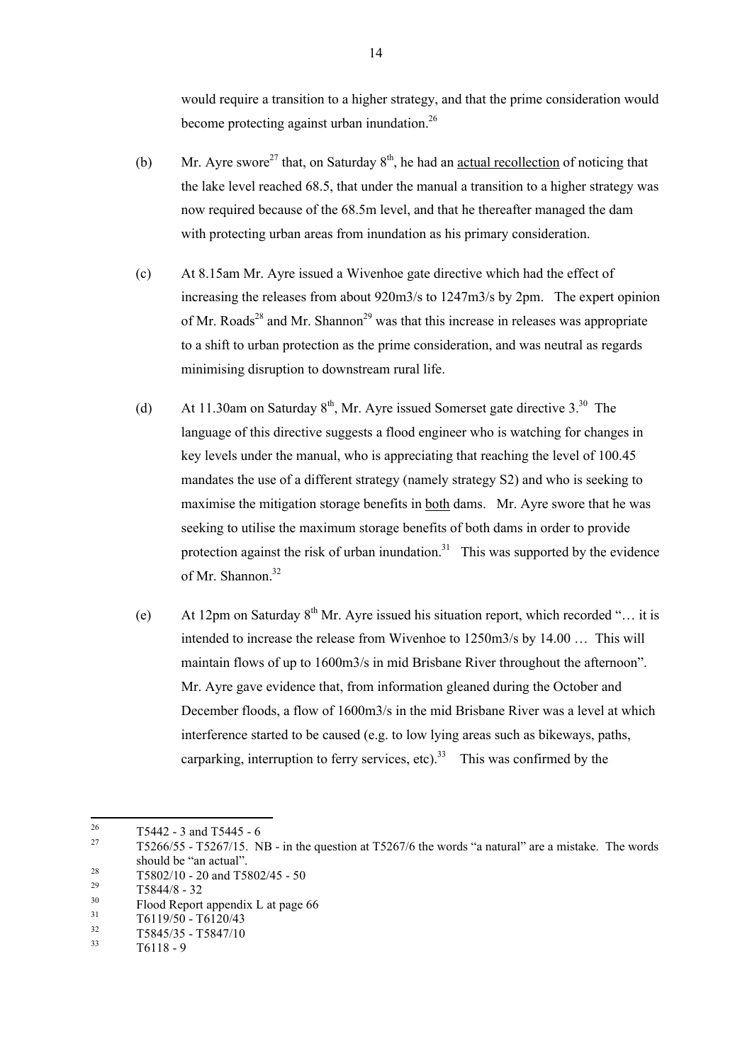would require a transition to a higher strategy, and that the prime consideration would become protecting against urban inundation.[26]

(b) Mr. Ayre swore[27] that, on Saturday 8th, he had an actual recollection of noticing that the lake level reached 68.5, that under the manual a transition to a higher strategy was now required because of the 68.5m level, and that he thereafter managed the dam with protecting urban areas from inundation as his primary consideration.

(c) At 8.15am Mr. Ayre issued a Wivenhoe gate directive which had the effect of increasing the releases from about 920m3/s to 1247m3/s by 2pm. The expert opinion of Mr. Roads[28] and Mr. Shannon[29] was that this increase in releases was appropriate to a shift to urban protection as the prime consideration, and was neutral as regards minimising disruption to downstream rural life.

(d) At 11.30am on Saturday 8th, Mr. Ayre issued Somerset gate directive 3.[30] The language of this directive suggests a flood engineer who is watching for changes in key levels under the manual, who is appreciating that reaching the level of 100.45 mandates the use of a different strategy (namely strategy S2) and who is seeking to maximise the mitigation storage benefits in both dams. Mr. Ayre swore that he was seeking to utilise the maximum storage benefits of both dams in order to provide protection against the risk of urban inundation.[31] This was supported by the evidence of Mr. Shannon.[32]

(e) At 12pm on Saturday 8th Mr. Ayre issued his situation report, which recorded "… it is intended to increase the release from Wivenhoe to 1250m3/s by 14.00 … This will maintain flows of up to 1600m3/s in mid Brisbane River throughout the afternoon". Mr. Ayre gave evidence that, from information gleaned during the October and December floods, a flow of 1600m3/s in the mid Brisbane River was a level at which interference started to be caused (e.g. to low lying areas such as bikeways, paths, carparking, interruption to ferry services, etc).[33] This was confirmed by the

---

[26] T5442 - 3 and T5445 - 6

[27] T5266/55 - T5267/15. NB - in the question at T5267/6 the words "a natural" are a mistake. The words should be "an actual".

[28] T5802/10 - 20 and T5802/45 - 50

[29] T5844/8 - 32

[30] Flood Report appendix L at page 66

[31] T6119/50 - T6120/43

[32] T5845/35 - T5847/10

[33] T6118 - 9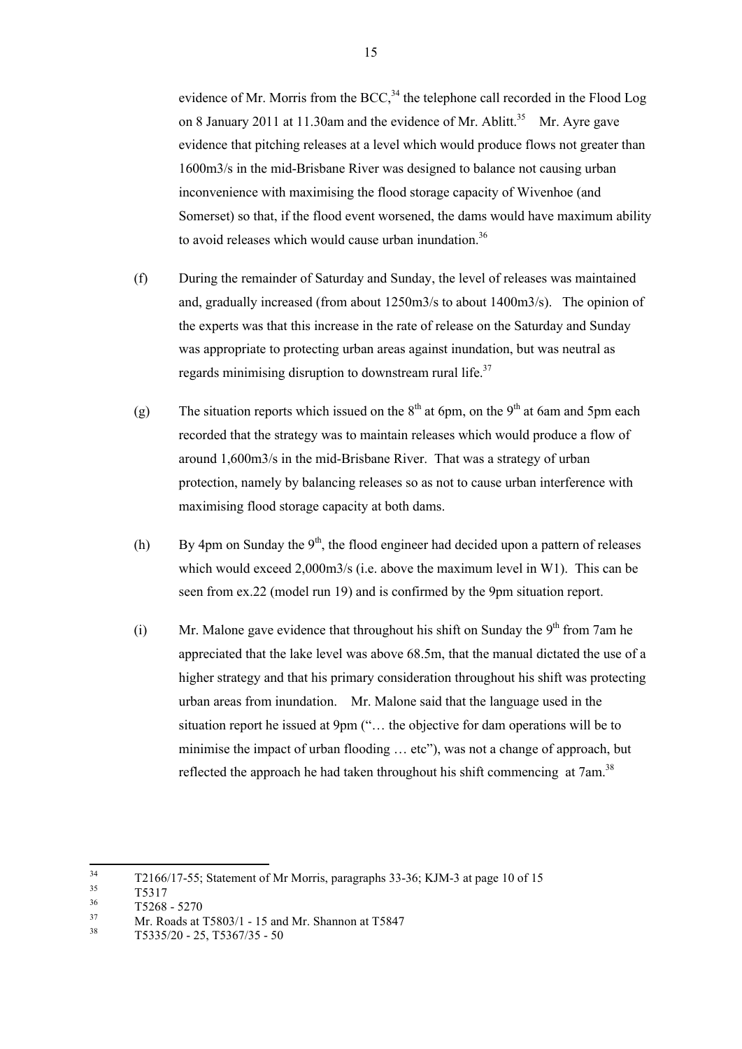evidence of Mr. Morris from the BCC,[34] the telephone call recorded in the Flood Log on 8 January 2011 at 11.30am and the evidence of Mr. Ablitt.[35] Mr. Ayre gave evidence that pitching releases at a level which would produce flows not greater than 1600m3/s in the mid-Brisbane River was designed to balance not causing urban inconvenience with maximising the flood storage capacity of Wivenhoe (and Somerset) so that, if the flood event worsened, the dams would have maximum ability to avoid releases which would cause urban inundation.[36]

(f) During the remainder of Saturday and Sunday, the level of releases was maintained and, gradually increased (from about 1250m3/s to about 1400m3/s). The opinion of the experts was that this increase in the rate of release on the Saturday and Sunday was appropriate to protecting urban areas against inundation, but was neutral as regards minimising disruption to downstream rural life.[37]

(g) The situation reports which issued on the 8th at 6pm, on the 9th at 6am and 5pm each recorded that the strategy was to maintain releases which would produce a flow of around 1,600m3/s in the mid-Brisbane River. That was a strategy of urban protection, namely by balancing releases so as not to cause urban interference with maximising flood storage capacity at both dams.

(h) By 4pm on Sunday the 9th, the flood engineer had decided upon a pattern of releases which would exceed 2,000m3/s (i.e. above the maximum level in W1). This can be seen from ex.22 (model run 19) and is confirmed by the 9pm situation report.

(i) Mr. Malone gave evidence that throughout his shift on Sunday the 9th from 7am he appreciated that the lake level was above 68.5m, that the manual dictated the use of a higher strategy and that his primary consideration throughout his shift was protecting urban areas from inundation. Mr. Malone said that the language used in the situation report he issued at 9pm ("… the objective for dam operations will be to minimise the impact of urban flooding … etc"), was not a change of approach, but reflected the approach he had taken throughout his shift commencing at 7am.[38]

---

[34] T2166/17-55; Statement of Mr Morris, paragraphs 33-36; KJM-3 at page 10 of 15

[35] T5317

[36] T5268 - 5270

[37] Mr. Roads at T5803/1 - 15 and Mr. Shannon at T5847

[38] T5335/20 - 25, T5367/35 - 50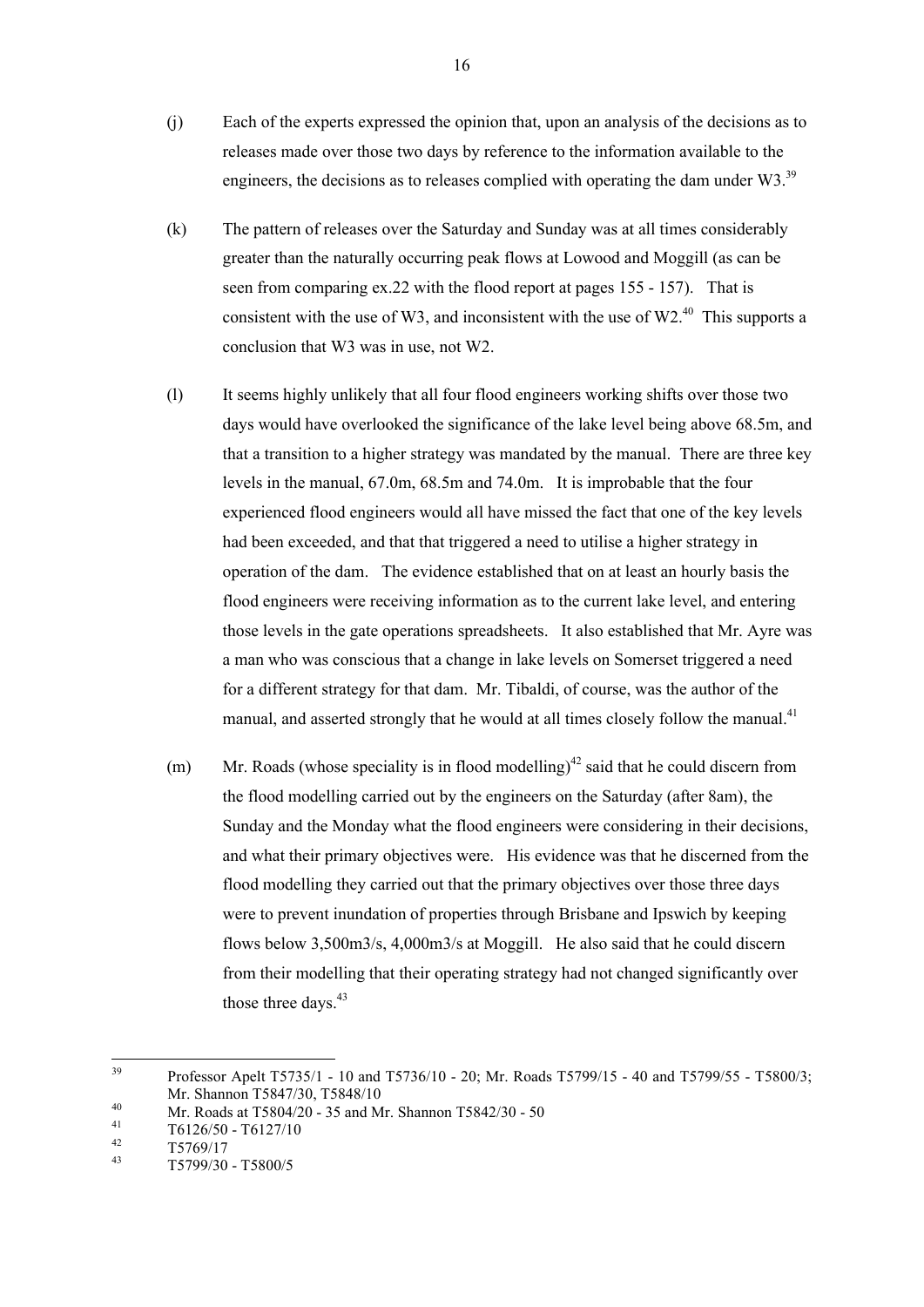(j) Each of the experts expressed the opinion that, upon an analysis of the decisions as to releases made over those two days by reference to the information available to the engineers, the decisions as to releases complied with operating the dam under W3.[39]

(k) The pattern of releases over the Saturday and Sunday was at all times considerably greater than the naturally occurring peak flows at Lowood and Moggill (as can be seen from comparing ex.22 with the flood report at pages 155 - 157). That is consistent with the use of W3, and inconsistent with the use of W2.[40] This supports a conclusion that W3 was in use, not W2.

(l) It seems highly unlikely that all four flood engineers working shifts over those two days would have overlooked the significance of the lake level being above 68.5m, and that a transition to a higher strategy was mandated by the manual. There are three key levels in the manual, 67.0m, 68.5m and 74.0m. It is improbable that the four experienced flood engineers would all have missed the fact that one of the key levels had been exceeded, and that that triggered a need to utilise a higher strategy in operation of the dam. The evidence established that on at least an hourly basis the flood engineers were receiving information as to the current lake level, and entering those levels in the gate operations spreadsheets. It also established that Mr. Ayre was a man who was conscious that a change in lake levels on Somerset triggered a need for a different strategy for that dam. Mr. Tibaldi, of course, was the author of the manual, and asserted strongly that he would at all times closely follow the manual.[41]

(m) Mr. Roads (whose speciality is in flood modelling)[42] said that he could discern from the flood modelling carried out by the engineers on the Saturday (after 8am), the Sunday and the Monday what the flood engineers were considering in their decisions, and what their primary objectives were. His evidence was that he discerned from the flood modelling they carried out that the primary objectives over those three days were to prevent inundation of properties through Brisbane and Ipswich by keeping flows below 3,500m3/s, 4,000m3/s at Moggill. He also said that he could discern from their modelling that their operating strategy had not changed significantly over those three days.[43]

---

[39] Professor Apelt T5735/1 - 10 and T5736/10 - 20; Mr. Roads T5799/15 - 40 and T5799/55 - T5800/3; Mr. Shannon T5847/30, T5848/10

[40] Mr. Roads at T5804/20 - 35 and Mr. Shannon T5842/30 - 50

[41] T6126/50 - T6127/10

[42] T5769/17

[43] T5799/30 - T5800/5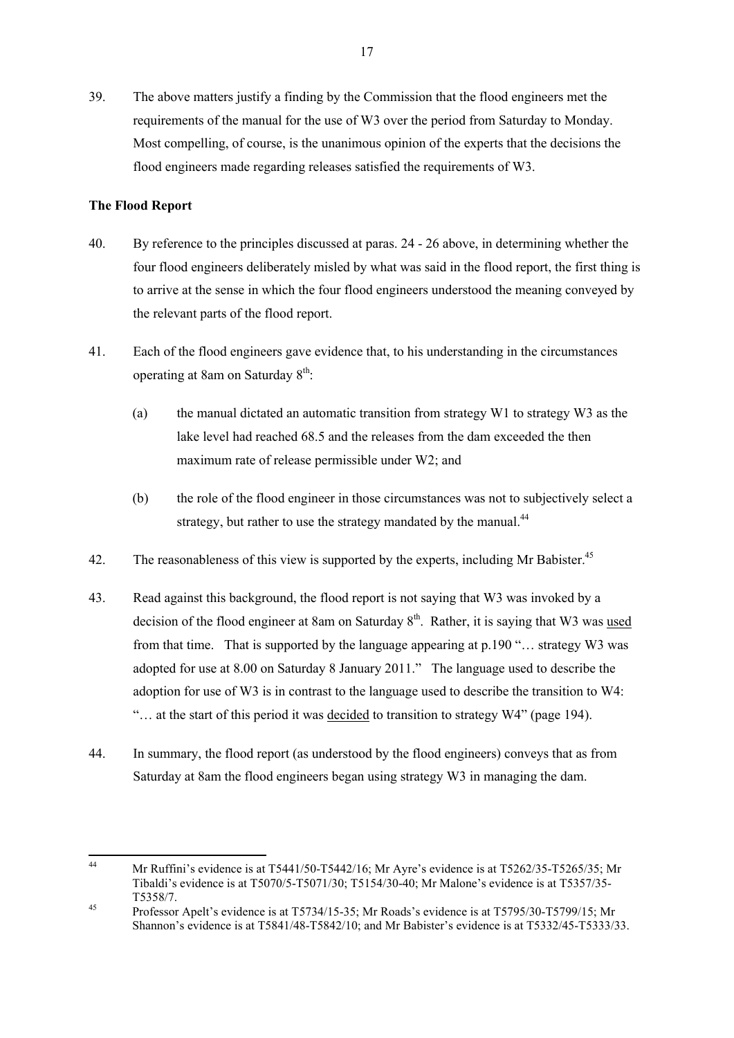39. The above matters justify a finding by the Commission that the flood engineers met the requirements of the manual for the use of W3 over the period from Saturday to Monday. Most compelling, of course, is the unanimous opinion of the experts that the decisions the flood engineers made regarding releases satisfied the requirements of W3.

**The Flood Report**

40. By reference to the principles discussed at paras. 24 - 26 above, in determining whether the four flood engineers deliberately misled by what was said in the flood report, the first thing is to arrive at the sense in which the four flood engineers understood the meaning conveyed by the relevant parts of the flood report.

41. Each of the flood engineers gave evidence that, to his understanding in the circumstances operating at 8am on Saturday 8th:

    (a) the manual dictated an automatic transition from strategy W1 to strategy W3 as the lake level had reached 68.5 and the releases from the dam exceeded the then maximum rate of release permissible under W2; and

    (b) the role of the flood engineer in those circumstances was not to subjectively select a strategy, but rather to use the strategy mandated by the manual.[44]

42. The reasonableness of this view is supported by the experts, including Mr Babister.[45]

43. Read against this background, the flood report is not saying that W3 was invoked by a decision of the flood engineer at 8am on Saturday 8th. Rather, it is saying that W3 was <u>used</u> from that time. That is supported by the language appearing at p.190 "… strategy W3 was adopted for use at 8.00 on Saturday 8 January 2011." The language used to describe the adoption for use of W3 is in contrast to the language used to describe the transition to W4: "… at the start of this period it was <u>decided</u> to transition to strategy W4" (page 194).

44. In summary, the flood report (as understood by the flood engineers) conveys that as from Saturday at 8am the flood engineers began using strategy W3 in managing the dam.

---

[44] Mr Ruffini's evidence is at T5441/50-T5442/16; Mr Ayre's evidence is at T5262/35-T5265/35; Mr Tibaldi's evidence is at T5070/5-T5071/30; T5154/30-40; Mr Malone's evidence is at T5357/35-T5358/7.

[45] Professor Apelt's evidence is at T5734/15-35; Mr Roads's evidence is at T5795/30-T5799/15; Mr Shannon's evidence is at T5841/48-T5842/10; and Mr Babister's evidence is at T5332/45-T5333/33.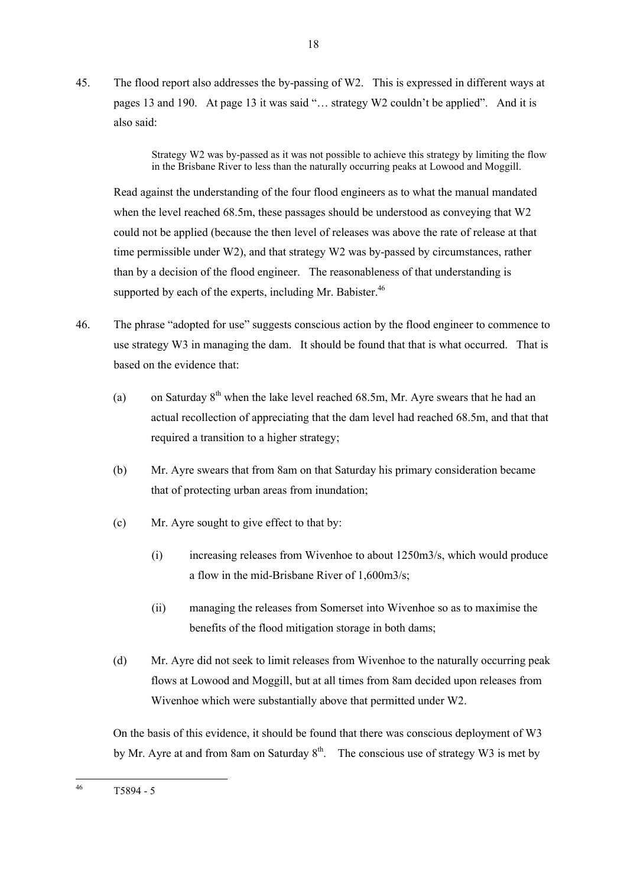45. The flood report also addresses the by-passing of W2. This is expressed in different ways at pages 13 and 190. At page 13 it was said "… strategy W2 couldn't be applied". And it is also said:

> Strategy W2 was by-passed as it was not possible to achieve this strategy by limiting the flow in the Brisbane River to less than the naturally occurring peaks at Lowood and Moggill.

Read against the understanding of the four flood engineers as to what the manual mandated when the level reached 68.5m, these passages should be understood as conveying that W2 could not be applied (because the then level of releases was above the rate of release at that time permissible under W2), and that strategy W2 was by-passed by circumstances, rather than by a decision of the flood engineer. The reasonableness of that understanding is supported by each of the experts, including Mr. Babister.[46]

46. The phrase "adopted for use" suggests conscious action by the flood engineer to commence to use strategy W3 in managing the dam. It should be found that that is what occurred. That is based on the evidence that:

   (a) on Saturday 8th when the lake level reached 68.5m, Mr. Ayre swears that he had an actual recollection of appreciating that the dam level had reached 68.5m, and that that required a transition to a higher strategy;

   (b) Mr. Ayre swears that from 8am on that Saturday his primary consideration became that of protecting urban areas from inundation;

   (c) Mr. Ayre sought to give effect to that by:

      (i) increasing releases from Wivenhoe to about 1250m3/s, which would produce a flow in the mid-Brisbane River of 1,600m3/s;

      (ii) managing the releases from Somerset into Wivenhoe so as to maximise the benefits of the flood mitigation storage in both dams;

   (d) Mr. Ayre did not seek to limit releases from Wivenhoe to the naturally occurring peak flows at Lowood and Moggill, but at all times from 8am decided upon releases from Wivenhoe which were substantially above that permitted under W2.

On the basis of this evidence, it should be found that there was conscious deployment of W3 by Mr. Ayre at and from 8am on Saturday 8th. The conscious use of strategy W3 is met by

---

[46] T5894 - 5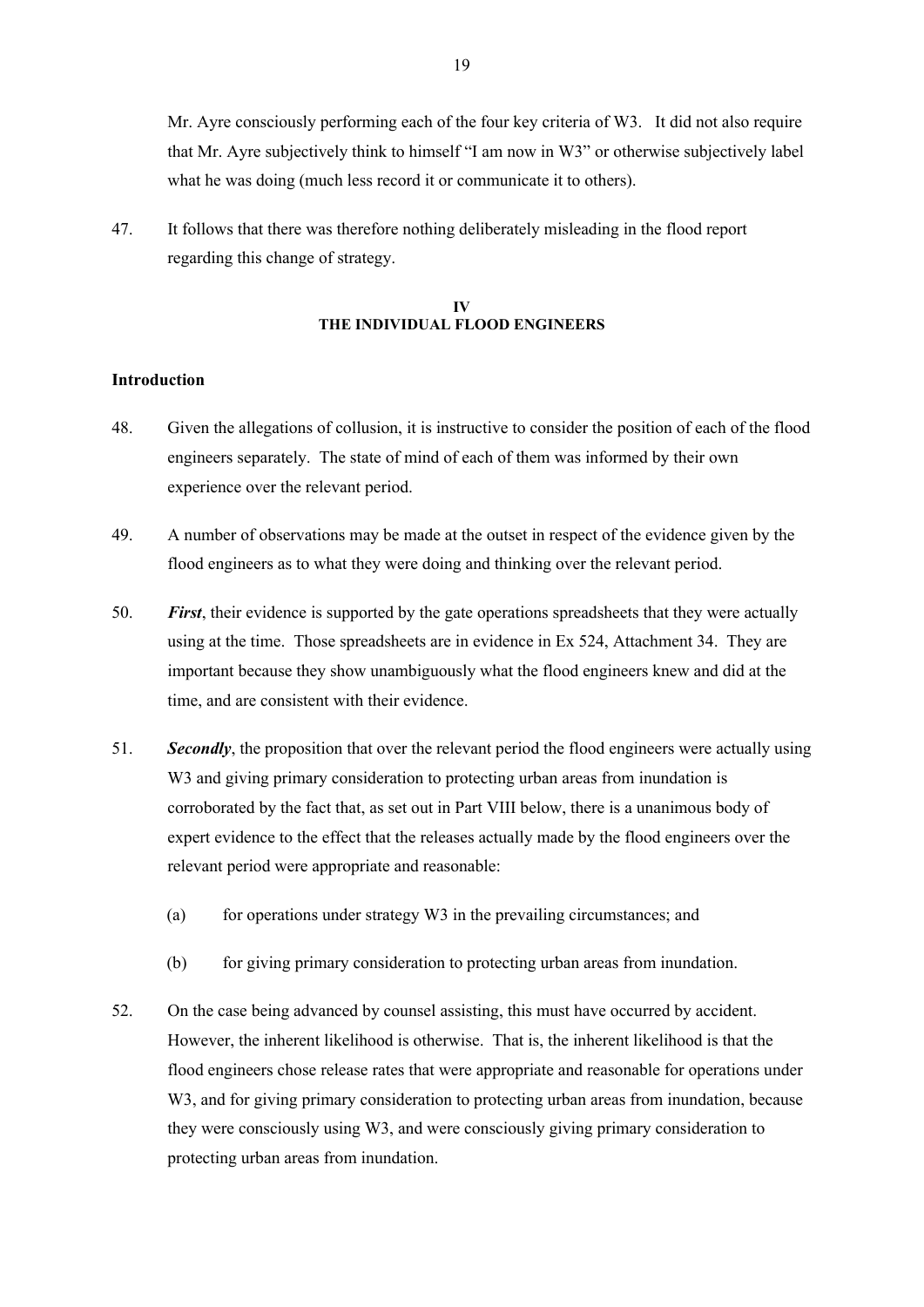Mr. Ayre consciously performing each of the four key criteria of W3. It did not also require that Mr. Ayre subjectively think to himself "I am now in W3" or otherwise subjectively label what he was doing (much less record it or communicate it to others).

47. It follows that there was therefore nothing deliberately misleading in the flood report regarding this change of strategy.

## IV
## THE INDIVIDUAL FLOOD ENGINEERS

### Introduction

48. Given the allegations of collusion, it is instructive to consider the position of each of the flood engineers separately. The state of mind of each of them was informed by their own experience over the relevant period.

49. A number of observations may be made at the outset in respect of the evidence given by the flood engineers as to what they were doing and thinking over the relevant period.

50. ***First***, their evidence is supported by the gate operations spreadsheets that they were actually using at the time. Those spreadsheets are in evidence in Ex 524, Attachment 34. They are important because they show unambiguously what the flood engineers knew and did at the time, and are consistent with their evidence.

51. ***Secondly***, the proposition that over the relevant period the flood engineers were actually using W3 and giving primary consideration to protecting urban areas from inundation is corroborated by the fact that, as set out in Part VIII below, there is a unanimous body of expert evidence to the effect that the releases actually made by the flood engineers over the relevant period were appropriate and reasonable:

    (a) for operations under strategy W3 in the prevailing circumstances; and

    (b) for giving primary consideration to protecting urban areas from inundation.

52. On the case being advanced by counsel assisting, this must have occurred by accident. However, the inherent likelihood is otherwise. That is, the inherent likelihood is that the flood engineers chose release rates that were appropriate and reasonable for operations under W3, and for giving primary consideration to protecting urban areas from inundation, because they were consciously using W3, and were consciously giving primary consideration to protecting urban areas from inundation.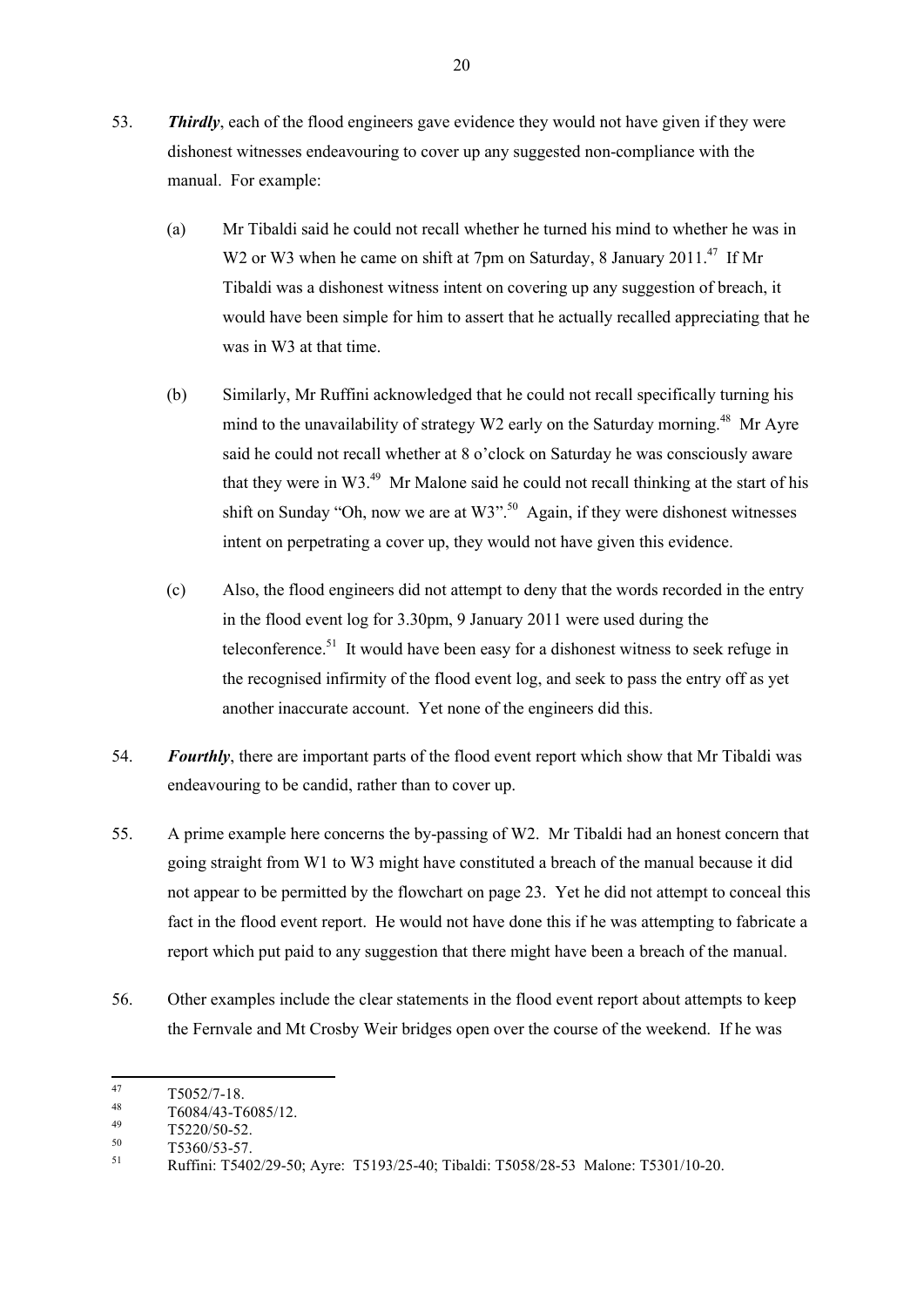53. ***Thirdly***, each of the flood engineers gave evidence they would not have given if they were dishonest witnesses endeavouring to cover up any suggested non-compliance with the manual. For example:

    (a) Mr Tibaldi said he could not recall whether he turned his mind to whether he was in W2 or W3 when he came on shift at 7pm on Saturday, 8 January 2011.[47] If Mr Tibaldi was a dishonest witness intent on covering up any suggestion of breach, it would have been simple for him to assert that he actually recalled appreciating that he was in W3 at that time.

    (b) Similarly, Mr Ruffini acknowledged that he could not recall specifically turning his mind to the unavailability of strategy W2 early on the Saturday morning.[48] Mr Ayre said he could not recall whether at 8 o'clock on Saturday he was consciously aware that they were in W3.[49] Mr Malone said he could not recall thinking at the start of his shift on Sunday "Oh, now we are at W3".[50] Again, if they were dishonest witnesses intent on perpetrating a cover up, they would not have given this evidence.

    (c) Also, the flood engineers did not attempt to deny that the words recorded in the entry in the flood event log for 3.30pm, 9 January 2011 were used during the teleconference.[51] It would have been easy for a dishonest witness to seek refuge in the recognised infirmity of the flood event log, and seek to pass the entry off as yet another inaccurate account. Yet none of the engineers did this.

54. ***Fourthly***, there are important parts of the flood event report which show that Mr Tibaldi was endeavouring to be candid, rather than to cover up.

55. A prime example here concerns the by-passing of W2. Mr Tibaldi had an honest concern that going straight from W1 to W3 might have constituted a breach of the manual because it did not appear to be permitted by the flowchart on page 23. Yet he did not attempt to conceal this fact in the flood event report. He would not have done this if he was attempting to fabricate a report which put paid to any suggestion that there might have been a breach of the manual.

56. Other examples include the clear statements in the flood event report about attempts to keep the Fernvale and Mt Crosby Weir bridges open over the course of the weekend. If he was

---

[47] T5052/7-18.

[48] T6084/43-T6085/12.

[49] T5220/50-52.

[50] T5360/53-57.

[51] Ruffini: T5402/29-50; Ayre: T5193/25-40; Tibaldi: T5058/28-53 Malone: T5301/10-20.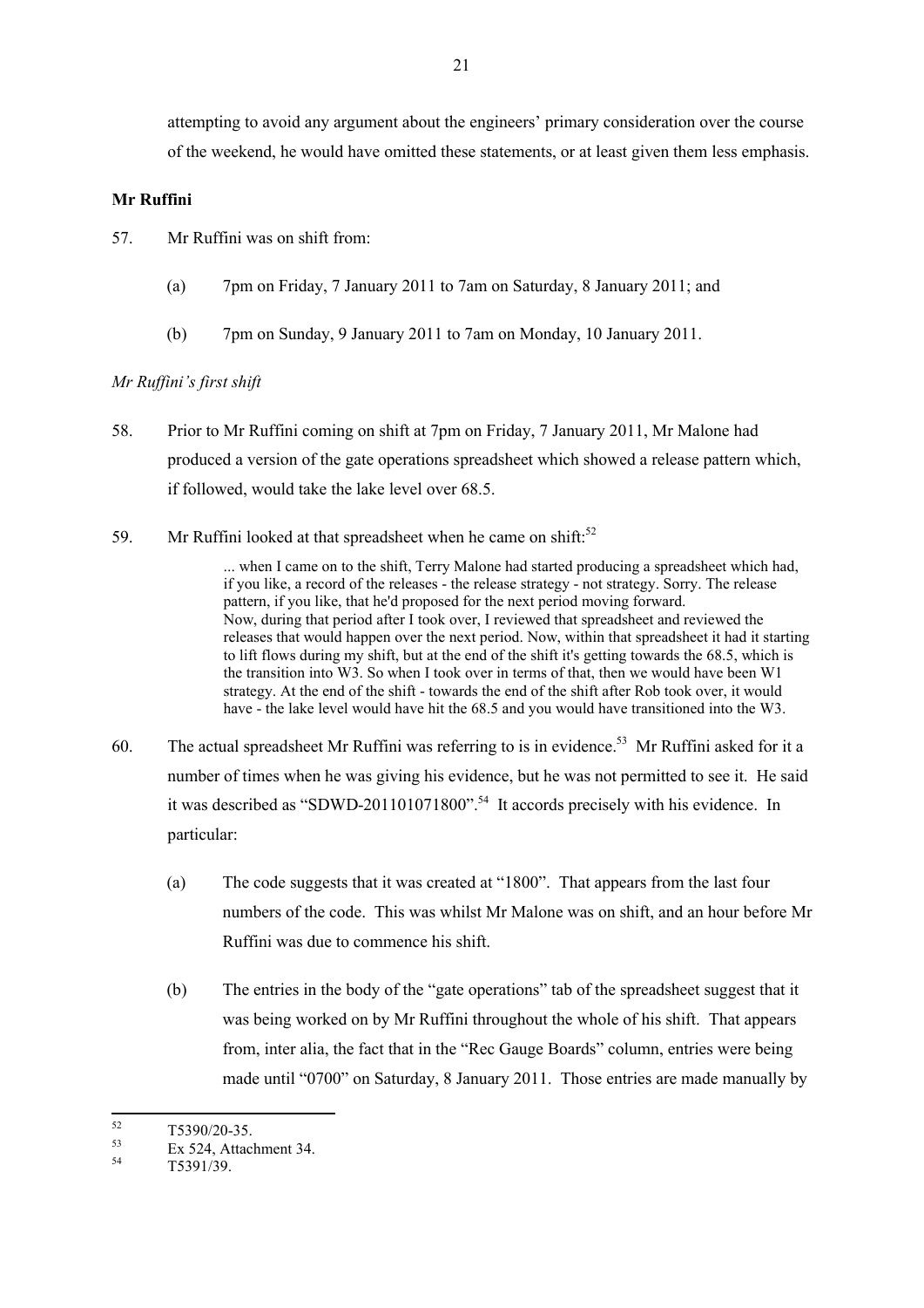attempting to avoid any argument about the engineers' primary consideration over the course of the weekend, he would have omitted these statements, or at least given them less emphasis.

**Mr Ruffini**

57. Mr Ruffini was on shift from:

    (a) 7pm on Friday, 7 January 2011 to 7am on Saturday, 8 January 2011; and

    (b) 7pm on Sunday, 9 January 2011 to 7am on Monday, 10 January 2011.

*Mr Ruffini's first shift*

58. Prior to Mr Ruffini coming on shift at 7pm on Friday, 7 January 2011, Mr Malone had produced a version of the gate operations spreadsheet which showed a release pattern which, if followed, would take the lake level over 68.5.

59. Mr Ruffini looked at that spreadsheet when he came on shift:[52]

> ... when I came on to the shift, Terry Malone had started producing a spreadsheet which had, if you like, a record of the releases - the release strategy - not strategy. Sorry. The release pattern, if you like, that he'd proposed for the next period moving forward.
> Now, during that period after I took over, I reviewed that spreadsheet and reviewed the releases that would happen over the next period. Now, within that spreadsheet it had it starting to lift flows during my shift, but at the end of the shift it's getting towards the 68.5, which is the transition into W3. So when I took over in terms of that, then we would have been W1 strategy. At the end of the shift - towards the end of the shift after Rob took over, it would have - the lake level would have hit the 68.5 and you would have transitioned into the W3.

60. The actual spreadsheet Mr Ruffini was referring to is in evidence.[53] Mr Ruffini asked for it a number of times when he was giving his evidence, but he was not permitted to see it. He said it was described as "SDWD-201101071800".[54] It accords precisely with his evidence. In particular:

    (a) The code suggests that it was created at "1800". That appears from the last four numbers of the code. This was whilst Mr Malone was on shift, and an hour before Mr Ruffini was due to commence his shift.

    (b) The entries in the body of the "gate operations" tab of the spreadsheet suggest that it was being worked on by Mr Ruffini throughout the whole of his shift. That appears from, inter alia, the fact that in the "Rec Gauge Boards" column, entries were being made until "0700" on Saturday, 8 January 2011. Those entries are made manually by

---

[52] T5390/20-35.

[53] Ex 524, Attachment 34.

[54] T5391/39.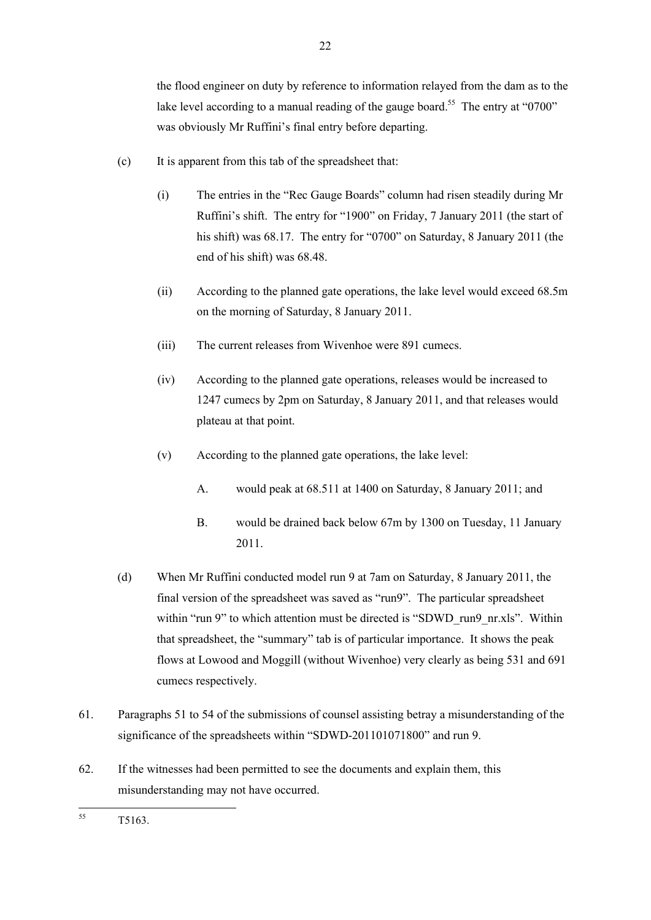the flood engineer on duty by reference to information relayed from the dam as to the lake level according to a manual reading of the gauge board.[55] The entry at "0700" was obviously Mr Ruffini's final entry before departing.

(c) It is apparent from this tab of the spreadsheet that:

(i) The entries in the "Rec Gauge Boards" column had risen steadily during Mr Ruffini's shift. The entry for "1900" on Friday, 7 January 2011 (the start of his shift) was 68.17. The entry for "0700" on Saturday, 8 January 2011 (the end of his shift) was 68.48.

(ii) According to the planned gate operations, the lake level would exceed 68.5m on the morning of Saturday, 8 January 2011.

(iii) The current releases from Wivenhoe were 891 cumecs.

(iv) According to the planned gate operations, releases would be increased to 1247 cumecs by 2pm on Saturday, 8 January 2011, and that releases would plateau at that point.

(v) According to the planned gate operations, the lake level:

A. would peak at 68.511 at 1400 on Saturday, 8 January 2011; and

B. would be drained back below 67m by 1300 on Tuesday, 11 January 2011.

(d) When Mr Ruffini conducted model run 9 at 7am on Saturday, 8 January 2011, the final version of the spreadsheet was saved as "run9". The particular spreadsheet within "run 9" to which attention must be directed is "SDWD_run9_nr.xls". Within that spreadsheet, the "summary" tab is of particular importance. It shows the peak flows at Lowood and Moggill (without Wivenhoe) very clearly as being 531 and 691 cumecs respectively.

61. Paragraphs 51 to 54 of the submissions of counsel assisting betray a misunderstanding of the significance of the spreadsheets within "SDWD-201101071800" and run 9.

62. If the witnesses had been permitted to see the documents and explain them, this misunderstanding may not have occurred.

---

[55] T5163.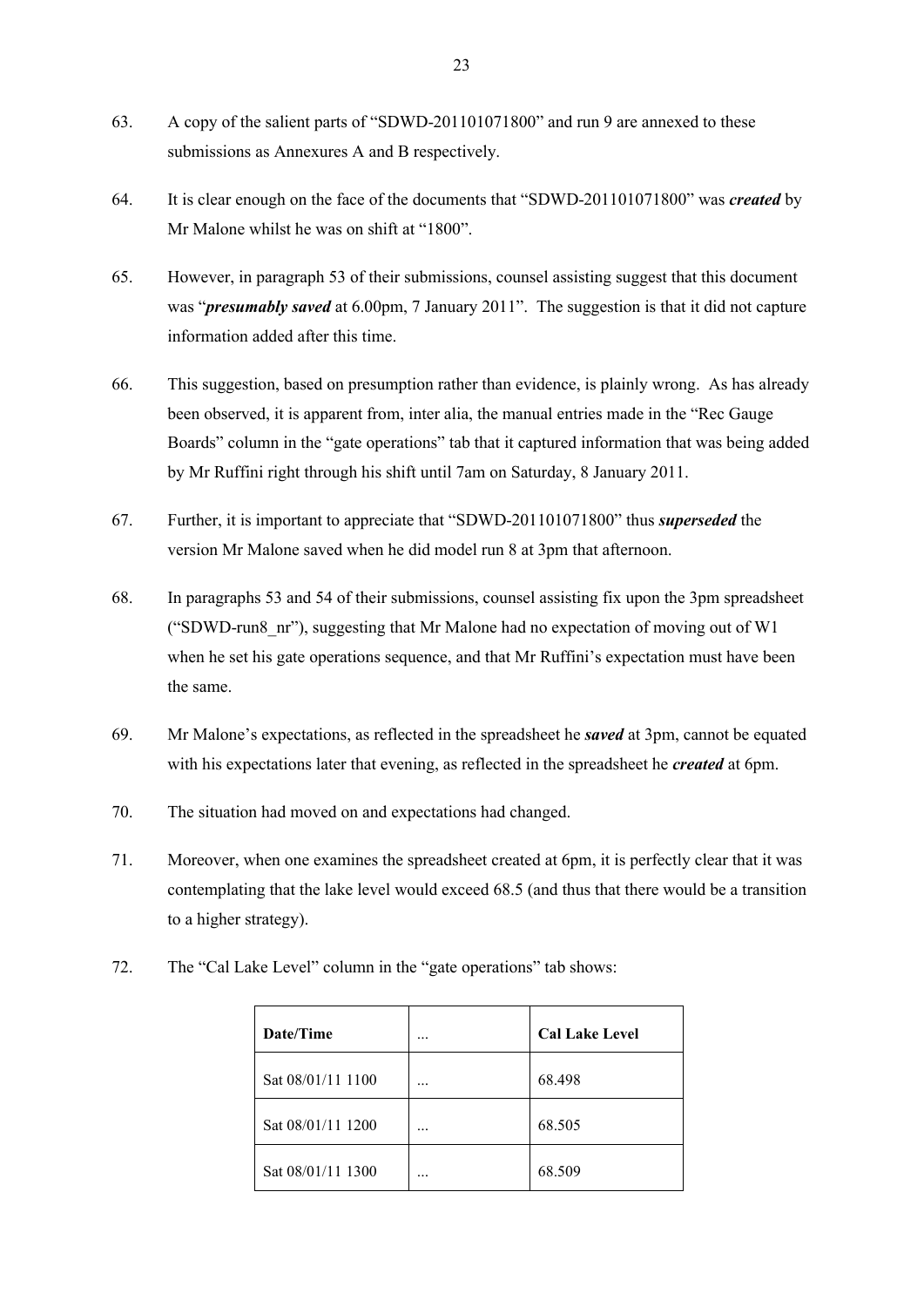63. A copy of the salient parts of "SDWD-201101071800" and run 9 are annexed to these submissions as Annexures A and B respectively.

64. It is clear enough on the face of the documents that "SDWD-201101071800" was ***created*** by Mr Malone whilst he was on shift at "1800".

65. However, in paragraph 53 of their submissions, counsel assisting suggest that this document was "***presumably saved*** at 6.00pm, 7 January 2011". The suggestion is that it did not capture information added after this time.

66. This suggestion, based on presumption rather than evidence, is plainly wrong. As has already been observed, it is apparent from, inter alia, the manual entries made in the "Rec Gauge Boards" column in the "gate operations" tab that it captured information that was being added by Mr Ruffini right through his shift until 7am on Saturday, 8 January 2011.

67. Further, it is important to appreciate that "SDWD-201101071800" thus ***superseded*** the version Mr Malone saved when he did model run 8 at 3pm that afternoon.

68. In paragraphs 53 and 54 of their submissions, counsel assisting fix upon the 3pm spreadsheet ("SDWD-run8_nr"), suggesting that Mr Malone had no expectation of moving out of W1 when he set his gate operations sequence, and that Mr Ruffini's expectation must have been the same.

69. Mr Malone's expectations, as reflected in the spreadsheet he ***saved*** at 3pm, cannot be equated with his expectations later that evening, as reflected in the spreadsheet he ***created*** at 6pm.

70. The situation had moved on and expectations had changed.

71. Moreover, when one examines the spreadsheet created at 6pm, it is perfectly clear that it was contemplating that the lake level would exceed 68.5 (and thus that there would be a transition to a higher strategy).

72. The "Cal Lake Level" column in the "gate operations" tab shows:

| **Date/Time** | ... | **Cal Lake Level** |
|---|---|---|
| Sat 08/01/11 1100 | ... | 68.498 |
| Sat 08/01/11 1200 | ... | 68.505 |
| Sat 08/01/11 1300 | ... | 68.509 |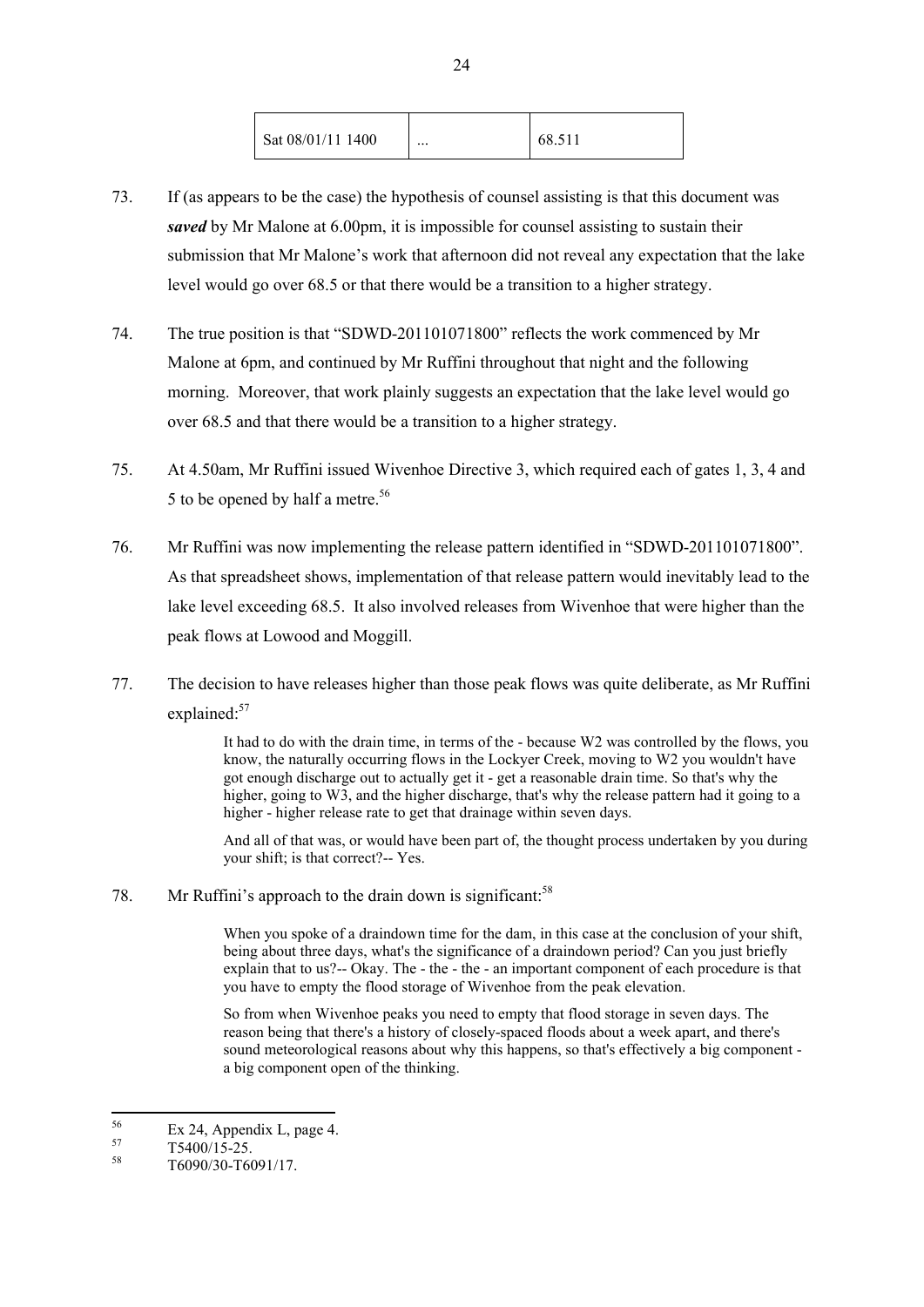| Sat 08/01/11 1400 | ... | 68.511 |
|---|---|---|

73. If (as appears to be the case) the hypothesis of counsel assisting is that this document was ***saved*** by Mr Malone at 6.00pm, it is impossible for counsel assisting to sustain their submission that Mr Malone's work that afternoon did not reveal any expectation that the lake level would go over 68.5 or that there would be a transition to a higher strategy.

74. The true position is that "SDWD-201101071800" reflects the work commenced by Mr Malone at 6pm, and continued by Mr Ruffini throughout that night and the following morning. Moreover, that work plainly suggests an expectation that the lake level would go over 68.5 and that there would be a transition to a higher strategy.

75. At 4.50am, Mr Ruffini issued Wivenhoe Directive 3, which required each of gates 1, 3, 4 and 5 to be opened by half a metre.[56]

76. Mr Ruffini was now implementing the release pattern identified in "SDWD-201101071800". As that spreadsheet shows, implementation of that release pattern would inevitably lead to the lake level exceeding 68.5. It also involved releases from Wivenhoe that were higher than the peak flows at Lowood and Moggill.

77. The decision to have releases higher than those peak flows was quite deliberate, as Mr Ruffini explained:[57]

> It had to do with the drain time, in terms of the - because W2 was controlled by the flows, you know, the naturally occurring flows in the Lockyer Creek, moving to W2 you wouldn't have got enough discharge out to actually get it - get a reasonable drain time. So that's why the higher, going to W3, and the higher discharge, that's why the release pattern had it going to a higher - higher release rate to get that drainage within seven days.
>
> And all of that was, or would have been part of, the thought process undertaken by you during your shift; is that correct?-- Yes.

78. Mr Ruffini's approach to the drain down is significant:[58]

> When you spoke of a draindown time for the dam, in this case at the conclusion of your shift, being about three days, what's the significance of a draindown period? Can you just briefly explain that to us?-- Okay. The - the - the - an important component of each procedure is that you have to empty the flood storage of Wivenhoe from the peak elevation.
>
> So from when Wivenhoe peaks you need to empty that flood storage in seven days. The reason being that there's a history of closely-spaced floods about a week apart, and there's sound meteorological reasons about why this happens, so that's effectively a big component - a big component open of the thinking.

---

[56] Ex 24, Appendix L, page 4.

[57] T5400/15-25.

[58] T6090/30-T6091/17.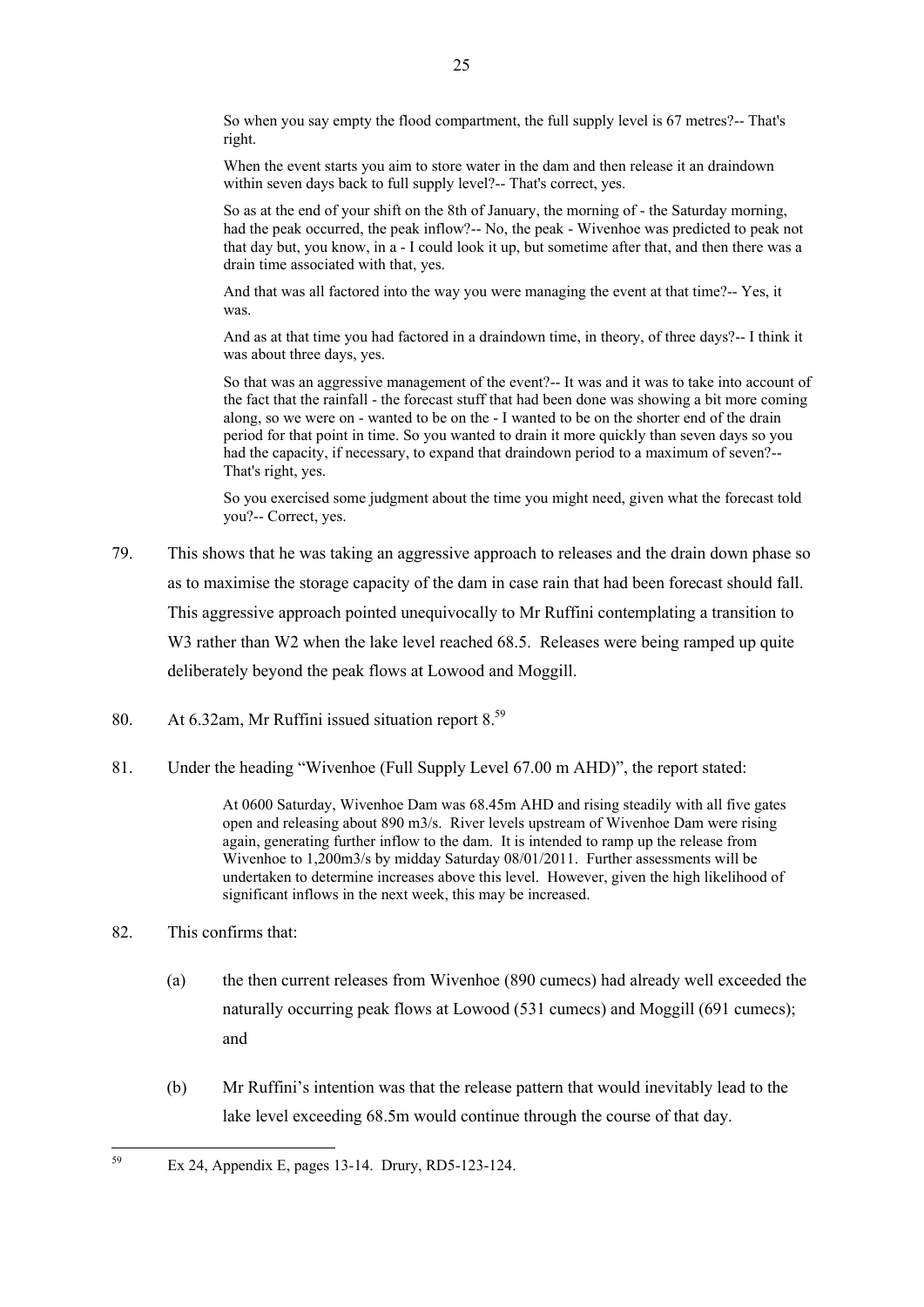> So when you say empty the flood compartment, the full supply level is 67 metres?-- That's right.
>
> When the event starts you aim to store water in the dam and then release it an draindown within seven days back to full supply level?-- That's correct, yes.
>
> So as at the end of your shift on the 8th of January, the morning of - the Saturday morning, had the peak occurred, the peak inflow?-- No, the peak - Wivenhoe was predicted to peak not that day but, you know, in a - I could look it up, but sometime after that, and then there was a drain time associated with that, yes.
>
> And that was all factored into the way you were managing the event at that time?-- Yes, it was.
>
> And as at that time you had factored in a draindown time, in theory, of three days?-- I think it was about three days, yes.
>
> So that was an aggressive management of the event?-- It was and it was to take into account of the fact that the rainfall - the forecast stuff that had been done was showing a bit more coming along, so we were on - wanted to be on the - I wanted to be on the shorter end of the drain period for that point in time. So you wanted to drain it more quickly than seven days so you had the capacity, if necessary, to expand that draindown period to a maximum of seven?-- That's right, yes.
>
> So you exercised some judgment about the time you might need, given what the forecast told you?-- Correct, yes.

79. This shows that he was taking an aggressive approach to releases and the drain down phase so as to maximise the storage capacity of the dam in case rain that had been forecast should fall. This aggressive approach pointed unequivocally to Mr Ruffini contemplating a transition to W3 rather than W2 when the lake level reached 68.5. Releases were being ramped up quite deliberately beyond the peak flows at Lowood and Moggill.

80. At 6.32am, Mr Ruffini issued situation report 8.[59]

81. Under the heading "Wivenhoe (Full Supply Level 67.00 m AHD)", the report stated:

> At 0600 Saturday, Wivenhoe Dam was 68.45m AHD and rising steadily with all five gates open and releasing about 890 m3/s. River levels upstream of Wivenhoe Dam were rising again, generating further inflow to the dam. It is intended to ramp up the release from Wivenhoe to 1,200m3/s by midday Saturday 08/01/2011. Further assessments will be undertaken to determine increases above this level. However, given the high likelihood of significant inflows in the next week, this may be increased.

82. This confirms that:

    (a) the then current releases from Wivenhoe (890 cumecs) had already well exceeded the naturally occurring peak flows at Lowood (531 cumecs) and Moggill (691 cumecs); and

    (b) Mr Ruffini's intention was that the release pattern that would inevitably lead to the lake level exceeding 68.5m would continue through the course of that day.

---

[59] Ex 24, Appendix E, pages 13-14. Drury, RD5-123-124.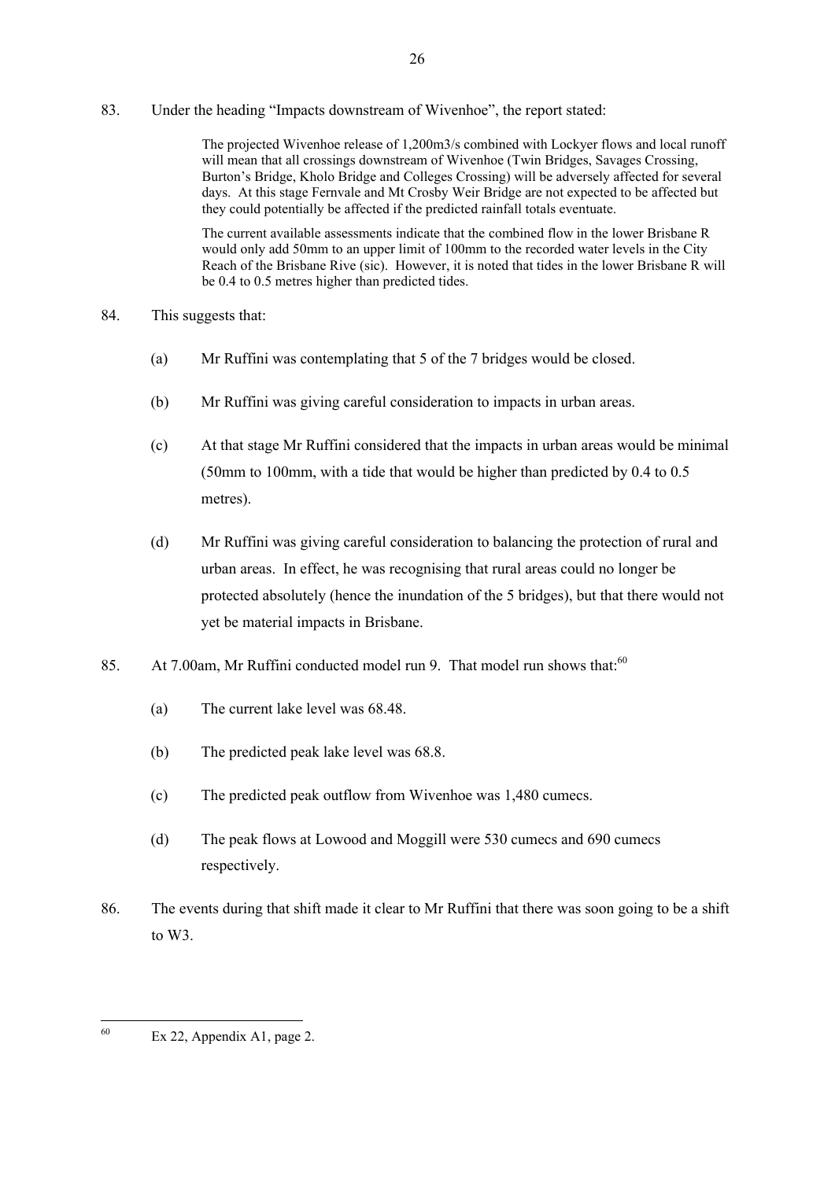83. Under the heading "Impacts downstream of Wivenhoe", the report stated:

> The projected Wivenhoe release of 1,200m3/s combined with Lockyer flows and local runoff will mean that all crossings downstream of Wivenhoe (Twin Bridges, Savages Crossing, Burton's Bridge, Kholo Bridge and Colleges Crossing) will be adversely affected for several days. At this stage Fernvale and Mt Crosby Weir Bridge are not expected to be affected but they could potentially be affected if the predicted rainfall totals eventuate.
>
> The current available assessments indicate that the combined flow in the lower Brisbane R would only add 50mm to an upper limit of 100mm to the recorded water levels in the City Reach of the Brisbane Rive (sic). However, it is noted that tides in the lower Brisbane R will be 0.4 to 0.5 metres higher than predicted tides.

84. This suggests that:

   (a) Mr Ruffini was contemplating that 5 of the 7 bridges would be closed.

   (b) Mr Ruffini was giving careful consideration to impacts in urban areas.

   (c) At that stage Mr Ruffini considered that the impacts in urban areas would be minimal (50mm to 100mm, with a tide that would be higher than predicted by 0.4 to 0.5 metres).

   (d) Mr Ruffini was giving careful consideration to balancing the protection of rural and urban areas. In effect, he was recognising that rural areas could no longer be protected absolutely (hence the inundation of the 5 bridges), but that there would not yet be material impacts in Brisbane.

85. At 7.00am, Mr Ruffini conducted model run 9. That model run shows that:[60]

   (a) The current lake level was 68.48.

   (b) The predicted peak lake level was 68.8.

   (c) The predicted peak outflow from Wivenhoe was 1,480 cumecs.

   (d) The peak flows at Lowood and Moggill were 530 cumecs and 690 cumecs respectively.

86. The events during that shift made it clear to Mr Ruffini that there was soon going to be a shift to W3.

---

[60] Ex 22, Appendix A1, page 2.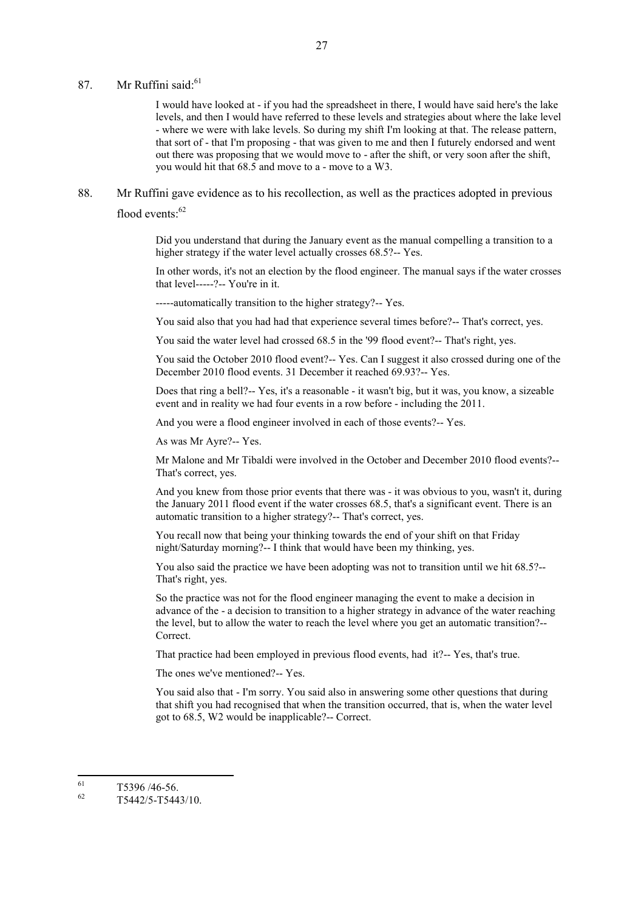87. Mr Ruffini said:[61]

> I would have looked at - if you had the spreadsheet in there, I would have said here's the lake levels, and then I would have referred to these levels and strategies about where the lake level - where we were with lake levels. So during my shift I'm looking at that. The release pattern, that sort of - that I'm proposing - that was given to me and then I futurely endorsed and went out there was proposing that we would move to - after the shift, or very soon after the shift, you would hit that 68.5 and move to a - move to a W3.

88. Mr Ruffini gave evidence as to his recollection, as well as the practices adopted in previous flood events:[62]

> Did you understand that during the January event as the manual compelling a transition to a higher strategy if the water level actually crosses 68.5?-- Yes.
>
> In other words, it's not an election by the flood engineer. The manual says if the water crosses that level-----?-- You're in it.
>
> -----automatically transition to the higher strategy?-- Yes.
>
> You said also that you had had that experience several times before?-- That's correct, yes.
>
> You said the water level had crossed 68.5 in the '99 flood event?-- That's right, yes.
>
> You said the October 2010 flood event?-- Yes. Can I suggest it also crossed during one of the December 2010 flood events. 31 December it reached 69.93?-- Yes.
>
> Does that ring a bell?-- Yes, it's a reasonable - it wasn't big, but it was, you know, a sizeable event and in reality we had four events in a row before - including the 2011.
>
> And you were a flood engineer involved in each of those events?-- Yes.
>
> As was Mr Ayre?-- Yes.
>
> Mr Malone and Mr Tibaldi were involved in the October and December 2010 flood events?-- That's correct, yes.
>
> And you knew from those prior events that there was - it was obvious to you, wasn't it, during the January 2011 flood event if the water crosses 68.5, that's a significant event. There is an automatic transition to a higher strategy?-- That's correct, yes.
>
> You recall now that being your thinking towards the end of your shift on that Friday night/Saturday morning?-- I think that would have been my thinking, yes.
>
> You also said the practice we have been adopting was not to transition until we hit 68.5?-- That's right, yes.
>
> So the practice was not for the flood engineer managing the event to make a decision in advance of the - a decision to transition to a higher strategy in advance of the water reaching the level, but to allow the water to reach the level where you get an automatic transition?-- Correct.
>
> That practice had been employed in previous flood events, had it?-- Yes, that's true.
>
> The ones we've mentioned?-- Yes.
>
> You said also that - I'm sorry. You said also in answering some other questions that during that shift you had recognised that when the transition occurred, that is, when the water level got to 68.5, W2 would be inapplicable?-- Correct.

---

[61] T5396 /46-56.

[62] T5442/5-T5443/10.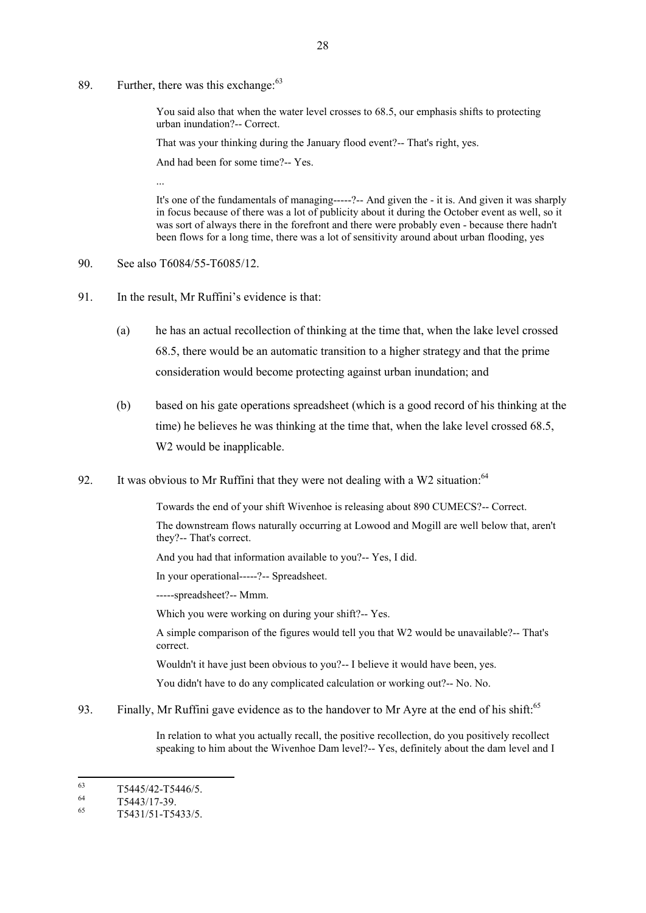89. Further, there was this exchange:[63]

> You said also that when the water level crosses to 68.5, our emphasis shifts to protecting urban inundation?-- Correct.
>
> That was your thinking during the January flood event?-- That's right, yes.
>
> And had been for some time?-- Yes.
>
> ...
>
> It's one of the fundamentals of managing-----?-- And given the - it is. And given it was sharply in focus because of there was a lot of publicity about it during the October event as well, so it was sort of always there in the forefront and there were probably even - because there hadn't been flows for a long time, there was a lot of sensitivity around about urban flooding, yes

90. See also T6084/55-T6085/12.

91. In the result, Mr Ruffini's evidence is that:

   (a) he has an actual recollection of thinking at the time that, when the lake level crossed 68.5, there would be an automatic transition to a higher strategy and that the prime consideration would become protecting against urban inundation; and

   (b) based on his gate operations spreadsheet (which is a good record of his thinking at the time) he believes he was thinking at the time that, when the lake level crossed 68.5, W2 would be inapplicable.

92. It was obvious to Mr Ruffini that they were not dealing with a W2 situation:[64]

> Towards the end of your shift Wivenhoe is releasing about 890 CUMECS?-- Correct.
>
> The downstream flows naturally occurring at Lowood and Mogill are well below that, aren't they?-- That's correct.
>
> And you had that information available to you?-- Yes, I did.
>
> In your operational-----?-- Spreadsheet.
>
> -----spreadsheet?-- Mmm.
>
> Which you were working on during your shift?-- Yes.
>
> A simple comparison of the figures would tell you that W2 would be unavailable?-- That's correct.
>
> Wouldn't it have just been obvious to you?-- I believe it would have been, yes.
>
> You didn't have to do any complicated calculation or working out?-- No. No.

93. Finally, Mr Ruffini gave evidence as to the handover to Mr Ayre at the end of his shift:[65]

> In relation to what you actually recall, the positive recollection, do you positively recollect speaking to him about the Wivenhoe Dam level?-- Yes, definitely about the dam level and I

---

[63] T5445/42-T5446/5.

[64] T5443/17-39.

[65] T5431/51-T5433/5.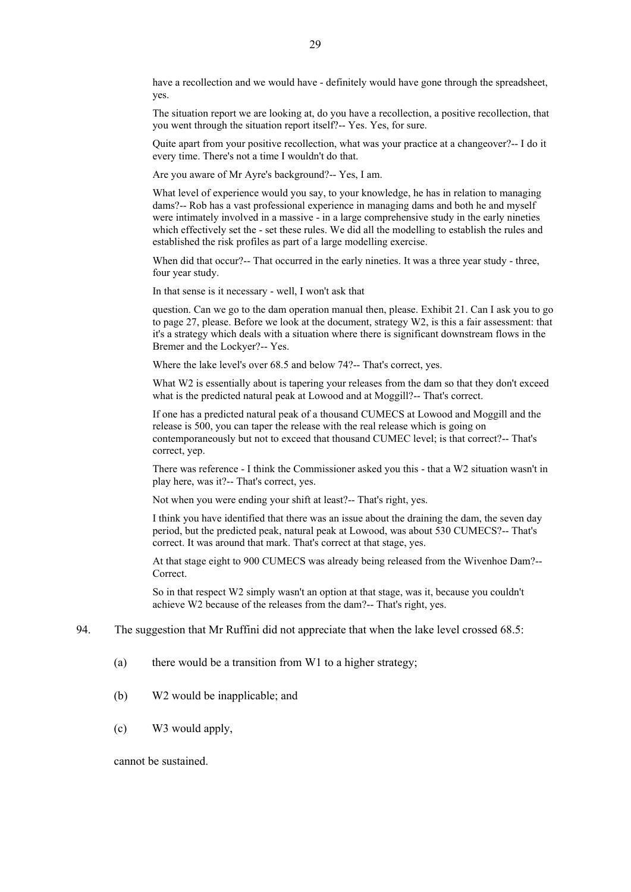have a recollection and we would have - definitely would have gone through the spreadsheet, yes.

The situation report we are looking at, do you have a recollection, a positive recollection, that you went through the situation report itself?-- Yes. Yes, for sure.

Quite apart from your positive recollection, what was your practice at a changeover?-- I do it every time. There's not a time I wouldn't do that.

Are you aware of Mr Ayre's background?-- Yes, I am.

What level of experience would you say, to your knowledge, he has in relation to managing dams?-- Rob has a vast professional experience in managing dams and both he and myself were intimately involved in a massive - in a large comprehensive study in the early nineties which effectively set the - set these rules. We did all the modelling to establish the rules and established the risk profiles as part of a large modelling exercise.

When did that occur?-- That occurred in the early nineties. It was a three year study - three, four year study.

In that sense is it necessary - well, I won't ask that

question. Can we go to the dam operation manual then, please. Exhibit 21. Can I ask you to go to page 27, please. Before we look at the document, strategy W2, is this a fair assessment: that it's a strategy which deals with a situation where there is significant downstream flows in the Bremer and the Lockyer?-- Yes.

Where the lake level's over 68.5 and below 74?-- That's correct, yes.

What W2 is essentially about is tapering your releases from the dam so that they don't exceed what is the predicted natural peak at Lowood and at Moggill?-- That's correct.

If one has a predicted natural peak of a thousand CUMECS at Lowood and Moggill and the release is 500, you can taper the release with the real release which is going on contemporaneously but not to exceed that thousand CUMEC level; is that correct?-- That's correct, yep.

There was reference - I think the Commissioner asked you this - that a W2 situation wasn't in play here, was it?-- That's correct, yes.

Not when you were ending your shift at least?-- That's right, yes.

I think you have identified that there was an issue about the draining the dam, the seven day period, but the predicted peak, natural peak at Lowood, was about 530 CUMECS?-- That's correct. It was around that mark. That's correct at that stage, yes.

At that stage eight to 900 CUMECS was already being released from the Wivenhoe Dam?-- Correct.

So in that respect W2 simply wasn't an option at that stage, was it, because you couldn't achieve W2 because of the releases from the dam?-- That's right, yes.

94. The suggestion that Mr Ruffini did not appreciate that when the lake level crossed 68.5:

   (a) there would be a transition from W1 to a higher strategy;

   (b) W2 would be inapplicable; and

   (c) W3 would apply,

   cannot be sustained.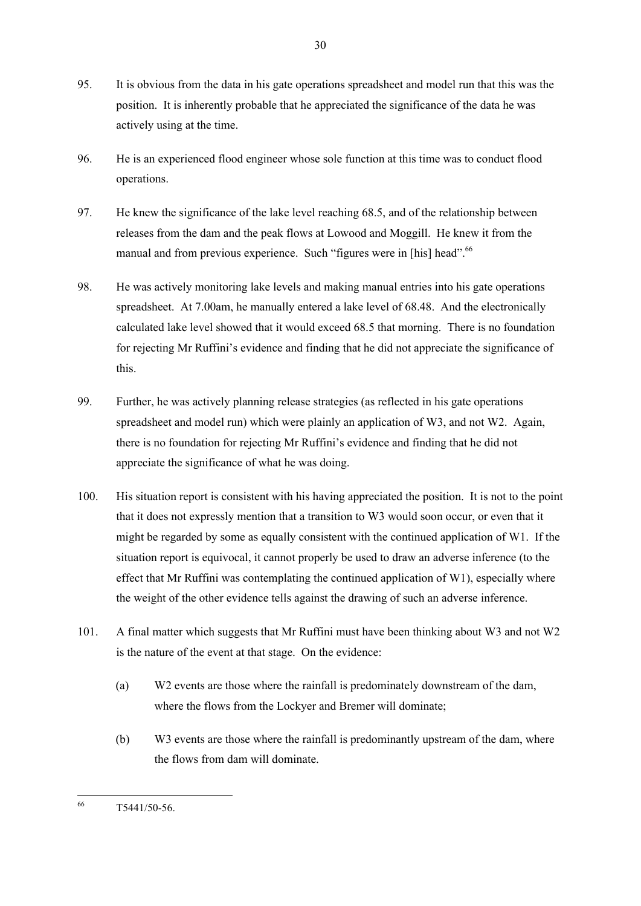95. It is obvious from the data in his gate operations spreadsheet and model run that this was the position. It is inherently probable that he appreciated the significance of the data he was actively using at the time.

96. He is an experienced flood engineer whose sole function at this time was to conduct flood operations.

97. He knew the significance of the lake level reaching 68.5, and of the relationship between releases from the dam and the peak flows at Lowood and Moggill. He knew it from the manual and from previous experience. Such "figures were in [his] head".[66]

98. He was actively monitoring lake levels and making manual entries into his gate operations spreadsheet. At 7.00am, he manually entered a lake level of 68.48. And the electronically calculated lake level showed that it would exceed 68.5 that morning. There is no foundation for rejecting Mr Ruffini's evidence and finding that he did not appreciate the significance of this.

99. Further, he was actively planning release strategies (as reflected in his gate operations spreadsheet and model run) which were plainly an application of W3, and not W2. Again, there is no foundation for rejecting Mr Ruffini's evidence and finding that he did not appreciate the significance of what he was doing.

100. His situation report is consistent with his having appreciated the position. It is not to the point that it does not expressly mention that a transition to W3 would soon occur, or even that it might be regarded by some as equally consistent with the continued application of W1. If the situation report is equivocal, it cannot properly be used to draw an adverse inference (to the effect that Mr Ruffini was contemplating the continued application of W1), especially where the weight of the other evidence tells against the drawing of such an adverse inference.

101. A final matter which suggests that Mr Ruffini must have been thinking about W3 and not W2 is the nature of the event at that stage. On the evidence:

    (a) W2 events are those where the rainfall is predominately downstream of the dam, where the flows from the Lockyer and Bremer will dominate;

    (b) W3 events are those where the rainfall is predominantly upstream of the dam, where the flows from dam will dominate.

---

[66] T5441/50-56.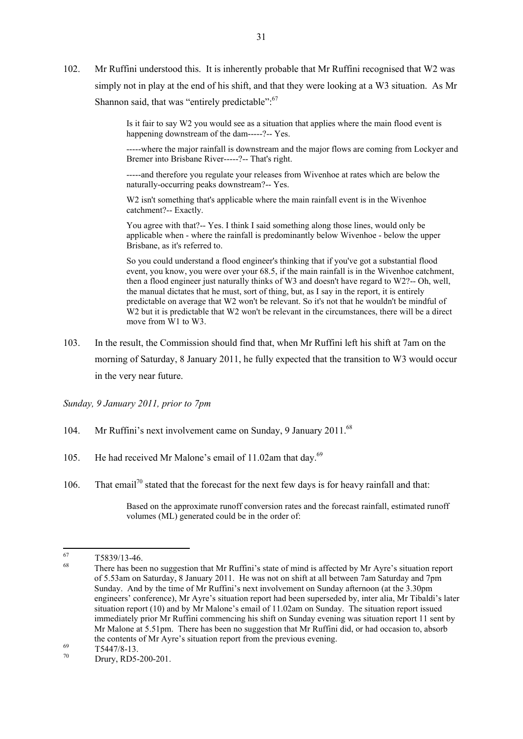102. Mr Ruffini understood this. It is inherently probable that Mr Ruffini recognised that W2 was simply not in play at the end of his shift, and that they were looking at a W3 situation. As Mr Shannon said, that was "entirely predictable":[67]

> Is it fair to say W2 you would see as a situation that applies where the main flood event is happening downstream of the dam-----?-- Yes.
>
> -----where the major rainfall is downstream and the major flows are coming from Lockyer and Bremer into Brisbane River-----?-- That's right.
>
> -----and therefore you regulate your releases from Wivenhoe at rates which are below the naturally-occurring peaks downstream?-- Yes.
>
> W2 isn't something that's applicable where the main rainfall event is in the Wivenhoe catchment?-- Exactly.
>
> You agree with that?-- Yes. I think I said something along those lines, would only be applicable when - where the rainfall is predominantly below Wivenhoe - below the upper Brisbane, as it's referred to.
>
> So you could understand a flood engineer's thinking that if you've got a substantial flood event, you know, you were over your 68.5, if the main rainfall is in the Wivenhoe catchment, then a flood engineer just naturally thinks of W3 and doesn't have regard to W2?-- Oh, well, the manual dictates that he must, sort of thing, but, as I say in the report, it is entirely predictable on average that W2 won't be relevant. So it's not that he wouldn't be mindful of W2 but it is predictable that W2 won't be relevant in the circumstances, there will be a direct move from W1 to W3.

103. In the result, the Commission should find that, when Mr Ruffini left his shift at 7am on the morning of Saturday, 8 January 2011, he fully expected that the transition to W3 would occur in the very near future.

*Sunday, 9 January 2011, prior to 7pm*

104. Mr Ruffini's next involvement came on Sunday, 9 January 2011.[68]

105. He had received Mr Malone's email of 11.02am that day.[69]

106. That email[70] stated that the forecast for the next few days is for heavy rainfall and that:

> Based on the approximate runoff conversion rates and the forecast rainfall, estimated runoff volumes (ML) generated could be in the order of:

---

[67] T5839/13-46.

[68] There has been no suggestion that Mr Ruffini's state of mind is affected by Mr Ayre's situation report of 5.53am on Saturday, 8 January 2011. He was not on shift at all between 7am Saturday and 7pm Sunday. And by the time of Mr Ruffini's next involvement on Sunday afternoon (at the 3.30pm engineers' conference), Mr Ayre's situation report had been superseded by, inter alia, Mr Tibaldi's later situation report (10) and by Mr Malone's email of 11.02am on Sunday. The situation report issued immediately prior Mr Ruffini commencing his shift on Sunday evening was situation report 11 sent by Mr Malone at 5.51pm. There has been no suggestion that Mr Ruffini did, or had occasion to, absorb the contents of Mr Ayre's situation report from the previous evening.

[69] T5447/8-13.

[70] Drury, RD5-200-201.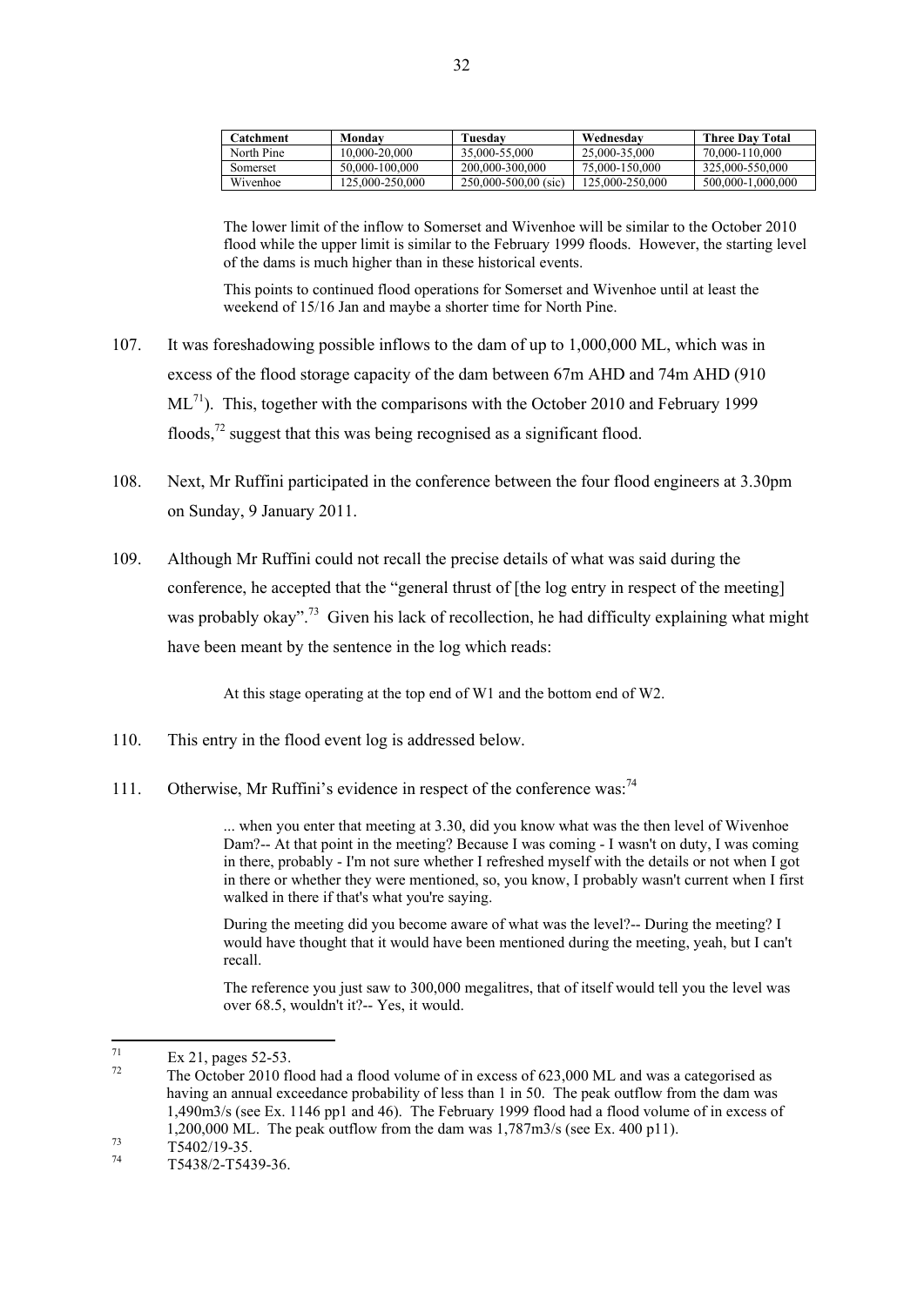| Catchment | Monday | Tuesday | Wednesday | Three Day Total |
|---|---|---|---|---|
| North Pine | 10,000-20,000 | 35,000-55,000 | 25,000-35,000 | 70,000-110,000 |
| Somerset | 50,000-100,000 | 200,000-300,000 | 75,000-150,000 | 325,000-550,000 |
| Wivenhoe | 125,000-250,000 | 250,000-500,00 (sic) | 125,000-250,000 | 500,000-1,000,000 |

> The lower limit of the inflow to Somerset and Wivenhoe will be similar to the October 2010 flood while the upper limit is similar to the February 1999 floods. However, the starting level of the dams is much higher than in these historical events.
>
> This points to continued flood operations for Somerset and Wivenhoe until at least the weekend of 15/16 Jan and maybe a shorter time for North Pine.

107. It was foreshadowing possible inflows to the dam of up to 1,000,000 ML, which was in excess of the flood storage capacity of the dam between 67m AHD and 74m AHD (910 ML[71]). This, together with the comparisons with the October 2010 and February 1999 floods,[72] suggest that this was being recognised as a significant flood.

108. Next, Mr Ruffini participated in the conference between the four flood engineers at 3.30pm on Sunday, 9 January 2011.

109. Although Mr Ruffini could not recall the precise details of what was said during the conference, he accepted that the "general thrust of [the log entry in respect of the meeting] was probably okay".[73] Given his lack of recollection, he had difficulty explaining what might have been meant by the sentence in the log which reads:

> At this stage operating at the top end of W1 and the bottom end of W2.

110. This entry in the flood event log is addressed below.

111. Otherwise, Mr Ruffini's evidence in respect of the conference was:[74]

> ... when you enter that meeting at 3.30, did you know what was the then level of Wivenhoe Dam?-- At that point in the meeting? Because I was coming - I wasn't on duty, I was coming in there, probably - I'm not sure whether I refreshed myself with the details or not when I got in there or whether they were mentioned, so, you know, I probably wasn't current when I first walked in there if that's what you're saying.
>
> During the meeting did you become aware of what was the level?-- During the meeting? I would have thought that it would have been mentioned during the meeting, yeah, but I can't recall.
>
> The reference you just saw to 300,000 megalitres, that of itself would tell you the level was over 68.5, wouldn't it?-- Yes, it would.

---

[71] Ex 21, pages 52-53.

[72] The October 2010 flood had a flood volume of in excess of 623,000 ML and was a categorised as having an annual exceedance probability of less than 1 in 50. The peak outflow from the dam was 1,490m3/s (see Ex. 1146 pp1 and 46). The February 1999 flood had a flood volume of in excess of 1,200,000 ML. The peak outflow from the dam was 1,787m3/s (see Ex. 400 p11).

[73] T5402/19-35.

[74] T5438/2-T5439-36.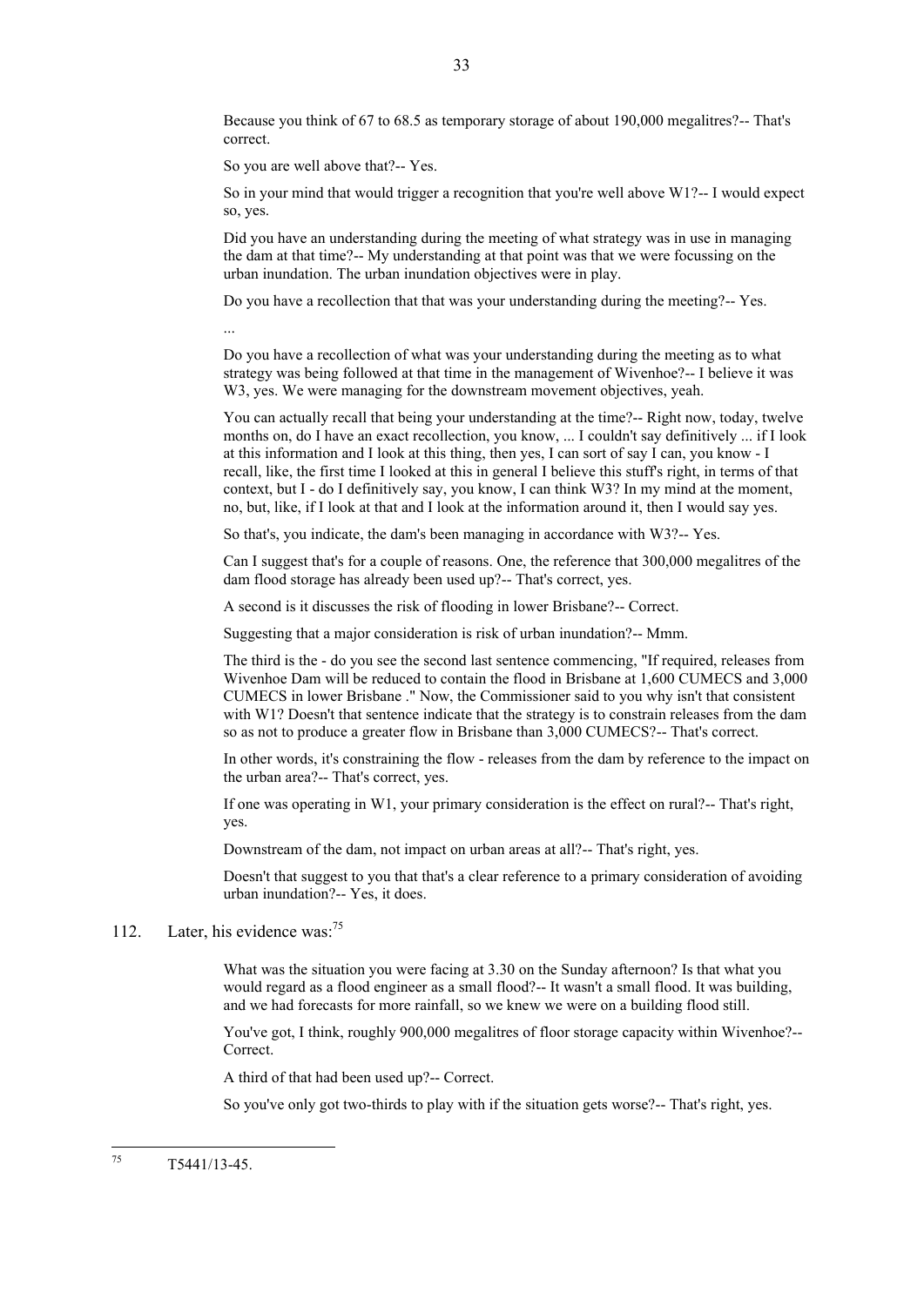Because you think of 67 to 68.5 as temporary storage of about 190,000 megalitres?-- That's correct.

So you are well above that?-- Yes.

So in your mind that would trigger a recognition that you're well above W1?-- I would expect so, yes.

Did you have an understanding during the meeting of what strategy was in use in managing the dam at that time?-- My understanding at that point was that we were focussing on the urban inundation. The urban inundation objectives were in play.

Do you have a recollection that that was your understanding during the meeting?-- Yes.

...

Do you have a recollection of what was your understanding during the meeting as to what strategy was being followed at that time in the management of Wivenhoe?-- I believe it was W3, yes. We were managing for the downstream movement objectives, yeah.

You can actually recall that being your understanding at the time?-- Right now, today, twelve months on, do I have an exact recollection, you know, ... I couldn't say definitively ... if I look at this information and I look at this thing, then yes, I can sort of say I can, you know - I recall, like, the first time I looked at this in general I believe this stuff's right, in terms of that context, but I - do I definitively say, you know, I can think W3? In my mind at the moment, no, but, like, if I look at that and I look at the information around it, then I would say yes.

So that's, you indicate, the dam's been managing in accordance with W3?-- Yes.

Can I suggest that's for a couple of reasons. One, the reference that 300,000 megalitres of the dam flood storage has already been used up?-- That's correct, yes.

A second is it discusses the risk of flooding in lower Brisbane?-- Correct.

Suggesting that a major consideration is risk of urban inundation?-- Mmm.

The third is the - do you see the second last sentence commencing, "If required, releases from Wivenhoe Dam will be reduced to contain the flood in Brisbane at 1,600 CUMECS and 3,000 CUMECS in lower Brisbane ." Now, the Commissioner said to you why isn't that consistent with W1? Doesn't that sentence indicate that the strategy is to constrain releases from the dam so as not to produce a greater flow in Brisbane than 3,000 CUMECS?-- That's correct.

In other words, it's constraining the flow - releases from the dam by reference to the impact on the urban area?-- That's correct, yes.

If one was operating in W1, your primary consideration is the effect on rural?-- That's right, yes.

Downstream of the dam, not impact on urban areas at all?-- That's right, yes.

Doesn't that suggest to you that that's a clear reference to a primary consideration of avoiding urban inundation?-- Yes, it does.

112. Later, his evidence was:[75]

What was the situation you were facing at 3.30 on the Sunday afternoon? Is that what you would regard as a flood engineer as a small flood?-- It wasn't a small flood. It was building, and we had forecasts for more rainfall, so we knew we were on a building flood still.

You've got, I think, roughly 900,000 megalitres of floor storage capacity within Wivenhoe?-- Correct.

A third of that had been used up?-- Correct.

So you've only got two-thirds to play with if the situation gets worse?-- That's right, yes.

---

[75] T5441/13-45.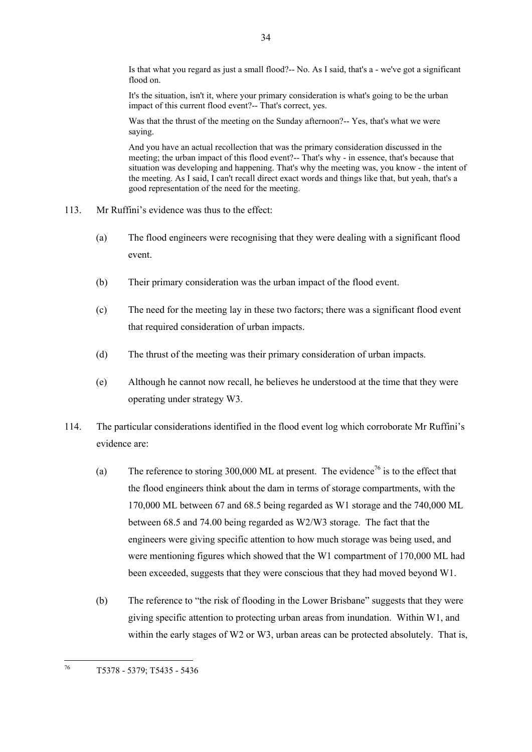> Is that what you regard as just a small flood?-- No. As I said, that's a - we've got a significant flood on.
>
> It's the situation, isn't it, where your primary consideration is what's going to be the urban impact of this current flood event?-- That's correct, yes.
>
> Was that the thrust of the meeting on the Sunday afternoon?-- Yes, that's what we were saying.
>
> And you have an actual recollection that was the primary consideration discussed in the meeting; the urban impact of this flood event?-- That's why - in essence, that's because that situation was developing and happening. That's why the meeting was, you know - the intent of the meeting. As I said, I can't recall direct exact words and things like that, but yeah, that's a good representation of the need for the meeting.

113. Mr Ruffini's evidence was thus to the effect:

   (a) The flood engineers were recognising that they were dealing with a significant flood event.

   (b) Their primary consideration was the urban impact of the flood event.

   (c) The need for the meeting lay in these two factors; there was a significant flood event that required consideration of urban impacts.

   (d) The thrust of the meeting was their primary consideration of urban impacts.

   (e) Although he cannot now recall, he believes he understood at the time that they were operating under strategy W3.

114. The particular considerations identified in the flood event log which corroborate Mr Ruffini's evidence are:

   (a) The reference to storing 300,000 ML at present. The evidence[76] is to the effect that the flood engineers think about the dam in terms of storage compartments, with the 170,000 ML between 67 and 68.5 being regarded as W1 storage and the 740,000 ML between 68.5 and 74.00 being regarded as W2/W3 storage. The fact that the engineers were giving specific attention to how much storage was being used, and were mentioning figures which showed that the W1 compartment of 170,000 ML had been exceeded, suggests that they were conscious that they had moved beyond W1.

   (b) The reference to "the risk of flooding in the Lower Brisbane" suggests that they were giving specific attention to protecting urban areas from inundation. Within W1, and within the early stages of W2 or W3, urban areas can be protected absolutely. That is,

---

[76] T5378 - 5379; T5435 - 5436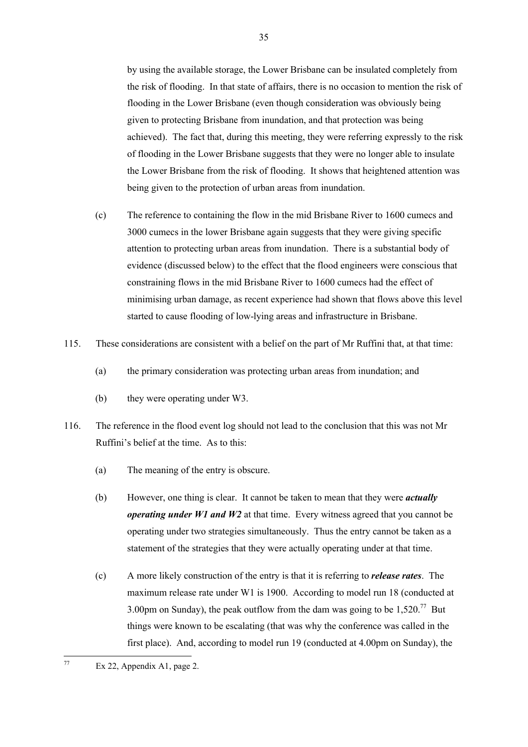by using the available storage, the Lower Brisbane can be insulated completely from the risk of flooding. In that state of affairs, there is no occasion to mention the risk of flooding in the Lower Brisbane (even though consideration was obviously being given to protecting Brisbane from inundation, and that protection was being achieved). The fact that, during this meeting, they were referring expressly to the risk of flooding in the Lower Brisbane suggests that they were no longer able to insulate the Lower Brisbane from the risk of flooding. It shows that heightened attention was being given to the protection of urban areas from inundation.

(c) The reference to containing the flow in the mid Brisbane River to 1600 cumecs and 3000 cumecs in the lower Brisbane again suggests that they were giving specific attention to protecting urban areas from inundation. There is a substantial body of evidence (discussed below) to the effect that the flood engineers were conscious that constraining flows in the mid Brisbane River to 1600 cumecs had the effect of minimising urban damage, as recent experience had shown that flows above this level started to cause flooding of low-lying areas and infrastructure in Brisbane.

115. These considerations are consistent with a belief on the part of Mr Ruffini that, at that time:

(a) the primary consideration was protecting urban areas from inundation; and

(b) they were operating under W3.

116. The reference in the flood event log should not lead to the conclusion that this was not Mr Ruffini's belief at the time. As to this:

(a) The meaning of the entry is obscure.

(b) However, one thing is clear. It cannot be taken to mean that they were ***actually operating under W1 and W2*** at that time. Every witness agreed that you cannot be operating under two strategies simultaneously. Thus the entry cannot be taken as a statement of the strategies that they were actually operating under at that time.

(c) A more likely construction of the entry is that it is referring to ***release rates***. The maximum release rate under W1 is 1900. According to model run 18 (conducted at 3.00pm on Sunday), the peak outflow from the dam was going to be 1,520.[77] But things were known to be escalating (that was why the conference was called in the first place). And, according to model run 19 (conducted at 4.00pm on Sunday), the

---

[77] Ex 22, Appendix A1, page 2.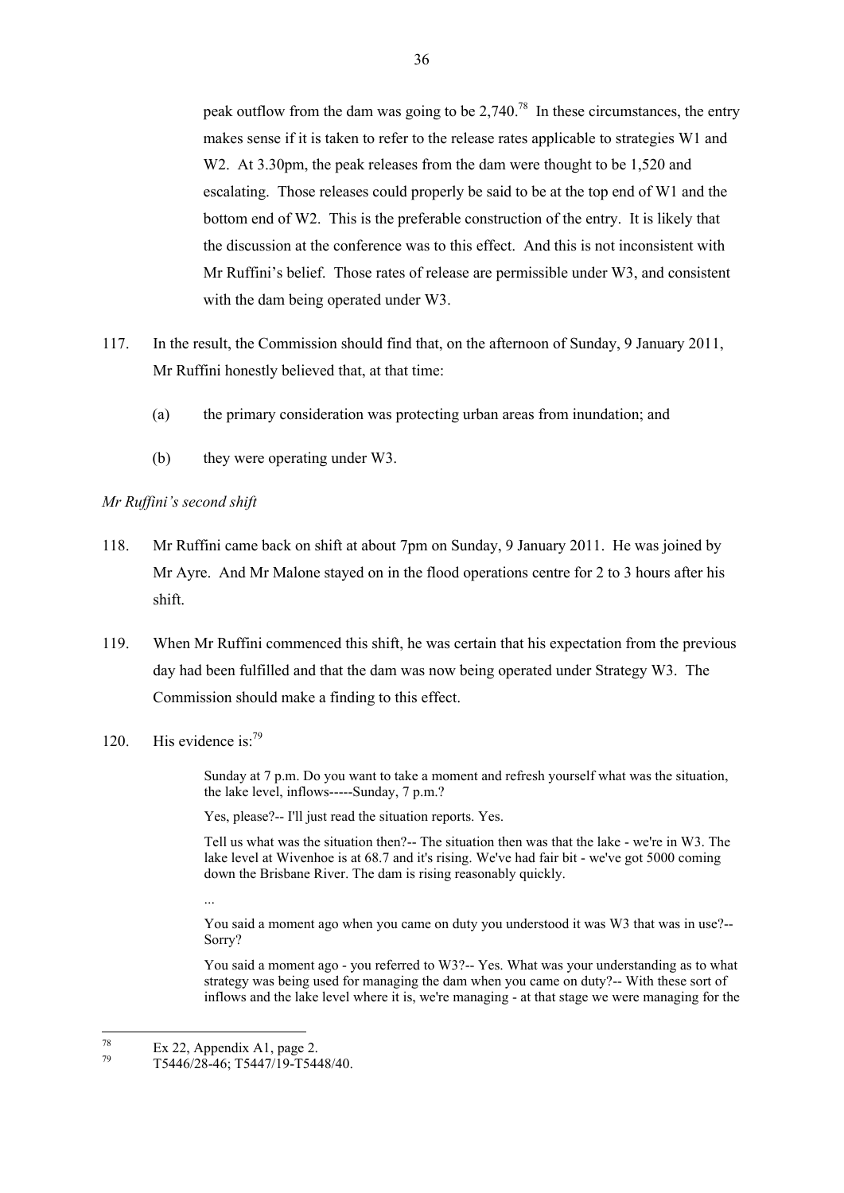peak outflow from the dam was going to be 2,740.[78] In these circumstances, the entry makes sense if it is taken to refer to the release rates applicable to strategies W1 and W2. At 3.30pm, the peak releases from the dam were thought to be 1,520 and escalating. Those releases could properly be said to be at the top end of W1 and the bottom end of W2. This is the preferable construction of the entry. It is likely that the discussion at the conference was to this effect. And this is not inconsistent with Mr Ruffini's belief. Those rates of release are permissible under W3, and consistent with the dam being operated under W3.

117. In the result, the Commission should find that, on the afternoon of Sunday, 9 January 2011, Mr Ruffini honestly believed that, at that time:

   (a) the primary consideration was protecting urban areas from inundation; and

   (b) they were operating under W3.

*Mr Ruffini's second shift*

118. Mr Ruffini came back on shift at about 7pm on Sunday, 9 January 2011. He was joined by Mr Ayre. And Mr Malone stayed on in the flood operations centre for 2 to 3 hours after his shift.

119. When Mr Ruffini commenced this shift, he was certain that his expectation from the previous day had been fulfilled and that the dam was now being operated under Strategy W3. The Commission should make a finding to this effect.

120. His evidence is:[79]

> Sunday at 7 p.m. Do you want to take a moment and refresh yourself what was the situation, the lake level, inflows-----Sunday, 7 p.m.?
>
> Yes, please?-- I'll just read the situation reports. Yes.
>
> Tell us what was the situation then?-- The situation then was that the lake - we're in W3. The lake level at Wivenhoe is at 68.7 and it's rising. We've had fair bit - we've got 5000 coming down the Brisbane River. The dam is rising reasonably quickly.
>
> ...
>
> You said a moment ago when you came on duty you understood it was W3 that was in use?-- Sorry?
>
> You said a moment ago - you referred to W3?-- Yes. What was your understanding as to what strategy was being used for managing the dam when you came on duty?-- With these sort of inflows and the lake level where it is, we're managing - at that stage we were managing for the

---

[78] Ex 22, Appendix A1, page 2.

[79] T5446/28-46; T5447/19-T5448/40.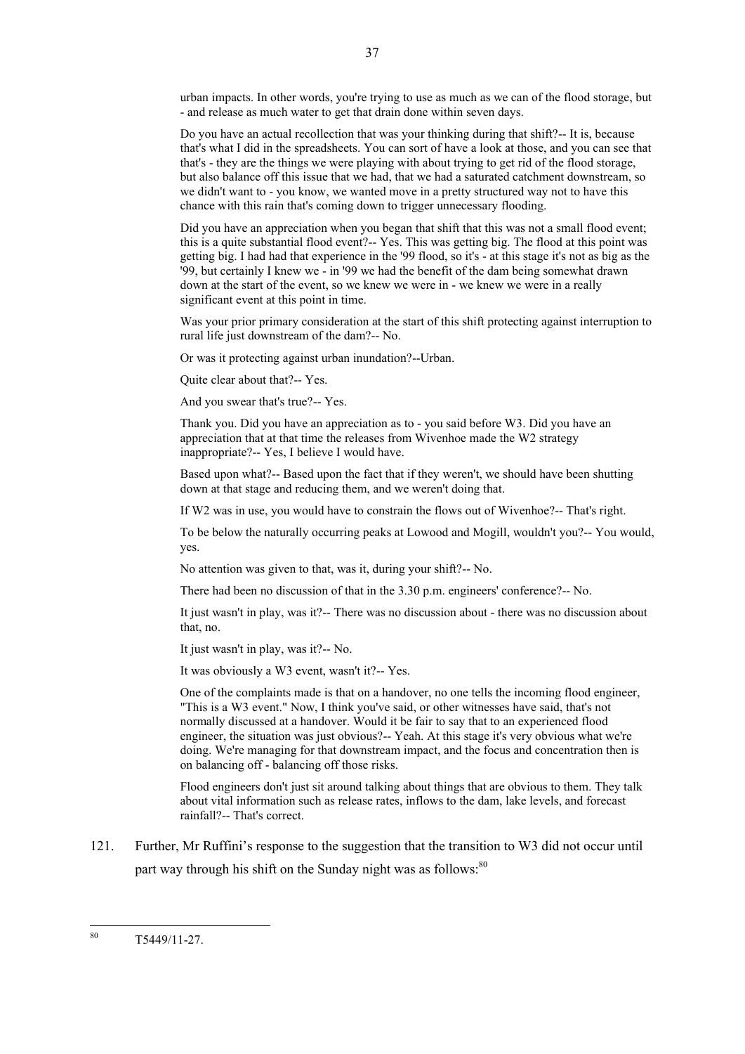urban impacts. In other words, you're trying to use as much as we can of the flood storage, but - and release as much water to get that drain done within seven days.

Do you have an actual recollection that was your thinking during that shift?-- It is, because that's what I did in the spreadsheets. You can sort of have a look at those, and you can see that that's - they are the things we were playing with about trying to get rid of the flood storage, but also balance off this issue that we had, that we had a saturated catchment downstream, so we didn't want to - you know, we wanted move in a pretty structured way not to have this chance with this rain that's coming down to trigger unnecessary flooding.

Did you have an appreciation when you began that shift that this was not a small flood event; this is a quite substantial flood event?-- Yes. This was getting big. The flood at this point was getting big. I had had that experience in the '99 flood, so it's - at this stage it's not as big as the '99, but certainly I knew we - in '99 we had the benefit of the dam being somewhat drawn down at the start of the event, so we knew we were in - we knew we were in a really significant event at this point in time.

Was your prior primary consideration at the start of this shift protecting against interruption to rural life just downstream of the dam?-- No.

Or was it protecting against urban inundation?--Urban.

Quite clear about that?-- Yes.

And you swear that's true?-- Yes.

Thank you. Did you have an appreciation as to - you said before W3. Did you have an appreciation that at that time the releases from Wivenhoe made the W2 strategy inappropriate?-- Yes, I believe I would have.

Based upon what?-- Based upon the fact that if they weren't, we should have been shutting down at that stage and reducing them, and we weren't doing that.

If W2 was in use, you would have to constrain the flows out of Wivenhoe?-- That's right.

To be below the naturally occurring peaks at Lowood and Mogill, wouldn't you?-- You would, yes.

No attention was given to that, was it, during your shift?-- No.

There had been no discussion of that in the 3.30 p.m. engineers' conference?-- No.

It just wasn't in play, was it?-- There was no discussion about - there was no discussion about that, no.

It just wasn't in play, was it?-- No.

It was obviously a W3 event, wasn't it?-- Yes.

One of the complaints made is that on a handover, no one tells the incoming flood engineer, "This is a W3 event." Now, I think you've said, or other witnesses have said, that's not normally discussed at a handover. Would it be fair to say that to an experienced flood engineer, the situation was just obvious?-- Yeah. At this stage it's very obvious what we're doing. We're managing for that downstream impact, and the focus and concentration then is on balancing off - balancing off those risks.

Flood engineers don't just sit around talking about things that are obvious to them. They talk about vital information such as release rates, inflows to the dam, lake levels, and forecast rainfall?-- That's correct.

121. Further, Mr Ruffini's response to the suggestion that the transition to W3 did not occur until part way through his shift on the Sunday night was as follows:[80]

---

[80] T5449/11-27.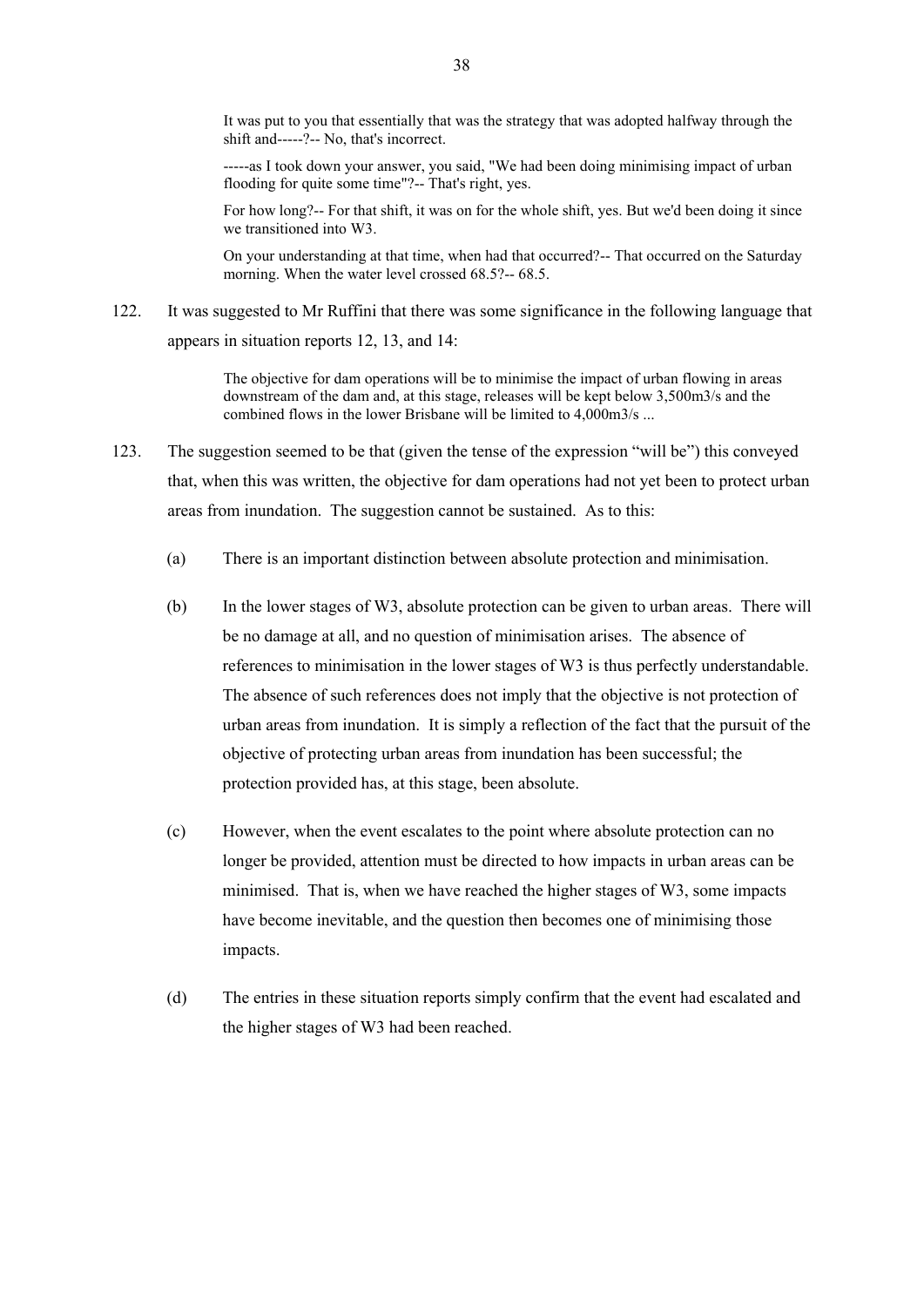> It was put to you that essentially that was the strategy that was adopted halfway through the shift and-----?-- No, that's incorrect.
>
> -----as I took down your answer, you said, "We had been doing minimising impact of urban flooding for quite some time"?-- That's right, yes.
>
> For how long?-- For that shift, it was on for the whole shift, yes. But we'd been doing it since we transitioned into W3.
>
> On your understanding at that time, when had that occurred?-- That occurred on the Saturday morning. When the water level crossed 68.5?-- 68.5.

122. It was suggested to Mr Ruffini that there was some significance in the following language that appears in situation reports 12, 13, and 14:

> The objective for dam operations will be to minimise the impact of urban flowing in areas downstream of the dam and, at this stage, releases will be kept below 3,500m3/s and the combined flows in the lower Brisbane will be limited to 4,000m3/s ...

123. The suggestion seemed to be that (given the tense of the expression "will be") this conveyed that, when this was written, the objective for dam operations had not yet been to protect urban areas from inundation. The suggestion cannot be sustained. As to this:

    (a) There is an important distinction between absolute protection and minimisation.

    (b) In the lower stages of W3, absolute protection can be given to urban areas. There will be no damage at all, and no question of minimisation arises. The absence of references to minimisation in the lower stages of W3 is thus perfectly understandable. The absence of such references does not imply that the objective is not protection of urban areas from inundation. It is simply a reflection of the fact that the pursuit of the objective of protecting urban areas from inundation has been successful; the protection provided has, at this stage, been absolute.

    (c) However, when the event escalates to the point where absolute protection can no longer be provided, attention must be directed to how impacts in urban areas can be minimised. That is, when we have reached the higher stages of W3, some impacts have become inevitable, and the question then becomes one of minimising those impacts.

    (d) The entries in these situation reports simply confirm that the event had escalated and the higher stages of W3 had been reached.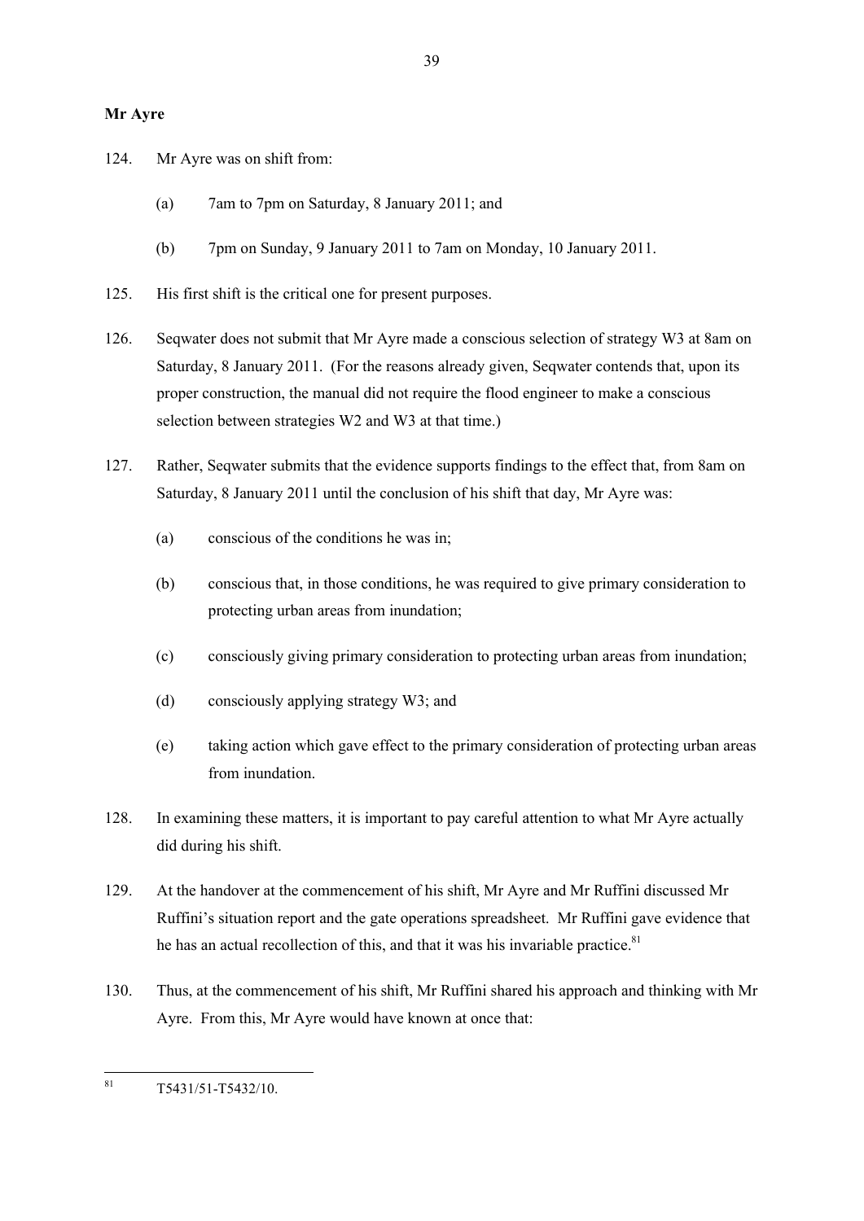**Mr Ayre**

124. Mr Ayre was on shift from:

   (a) 7am to 7pm on Saturday, 8 January 2011; and

   (b) 7pm on Sunday, 9 January 2011 to 7am on Monday, 10 January 2011.

125. His first shift is the critical one for present purposes.

126. Seqwater does not submit that Mr Ayre made a conscious selection of strategy W3 at 8am on Saturday, 8 January 2011. (For the reasons already given, Seqwater contends that, upon its proper construction, the manual did not require the flood engineer to make a conscious selection between strategies W2 and W3 at that time.)

127. Rather, Seqwater submits that the evidence supports findings to the effect that, from 8am on Saturday, 8 January 2011 until the conclusion of his shift that day, Mr Ayre was:

   (a) conscious of the conditions he was in;

   (b) conscious that, in those conditions, he was required to give primary consideration to protecting urban areas from inundation;

   (c) consciously giving primary consideration to protecting urban areas from inundation;

   (d) consciously applying strategy W3; and

   (e) taking action which gave effect to the primary consideration of protecting urban areas from inundation.

128. In examining these matters, it is important to pay careful attention to what Mr Ayre actually did during his shift.

129. At the handover at the commencement of his shift, Mr Ayre and Mr Ruffini discussed Mr Ruffini's situation report and the gate operations spreadsheet. Mr Ruffini gave evidence that he has an actual recollection of this, and that it was his invariable practice.[81]

130. Thus, at the commencement of his shift, Mr Ruffini shared his approach and thinking with Mr Ayre. From this, Mr Ayre would have known at once that:

---

[81] T5431/51-T5432/10.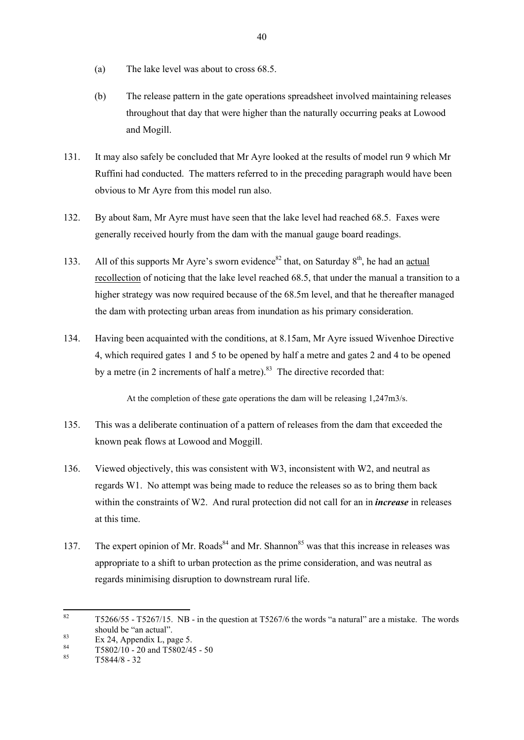(a) The lake level was about to cross 68.5.

(b) The release pattern in the gate operations spreadsheet involved maintaining releases throughout that day that were higher than the naturally occurring peaks at Lowood and Mogill.

131. It may also safely be concluded that Mr Ayre looked at the results of model run 9 which Mr Ruffini had conducted. The matters referred to in the preceding paragraph would have been obvious to Mr Ayre from this model run also.

132. By about 8am, Mr Ayre must have seen that the lake level had reached 68.5. Faxes were generally received hourly from the dam with the manual gauge board readings.

133. All of this supports Mr Ayre's sworn evidence[82] that, on Saturday 8th, he had an <u>actual recollection</u> of noticing that the lake level reached 68.5, that under the manual a transition to a higher strategy was now required because of the 68.5m level, and that he thereafter managed the dam with protecting urban areas from inundation as his primary consideration.

134. Having been acquainted with the conditions, at 8.15am, Mr Ayre issued Wivenhoe Directive 4, which required gates 1 and 5 to be opened by half a metre and gates 2 and 4 to be opened by a metre (in 2 increments of half a metre).[83] The directive recorded that:

> At the completion of these gate operations the dam will be releasing 1,247m3/s.

135. This was a deliberate continuation of a pattern of releases from the dam that exceeded the known peak flows at Lowood and Moggill.

136. Viewed objectively, this was consistent with W3, inconsistent with W2, and neutral as regards W1. No attempt was being made to reduce the releases so as to bring them back within the constraints of W2. And rural protection did not call for an in ***increase*** in releases at this time.

137. The expert opinion of Mr. Roads[84] and Mr. Shannon[85] was that this increase in releases was appropriate to a shift to urban protection as the prime consideration, and was neutral as regards minimising disruption to downstream rural life.

---

[82] T5266/55 - T5267/15. NB - in the question at T5267/6 the words "a natural" are a mistake. The words should be "an actual".

[83] Ex 24, Appendix L, page 5.

[84] T5802/10 - 20 and T5802/45 - 50

[85] T5844/8 - 32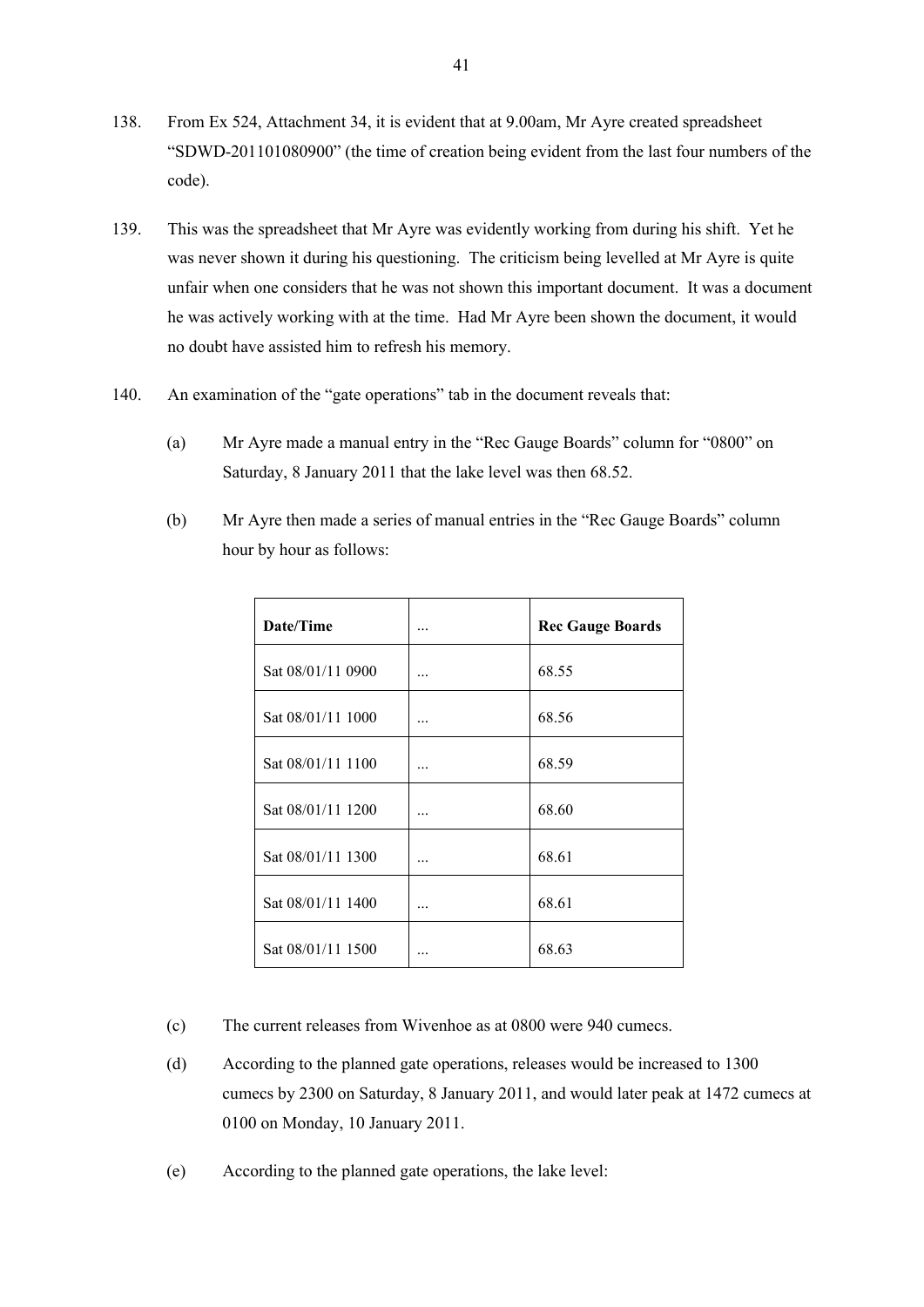138. From Ex 524, Attachment 34, it is evident that at 9.00am, Mr Ayre created spreadsheet "SDWD-201101080900" (the time of creation being evident from the last four numbers of the code).

139. This was the spreadsheet that Mr Ayre was evidently working from during his shift. Yet he was never shown it during his questioning. The criticism being levelled at Mr Ayre is quite unfair when one considers that he was not shown this important document. It was a document he was actively working with at the time. Had Mr Ayre been shown the document, it would no doubt have assisted him to refresh his memory.

140. An examination of the "gate operations" tab in the document reveals that:

    (a) Mr Ayre made a manual entry in the "Rec Gauge Boards" column for "0800" on Saturday, 8 January 2011 that the lake level was then 68.52.

    (b) Mr Ayre then made a series of manual entries in the "Rec Gauge Boards" column hour by hour as follows:

| Date/Time | ... | Rec Gauge Boards |
|---|---|---|
| Sat 08/01/11 0900 | ... | 68.55 |
| Sat 08/01/11 1000 | ... | 68.56 |
| Sat 08/01/11 1100 | ... | 68.59 |
| Sat 08/01/11 1200 | ... | 68.60 |
| Sat 08/01/11 1300 | ... | 68.61 |
| Sat 08/01/11 1400 | ... | 68.61 |
| Sat 08/01/11 1500 | ... | 68.63 |

    (c) The current releases from Wivenhoe as at 0800 were 940 cumecs.

    (d) According to the planned gate operations, releases would be increased to 1300 cumecs by 2300 on Saturday, 8 January 2011, and would later peak at 1472 cumecs at 0100 on Monday, 10 January 2011.

    (e) According to the planned gate operations, the lake level: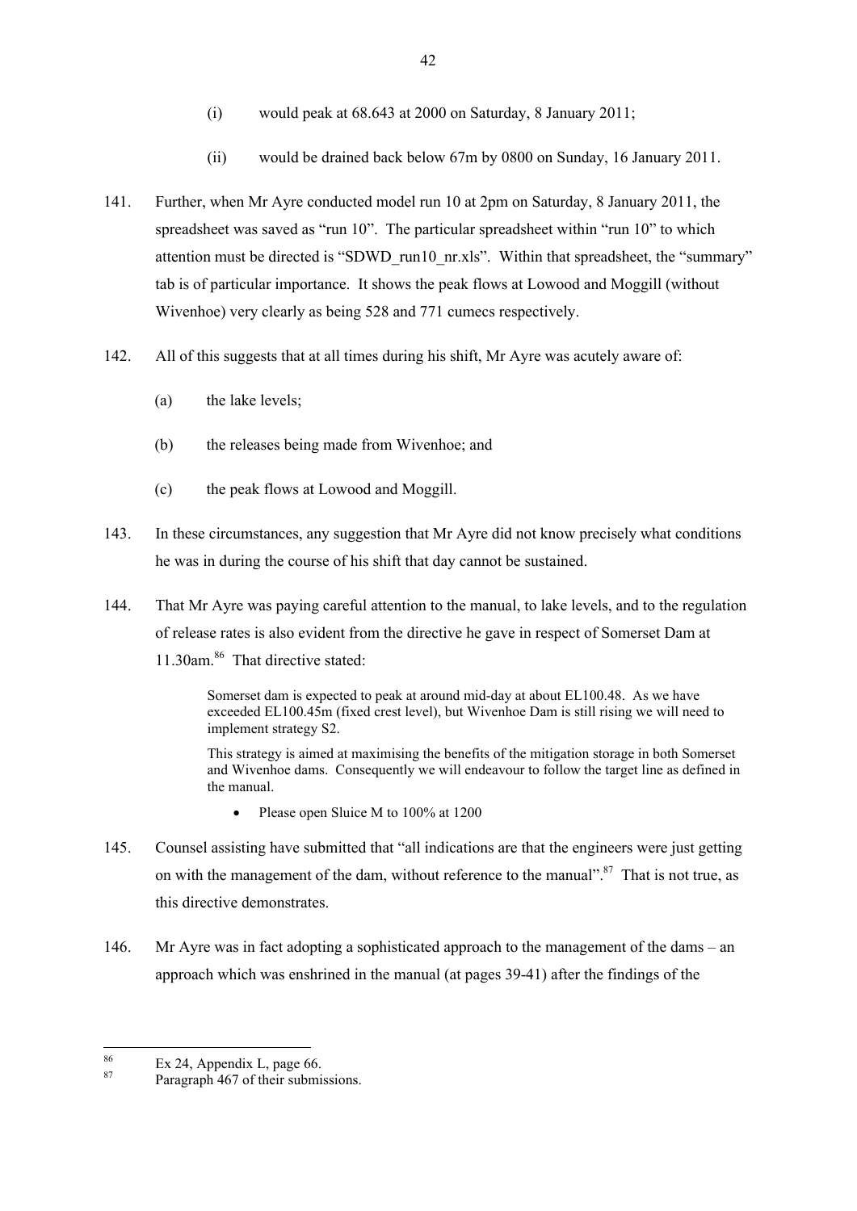(i) would peak at 68.643 at 2000 on Saturday, 8 January 2011;

(ii) would be drained back below 67m by 0800 on Sunday, 16 January 2011.

141. Further, when Mr Ayre conducted model run 10 at 2pm on Saturday, 8 January 2011, the spreadsheet was saved as "run 10". The particular spreadsheet within "run 10" to which attention must be directed is "SDWD_run10_nr.xls". Within that spreadsheet, the "summary" tab is of particular importance. It shows the peak flows at Lowood and Moggill (without Wivenhoe) very clearly as being 528 and 771 cumecs respectively.

142. All of this suggests that at all times during his shift, Mr Ayre was acutely aware of:

(a) the lake levels;

(b) the releases being made from Wivenhoe; and

(c) the peak flows at Lowood and Moggill.

143. In these circumstances, any suggestion that Mr Ayre did not know precisely what conditions he was in during the course of his shift that day cannot be sustained.

144. That Mr Ayre was paying careful attention to the manual, to lake levels, and to the regulation of release rates is also evident from the directive he gave in respect of Somerset Dam at 11.30am.[86] That directive stated:

> Somerset dam is expected to peak at around mid-day at about EL100.48. As we have exceeded EL100.45m (fixed crest level), but Wivenhoe Dam is still rising we will need to implement strategy S2.
>
> This strategy is aimed at maximising the benefits of the mitigation storage in both Somerset and Wivenhoe dams. Consequently we will endeavour to follow the target line as defined in the manual.
>
> - Please open Sluice M to 100% at 1200

145. Counsel assisting have submitted that "all indications are that the engineers were just getting on with the management of the dam, without reference to the manual".[87] That is not true, as this directive demonstrates.

146. Mr Ayre was in fact adopting a sophisticated approach to the management of the dams – an approach which was enshrined in the manual (at pages 39-41) after the findings of the

---

[86] Ex 24, Appendix L, page 66.

[87] Paragraph 467 of their submissions.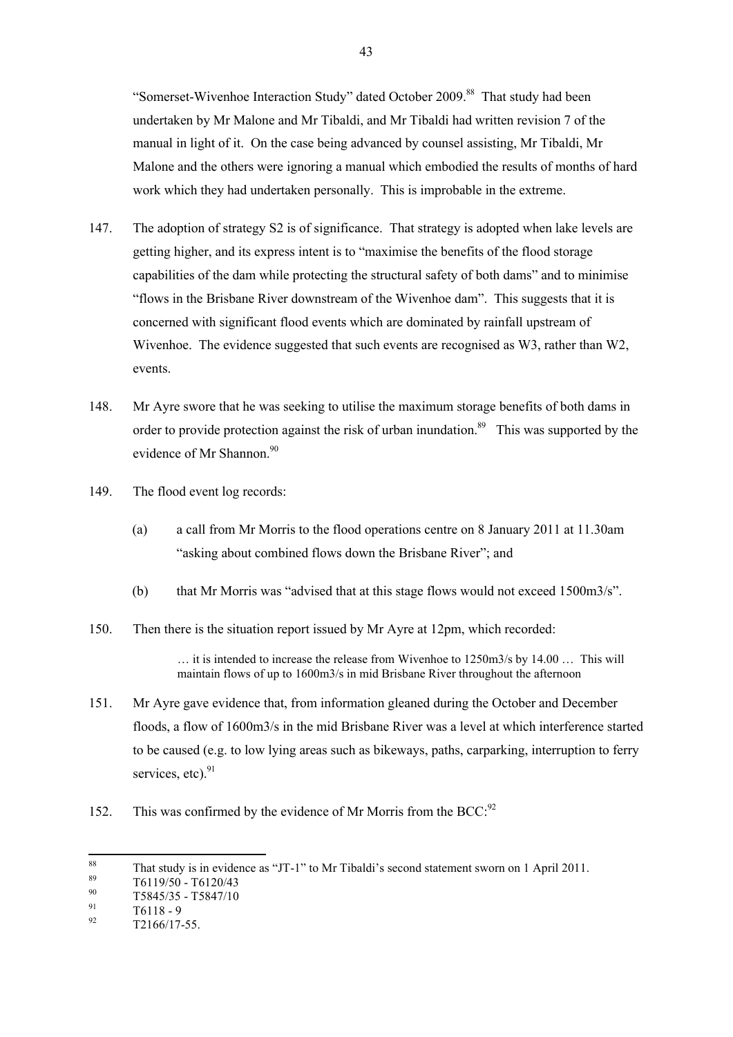"Somerset-Wivenhoe Interaction Study" dated October 2009.[88] That study had been undertaken by Mr Malone and Mr Tibaldi, and Mr Tibaldi had written revision 7 of the manual in light of it. On the case being advanced by counsel assisting, Mr Tibaldi, Mr Malone and the others were ignoring a manual which embodied the results of months of hard work which they had undertaken personally. This is improbable in the extreme.

147. The adoption of strategy S2 is of significance. That strategy is adopted when lake levels are getting higher, and its express intent is to "maximise the benefits of the flood storage capabilities of the dam while protecting the structural safety of both dams" and to minimise "flows in the Brisbane River downstream of the Wivenhoe dam". This suggests that it is concerned with significant flood events which are dominated by rainfall upstream of Wivenhoe. The evidence suggested that such events are recognised as W3, rather than W2, events.

148. Mr Ayre swore that he was seeking to utilise the maximum storage benefits of both dams in order to provide protection against the risk of urban inundation.[89] This was supported by the evidence of Mr Shannon.[90]

149. The flood event log records:

   (a) a call from Mr Morris to the flood operations centre on 8 January 2011 at 11.30am "asking about combined flows down the Brisbane River"; and

   (b) that Mr Morris was "advised that at this stage flows would not exceed 1500m3/s".

150. Then there is the situation report issued by Mr Ayre at 12pm, which recorded:

> … it is intended to increase the release from Wivenhoe to 1250m3/s by 14.00 … This will maintain flows of up to 1600m3/s in mid Brisbane River throughout the afternoon

151. Mr Ayre gave evidence that, from information gleaned during the October and December floods, a flow of 1600m3/s in the mid Brisbane River was a level at which interference started to be caused (e.g. to low lying areas such as bikeways, paths, carparking, interruption to ferry services, etc).[91]

152. This was confirmed by the evidence of Mr Morris from the BCC:[92]

---

[88] That study is in evidence as "JT-1" to Mr Tibaldi's second statement sworn on 1 April 2011.

[89] T6119/50 - T6120/43

[90] T5845/35 - T5847/10

[91] T6118 - 9

[92] T2166/17-55.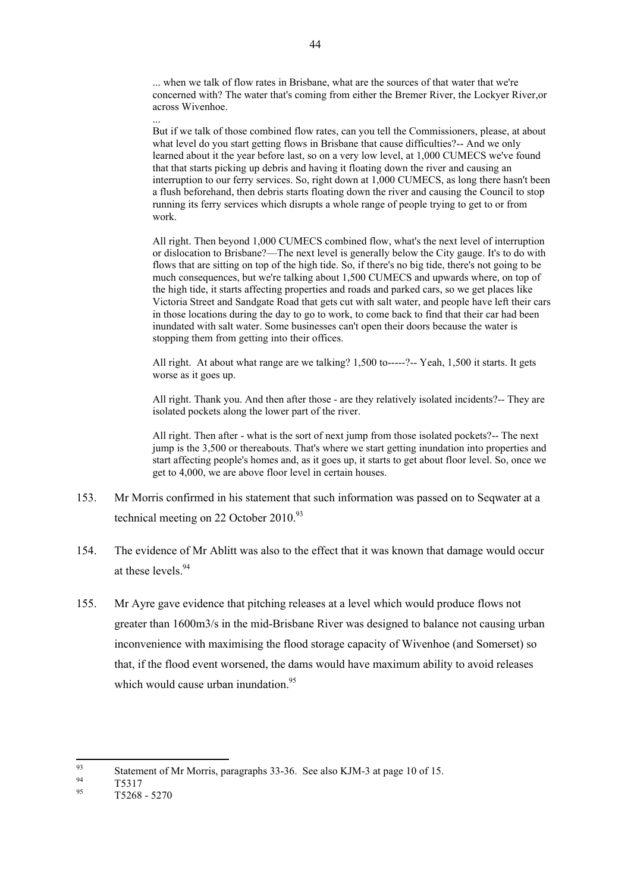> ... when we talk of flow rates in Brisbane, what are the sources of that water that we're concerned with? The water that's coming from either the Bremer River, the Lockyer River,or across Wivenhoe.
>
> ...
>
> But if we talk of those combined flow rates, can you tell the Commissioners, please, at about what level do you start getting flows in Brisbane that cause difficulties?-- And we only learned about it the year before last, so on a very low level, at 1,000 CUMECS we've found that that starts picking up debris and having it floating down the river and causing an interruption to our ferry services. So, right down at 1,000 CUMECS, as long there hasn't been a flush beforehand, then debris starts floating down the river and causing the Council to stop running its ferry services which disrupts a whole range of people trying to get to or from work.
>
> All right. Then beyond 1,000 CUMECS combined flow, what's the next level of interruption or dislocation to Brisbane?—The next level is generally below the City gauge. It's to do with flows that are sitting on top of the high tide. So, if there's no big tide, there's not going to be much consequences, but we're talking about 1,500 CUMECS and upwards where, on top of the high tide, it starts affecting properties and roads and parked cars, so we get places like Victoria Street and Sandgate Road that gets cut with salt water, and people have left their cars in those locations during the day to go to work, to come back to find that their car had been inundated with salt water. Some businesses can't open their doors because the water is stopping them from getting into their offices.
>
> All right. At about what range are we talking? 1,500 to-----?-- Yeah, 1,500 it starts. It gets worse as it goes up.
>
> All right. Thank you. And then after those - are they relatively isolated incidents?-- They are isolated pockets along the lower part of the river.
>
> All right. Then after - what is the sort of next jump from those isolated pockets?-- The next jump is the 3,500 or thereabouts. That's where we start getting inundation into properties and start affecting people's homes and, as it goes up, it starts to get about floor level. So, once we get to 4,000, we are above floor level in certain houses.

153. Mr Morris confirmed in his statement that such information was passed on to Seqwater at a technical meeting on 22 October 2010.[93]

154. The evidence of Mr Ablitt was also to the effect that it was known that damage would occur at these levels.[94]

155. Mr Ayre gave evidence that pitching releases at a level which would produce flows not greater than 1600m3/s in the mid-Brisbane River was designed to balance not causing urban inconvenience with maximising the flood storage capacity of Wivenhoe (and Somerset) so that, if the flood event worsened, the dams would have maximum ability to avoid releases which would cause urban inundation.[95]

---

[93] Statement of Mr Morris, paragraphs 33-36. See also KJM-3 at page 10 of 15.

[94] T5317

[95] T5268 - 5270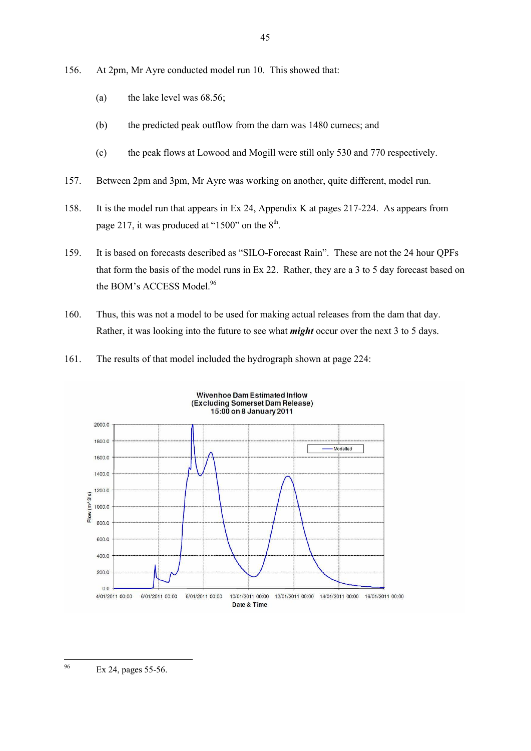156. At 2pm, Mr Ayre conducted model run 10. This showed that:

    (a) the lake level was 68.56;

    (b) the predicted peak outflow from the dam was 1480 cumecs; and

    (c) the peak flows at Lowood and Mogill were still only 530 and 770 respectively.

157. Between 2pm and 3pm, Mr Ayre was working on another, quite different, model run.

158. It is the model run that appears in Ex 24, Appendix K at pages 217-224. As appears from page 217, it was produced at "1500" on the 8th.

159. It is based on forecasts described as "SILO-Forecast Rain". These are not the 24 hour QPFs that form the basis of the model runs in Ex 22. Rather, they are a 3 to 5 day forecast based on the BOM's ACCESS Model.[96]

160. Thus, this was not a model to be used for making actual releases from the dam that day. Rather, it was looking into the future to see what ***might*** occur over the next 3 to 5 days.

161. The results of that model included the hydrograph shown at page 224:

Wivenhoe Dam Estimated Inflow (Excluding Somerset Dam Release) 15:00 on 8 January 2011

---

[96] Ex 24, pages 55-56.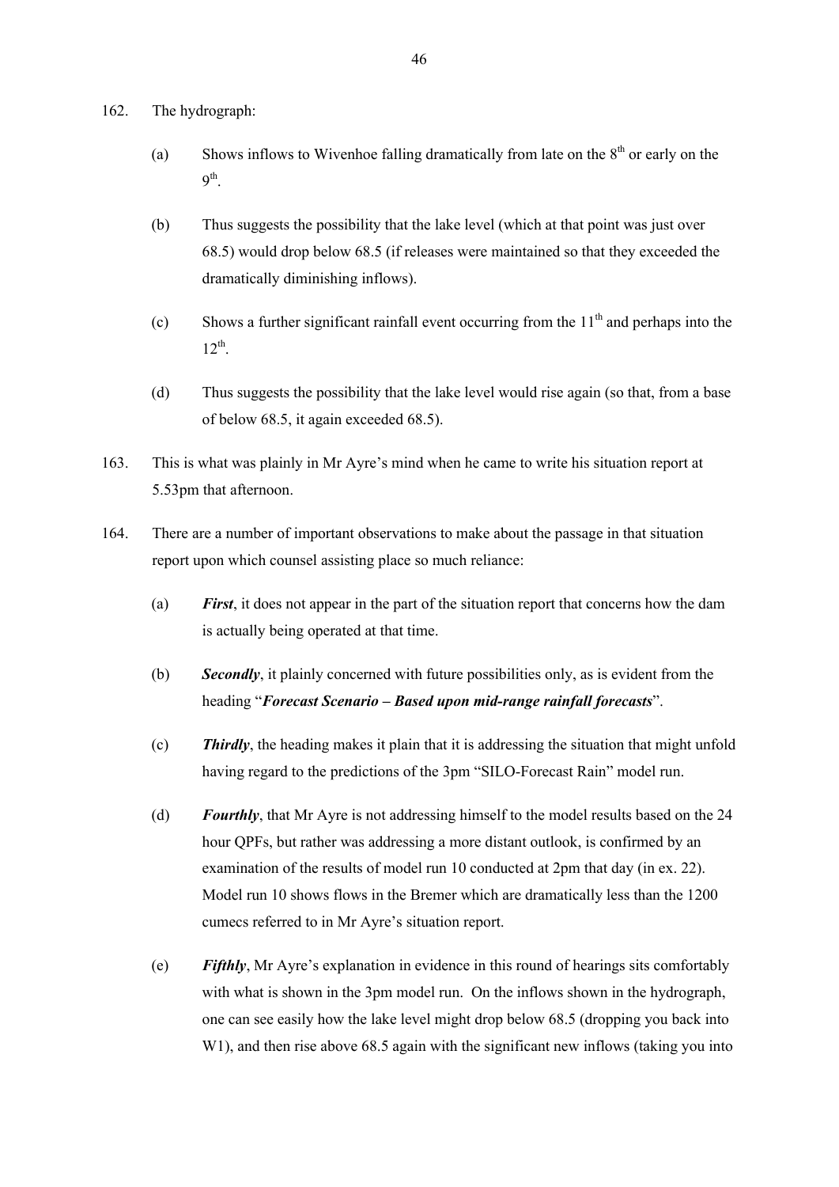162. The hydrograph:

   (a) Shows inflows to Wivenhoe falling dramatically from late on the 8th or early on the 9th.

   (b) Thus suggests the possibility that the lake level (which at that point was just over 68.5) would drop below 68.5 (if releases were maintained so that they exceeded the dramatically diminishing inflows).

   (c) Shows a further significant rainfall event occurring from the 11th and perhaps into the 12th.

   (d) Thus suggests the possibility that the lake level would rise again (so that, from a base of below 68.5, it again exceeded 68.5).

163. This is what was plainly in Mr Ayre's mind when he came to write his situation report at 5.53pm that afternoon.

164. There are a number of important observations to make about the passage in that situation report upon which counsel assisting place so much reliance:

   (a) ***First***, it does not appear in the part of the situation report that concerns how the dam is actually being operated at that time.

   (b) ***Secondly***, it plainly concerned with future possibilities only, as is evident from the heading "***Forecast Scenario – Based upon mid-range rainfall forecasts***".

   (c) ***Thirdly***, the heading makes it plain that it is addressing the situation that might unfold having regard to the predictions of the 3pm "SILO-Forecast Rain" model run.

   (d) ***Fourthly***, that Mr Ayre is not addressing himself to the model results based on the 24 hour QPFs, but rather was addressing a more distant outlook, is confirmed by an examination of the results of model run 10 conducted at 2pm that day (in ex. 22). Model run 10 shows flows in the Bremer which are dramatically less than the 1200 cumecs referred to in Mr Ayre's situation report.

   (e) ***Fifthly***, Mr Ayre's explanation in evidence in this round of hearings sits comfortably with what is shown in the 3pm model run. On the inflows shown in the hydrograph, one can see easily how the lake level might drop below 68.5 (dropping you back into W1), and then rise above 68.5 again with the significant new inflows (taking you into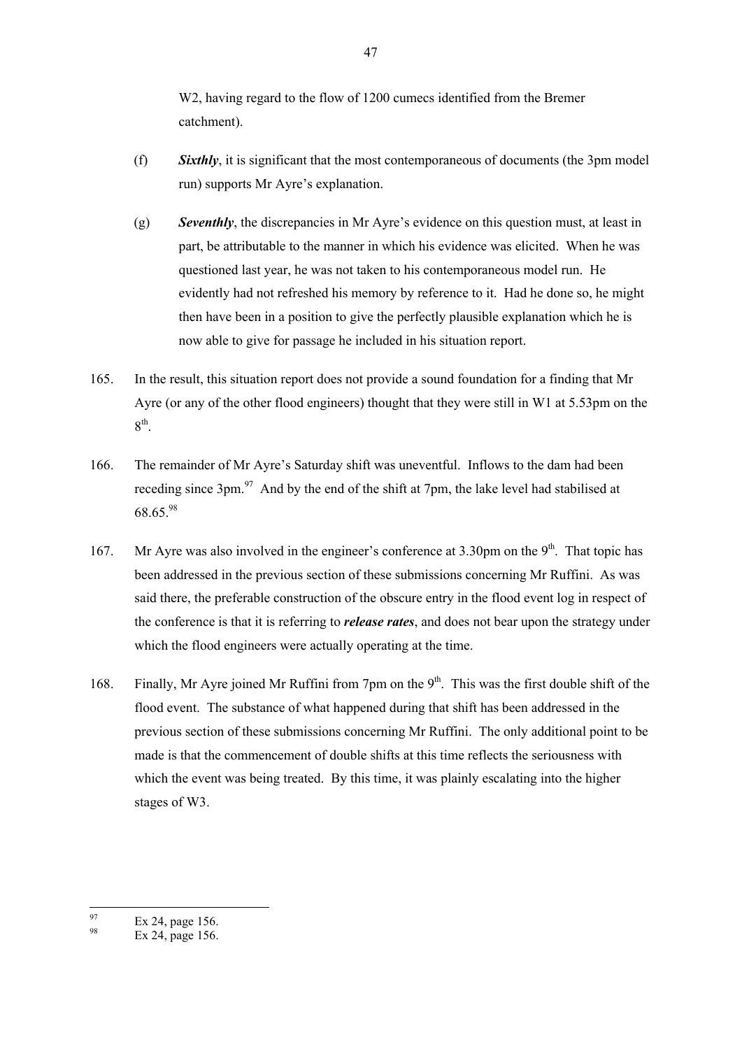W2, having regard to the flow of 1200 cumecs identified from the Bremer catchment).

(f) ***Sixthly***, it is significant that the most contemporaneous of documents (the 3pm model run) supports Mr Ayre's explanation.

(g) ***Seventhly***, the discrepancies in Mr Ayre's evidence on this question must, at least in part, be attributable to the manner in which his evidence was elicited. When he was questioned last year, he was not taken to his contemporaneous model run. He evidently had not refreshed his memory by reference to it. Had he done so, he might then have been in a position to give the perfectly plausible explanation which he is now able to give for passage he included in his situation report.

165. In the result, this situation report does not provide a sound foundation for a finding that Mr Ayre (or any of the other flood engineers) thought that they were still in W1 at 5.53pm on the 8th.

166. The remainder of Mr Ayre's Saturday shift was uneventful. Inflows to the dam had been receding since 3pm.[97] And by the end of the shift at 7pm, the lake level had stabilised at 68.65.[98]

167. Mr Ayre was also involved in the engineer's conference at 3.30pm on the 9th. That topic has been addressed in the previous section of these submissions concerning Mr Ruffini. As was said there, the preferable construction of the obscure entry in the flood event log in respect of the conference is that it is referring to ***release rates***, and does not bear upon the strategy under which the flood engineers were actually operating at the time.

168. Finally, Mr Ayre joined Mr Ruffini from 7pm on the 9th. This was the first double shift of the flood event. The substance of what happened during that shift has been addressed in the previous section of these submissions concerning Mr Ruffini. The only additional point to be made is that the commencement of double shifts at this time reflects the seriousness with which the event was being treated. By this time, it was plainly escalating into the higher stages of W3.

---

[97] Ex 24, page 156.

[98] Ex 24, page 156.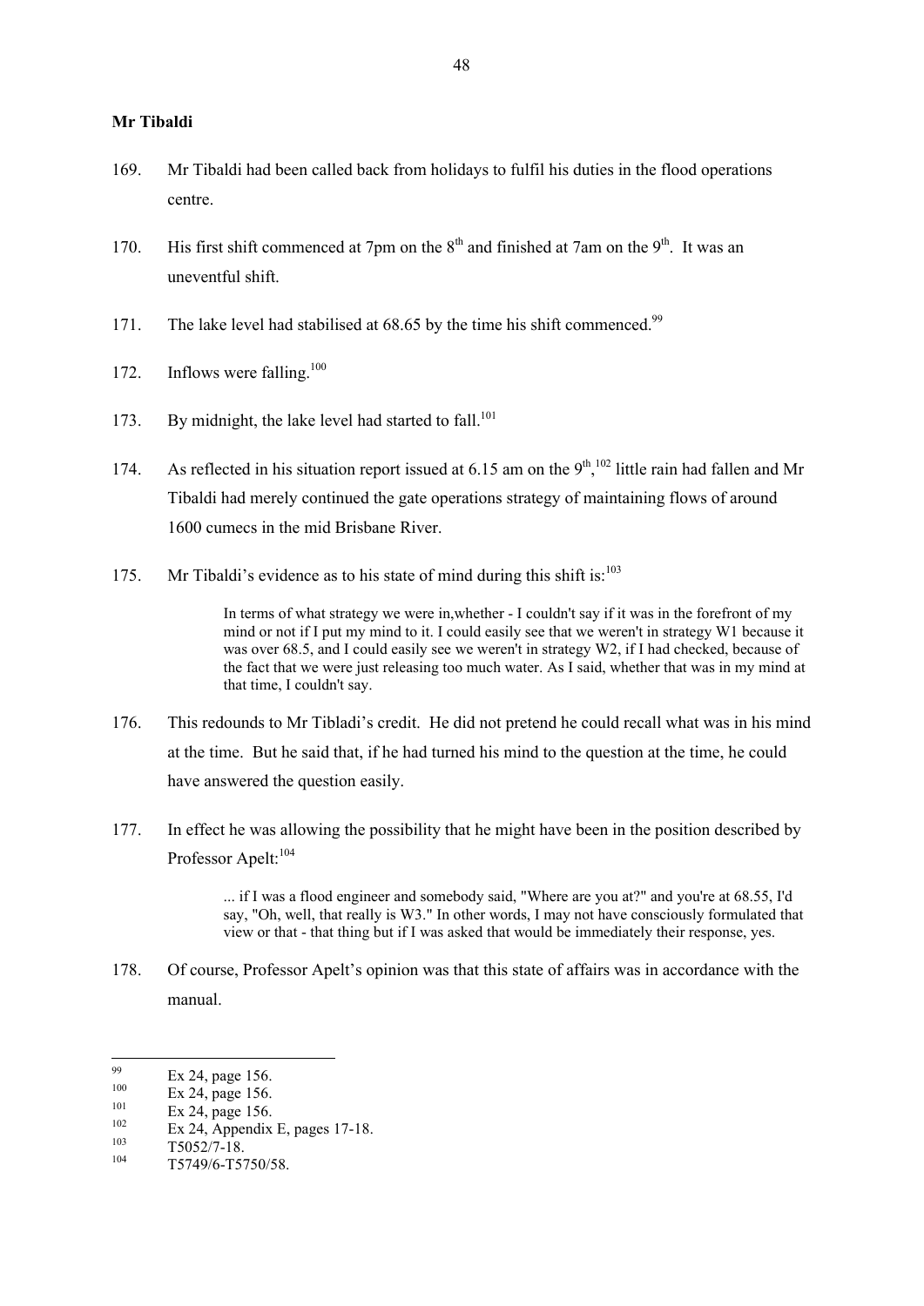**Mr Tibaldi**

169. Mr Tibaldi had been called back from holidays to fulfil his duties in the flood operations centre.

170. His first shift commenced at 7pm on the 8th and finished at 7am on the 9th. It was an uneventful shift.

171. The lake level had stabilised at 68.65 by the time his shift commenced.[99]

172. Inflows were falling.[100]

173. By midnight, the lake level had started to fall.[101]

174. As reflected in his situation report issued at 6.15 am on the 9th,[102] little rain had fallen and Mr Tibaldi had merely continued the gate operations strategy of maintaining flows of around 1600 cumecs in the mid Brisbane River.

175. Mr Tibaldi's evidence as to his state of mind during this shift is:[103]

> In terms of what strategy we were in,whether - I couldn't say if it was in the forefront of my mind or not if I put my mind to it. I could easily see that we weren't in strategy W1 because it was over 68.5, and I could easily see we weren't in strategy W2, if I had checked, because of the fact that we were just releasing too much water. As I said, whether that was in my mind at that time, I couldn't say.

176. This redounds to Mr Tibladi's credit. He did not pretend he could recall what was in his mind at the time. But he said that, if he had turned his mind to the question at the time, he could have answered the question easily.

177. In effect he was allowing the possibility that he might have been in the position described by Professor Apelt:[104]

> ... if I was a flood engineer and somebody said, "Where are you at?" and you're at 68.55, I'd say, "Oh, well, that really is W3." In other words, I may not have consciously formulated that view or that - that thing but if I was asked that would be immediately their response, yes.

178. Of course, Professor Apelt's opinion was that this state of affairs was in accordance with the manual.

---

[99] Ex 24, page 156.

[100] Ex 24, page 156.

[101] Ex 24, page 156.

[102] Ex 24, Appendix E, pages 17-18.

[103] T5052/7-18.

[104] T5749/6-T5750/58.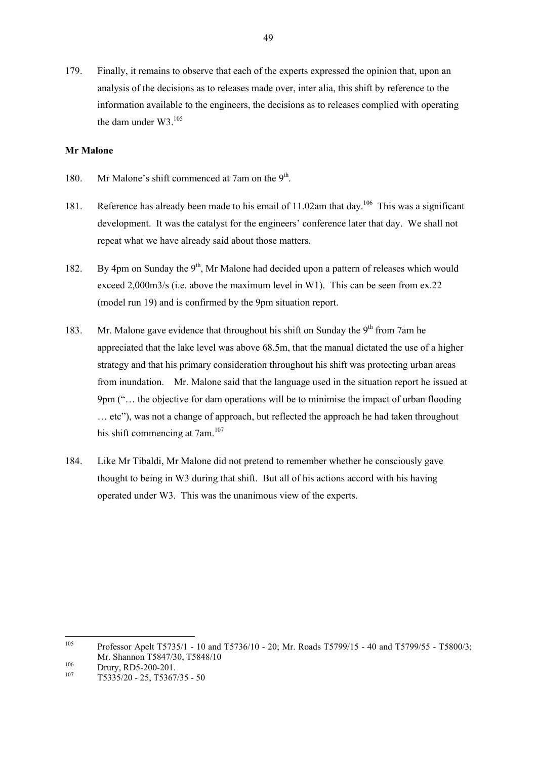179. Finally, it remains to observe that each of the experts expressed the opinion that, upon an analysis of the decisions as to releases made over, inter alia, this shift by reference to the information available to the engineers, the decisions as to releases complied with operating the dam under W3.[105]

**Mr Malone**

180. Mr Malone's shift commenced at 7am on the 9th.

181. Reference has already been made to his email of 11.02am that day.[106] This was a significant development. It was the catalyst for the engineers' conference later that day. We shall not repeat what we have already said about those matters.

182. By 4pm on Sunday the 9th, Mr Malone had decided upon a pattern of releases which would exceed 2,000m3/s (i.e. above the maximum level in W1). This can be seen from ex.22 (model run 19) and is confirmed by the 9pm situation report.

183. Mr. Malone gave evidence that throughout his shift on Sunday the 9th from 7am he appreciated that the lake level was above 68.5m, that the manual dictated the use of a higher strategy and that his primary consideration throughout his shift was protecting urban areas from inundation. Mr. Malone said that the language used in the situation report he issued at 9pm ("… the objective for dam operations will be to minimise the impact of urban flooding … etc"), was not a change of approach, but reflected the approach he had taken throughout his shift commencing at 7am.[107]

184. Like Mr Tibaldi, Mr Malone did not pretend to remember whether he consciously gave thought to being in W3 during that shift. But all of his actions accord with his having operated under W3. This was the unanimous view of the experts.

---

[105] Professor Apelt T5735/1 - 10 and T5736/10 - 20; Mr. Roads T5799/15 - 40 and T5799/55 - T5800/3; Mr. Shannon T5847/30, T5848/10

[106] Drury, RD5-200-201.

[107] T5335/20 - 25, T5367/35 - 50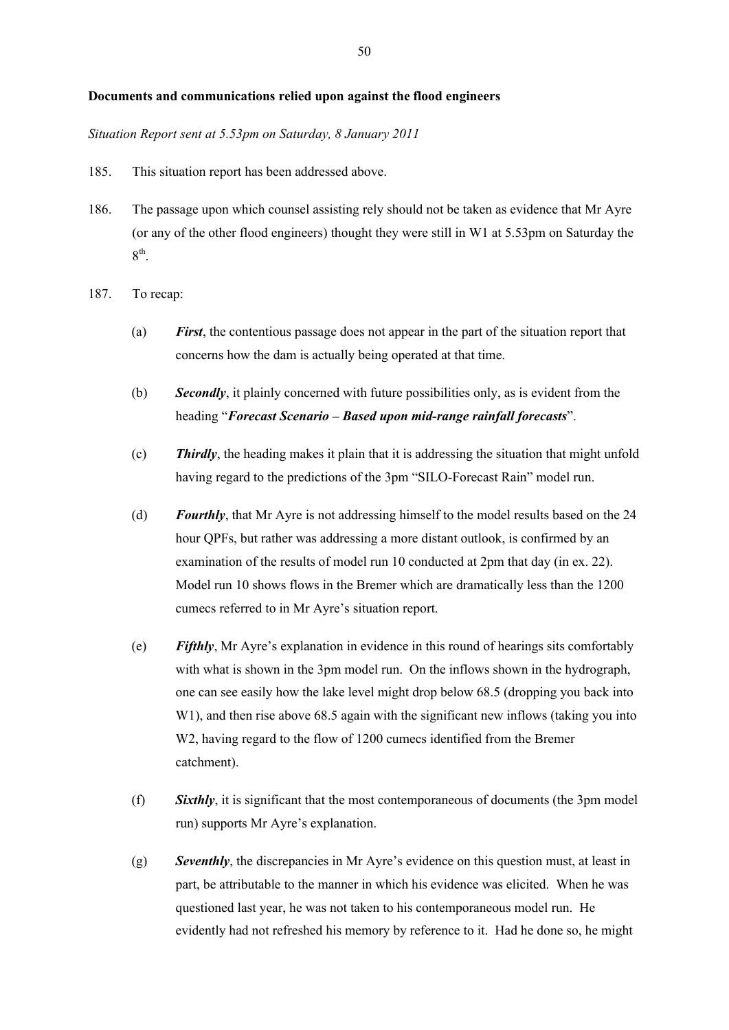**Documents and communications relied upon against the flood engineers**

*Situation Report sent at 5.53pm on Saturday, 8 January 2011*

185. This situation report has been addressed above.

186. The passage upon which counsel assisting rely should not be taken as evidence that Mr Ayre (or any of the other flood engineers) thought they were still in W1 at 5.53pm on Saturday the 8th.

187. To recap:

   (a) ***First***, the contentious passage does not appear in the part of the situation report that concerns how the dam is actually being operated at that time.

   (b) ***Secondly***, it plainly concerned with future possibilities only, as is evident from the heading "***Forecast Scenario – Based upon mid-range rainfall forecasts***".

   (c) ***Thirdly***, the heading makes it plain that it is addressing the situation that might unfold having regard to the predictions of the 3pm "SILO-Forecast Rain" model run.

   (d) ***Fourthly***, that Mr Ayre is not addressing himself to the model results based on the 24 hour QPFs, but rather was addressing a more distant outlook, is confirmed by an examination of the results of model run 10 conducted at 2pm that day (in ex. 22). Model run 10 shows flows in the Bremer which are dramatically less than the 1200 cumecs referred to in Mr Ayre's situation report.

   (e) ***Fifthly***, Mr Ayre's explanation in evidence in this round of hearings sits comfortably with what is shown in the 3pm model run. On the inflows shown in the hydrograph, one can see easily how the lake level might drop below 68.5 (dropping you back into W1), and then rise above 68.5 again with the significant new inflows (taking you into W2, having regard to the flow of 1200 cumecs identified from the Bremer catchment).

   (f) ***Sixthly***, it is significant that the most contemporaneous of documents (the 3pm model run) supports Mr Ayre's explanation.

   (g) ***Seventhly***, the discrepancies in Mr Ayre's evidence on this question must, at least in part, be attributable to the manner in which his evidence was elicited. When he was questioned last year, he was not taken to his contemporaneous model run. He evidently had not refreshed his memory by reference to it. Had he done so, he might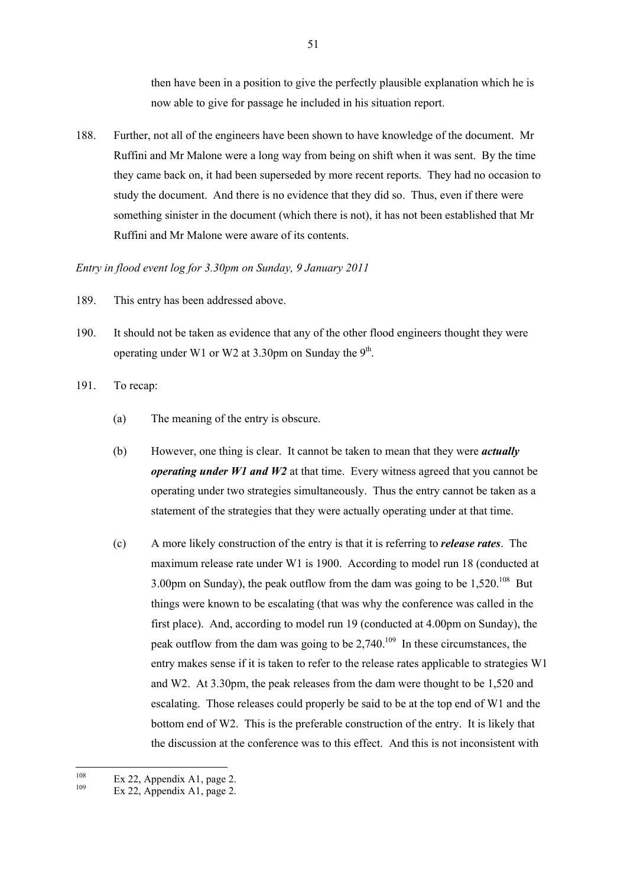then have been in a position to give the perfectly plausible explanation which he is now able to give for passage he included in his situation report.

188. Further, not all of the engineers have been shown to have knowledge of the document. Mr Ruffini and Mr Malone were a long way from being on shift when it was sent. By the time they came back on, it had been superseded by more recent reports. They had no occasion to study the document. And there is no evidence that they did so. Thus, even if there were something sinister in the document (which there is not), it has not been established that Mr Ruffini and Mr Malone were aware of its contents.

*Entry in flood event log for 3.30pm on Sunday, 9 January 2011*

189. This entry has been addressed above.

190. It should not be taken as evidence that any of the other flood engineers thought they were operating under W1 or W2 at 3.30pm on Sunday the 9th.

191. To recap:

(a) The meaning of the entry is obscure.

(b) However, one thing is clear. It cannot be taken to mean that they were ***actually operating under W1 and W2*** at that time. Every witness agreed that you cannot be operating under two strategies simultaneously. Thus the entry cannot be taken as a statement of the strategies that they were actually operating under at that time.

(c) A more likely construction of the entry is that it is referring to ***release rates***. The maximum release rate under W1 is 1900. According to model run 18 (conducted at 3.00pm on Sunday), the peak outflow from the dam was going to be 1,520.[108] But things were known to be escalating (that was why the conference was called in the first place). And, according to model run 19 (conducted at 4.00pm on Sunday), the peak outflow from the dam was going to be 2,740.[109] In these circumstances, the entry makes sense if it is taken to refer to the release rates applicable to strategies W1 and W2. At 3.30pm, the peak releases from the dam were thought to be 1,520 and escalating. Those releases could properly be said to be at the top end of W1 and the bottom end of W2. This is the preferable construction of the entry. It is likely that the discussion at the conference was to this effect. And this is not inconsistent with

[108] Ex 22, Appendix A1, page 2.

[109] Ex 22, Appendix A1, page 2.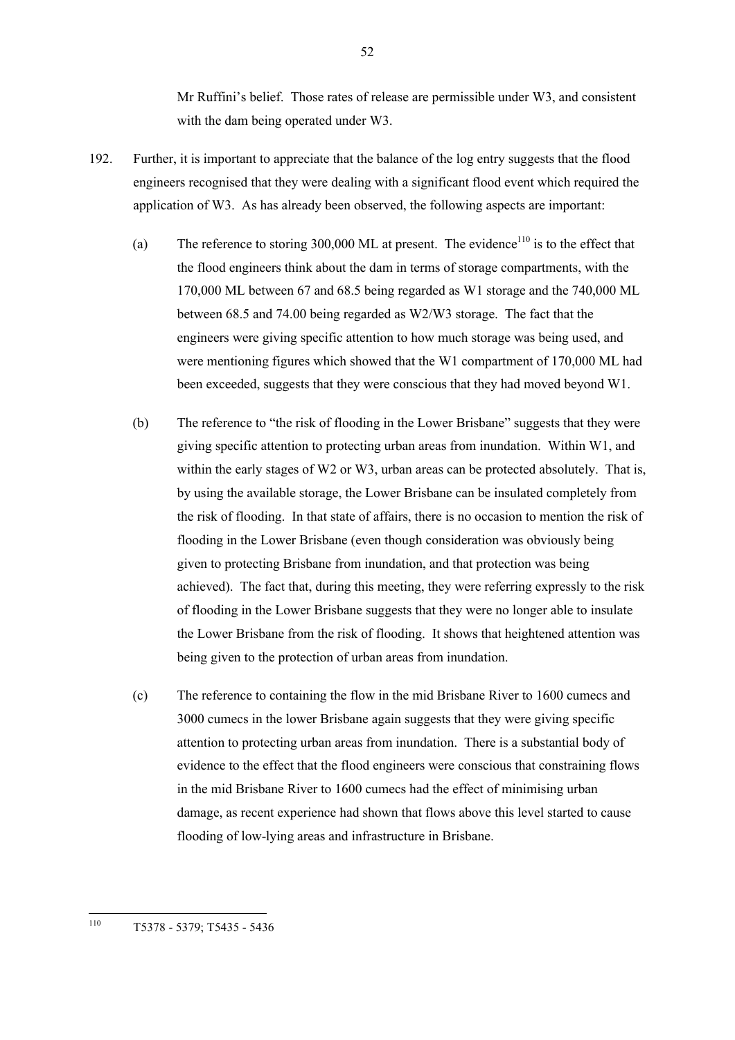Mr Ruffini's belief. Those rates of release are permissible under W3, and consistent with the dam being operated under W3.

192. Further, it is important to appreciate that the balance of the log entry suggests that the flood engineers recognised that they were dealing with a significant flood event which required the application of W3. As has already been observed, the following aspects are important:

(a) The reference to storing 300,000 ML at present. The evidence[110] is to the effect that the flood engineers think about the dam in terms of storage compartments, with the 170,000 ML between 67 and 68.5 being regarded as W1 storage and the 740,000 ML between 68.5 and 74.00 being regarded as W2/W3 storage. The fact that the engineers were giving specific attention to how much storage was being used, and were mentioning figures which showed that the W1 compartment of 170,000 ML had been exceeded, suggests that they were conscious that they had moved beyond W1.

(b) The reference to "the risk of flooding in the Lower Brisbane" suggests that they were giving specific attention to protecting urban areas from inundation. Within W1, and within the early stages of W2 or W3, urban areas can be protected absolutely. That is, by using the available storage, the Lower Brisbane can be insulated completely from the risk of flooding. In that state of affairs, there is no occasion to mention the risk of flooding in the Lower Brisbane (even though consideration was obviously being given to protecting Brisbane from inundation, and that protection was being achieved). The fact that, during this meeting, they were referring expressly to the risk of flooding in the Lower Brisbane suggests that they were no longer able to insulate the Lower Brisbane from the risk of flooding. It shows that heightened attention was being given to the protection of urban areas from inundation.

(c) The reference to containing the flow in the mid Brisbane River to 1600 cumecs and 3000 cumecs in the lower Brisbane again suggests that they were giving specific attention to protecting urban areas from inundation. There is a substantial body of evidence to the effect that the flood engineers were conscious that constraining flows in the mid Brisbane River to 1600 cumecs had the effect of minimising urban damage, as recent experience had shown that flows above this level started to cause flooding of low-lying areas and infrastructure in Brisbane.

---

[110] T5378 - 5379; T5435 - 5436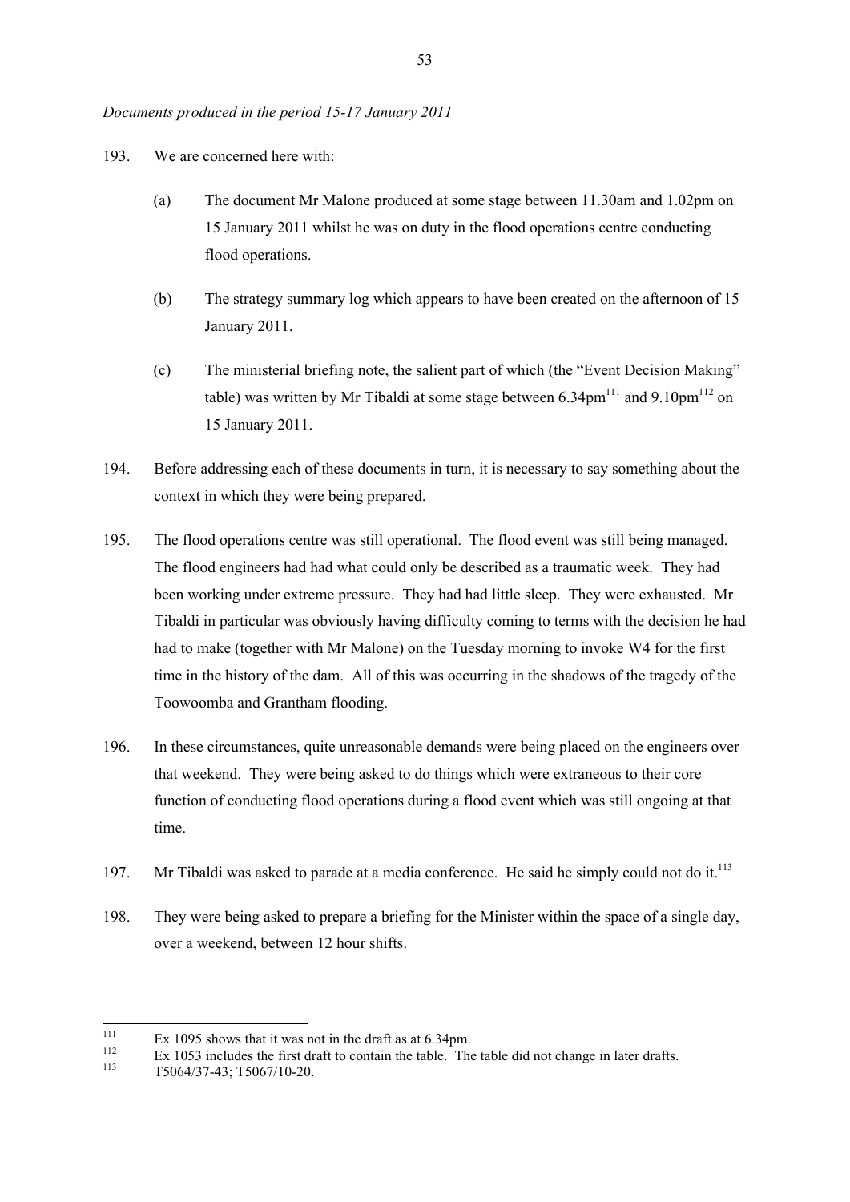*Documents produced in the period 15-17 January 2011*

193. We are concerned here with:

   (a) The document Mr Malone produced at some stage between 11.30am and 1.02pm on 15 January 2011 whilst he was on duty in the flood operations centre conducting flood operations.

   (b) The strategy summary log which appears to have been created on the afternoon of 15 January 2011.

   (c) The ministerial briefing note, the salient part of which (the "Event Decision Making" table) was written by Mr Tibaldi at some stage between 6.34pm[111] and 9.10pm[112] on 15 January 2011.

194. Before addressing each of these documents in turn, it is necessary to say something about the context in which they were being prepared.

195. The flood operations centre was still operational. The flood event was still being managed. The flood engineers had had what could only be described as a traumatic week. They had been working under extreme pressure. They had had little sleep. They were exhausted. Mr Tibaldi in particular was obviously having difficulty coming to terms with the decision he had had to make (together with Mr Malone) on the Tuesday morning to invoke W4 for the first time in the history of the dam. All of this was occurring in the shadows of the tragedy of the Toowoomba and Grantham flooding.

196. In these circumstances, quite unreasonable demands were being placed on the engineers over that weekend. They were being asked to do things which were extraneous to their core function of conducting flood operations during a flood event which was still ongoing at that time.

197. Mr Tibaldi was asked to parade at a media conference. He said he simply could not do it.[113]

198. They were being asked to prepare a briefing for the Minister within the space of a single day, over a weekend, between 12 hour shifts.

---

[111] Ex 1095 shows that it was not in the draft as at 6.34pm.

[112] Ex 1053 includes the first draft to contain the table. The table did not change in later drafts.

[113] T5064/37-43; T5067/10-20.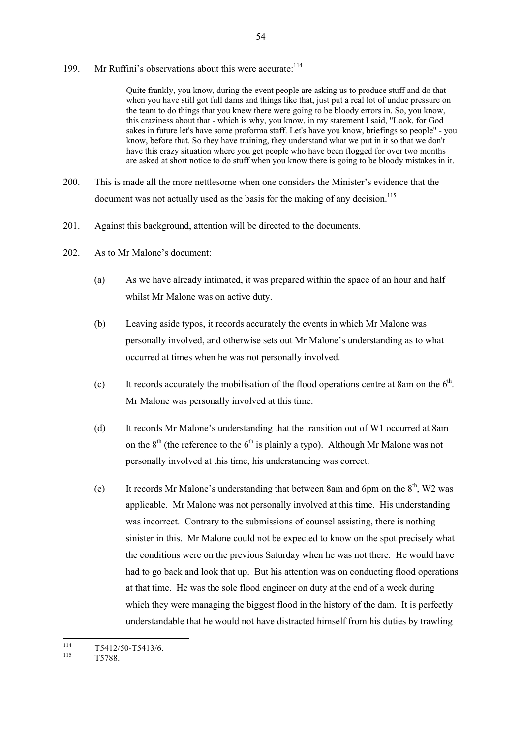199. Mr Ruffini's observations about this were accurate:[114]

> Quite frankly, you know, during the event people are asking us to produce stuff and do that when you have still got full dams and things like that, just put a real lot of undue pressure on the team to do things that you knew there were going to be bloody errors in. So, you know, this craziness about that - which is why, you know, in my statement I said, "Look, for God sakes in future let's have some proforma staff. Let's have you know, briefings so people" - you know, before that. So they have training, they understand what we put in it so that we don't have this crazy situation where you get people who have been flogged for over two months are asked at short notice to do stuff when you know there is going to be bloody mistakes in it.

200. This is made all the more nettlesome when one considers the Minister's evidence that the document was not actually used as the basis for the making of any decision.[115]

201. Against this background, attention will be directed to the documents.

202. As to Mr Malone's document:

(a) As we have already intimated, it was prepared within the space of an hour and half whilst Mr Malone was on active duty.

(b) Leaving aside typos, it records accurately the events in which Mr Malone was personally involved, and otherwise sets out Mr Malone's understanding as to what occurred at times when he was not personally involved.

(c) It records accurately the mobilisation of the flood operations centre at 8am on the 6th. Mr Malone was personally involved at this time.

(d) It records Mr Malone's understanding that the transition out of W1 occurred at 8am on the 8th (the reference to the 6th is plainly a typo). Although Mr Malone was not personally involved at this time, his understanding was correct.

(e) It records Mr Malone's understanding that between 8am and 6pm on the 8th, W2 was applicable. Mr Malone was not personally involved at this time. His understanding was incorrect. Contrary to the submissions of counsel assisting, there is nothing sinister in this. Mr Malone could not be expected to know on the spot precisely what the conditions were on the previous Saturday when he was not there. He would have had to go back and look that up. But his attention was on conducting flood operations at that time. He was the sole flood engineer on duty at the end of a week during which they were managing the biggest flood in the history of the dam. It is perfectly understandable that he would not have distracted himself from his duties by trawling

---

[114] T5412/50-T5413/6.

[115] T5788.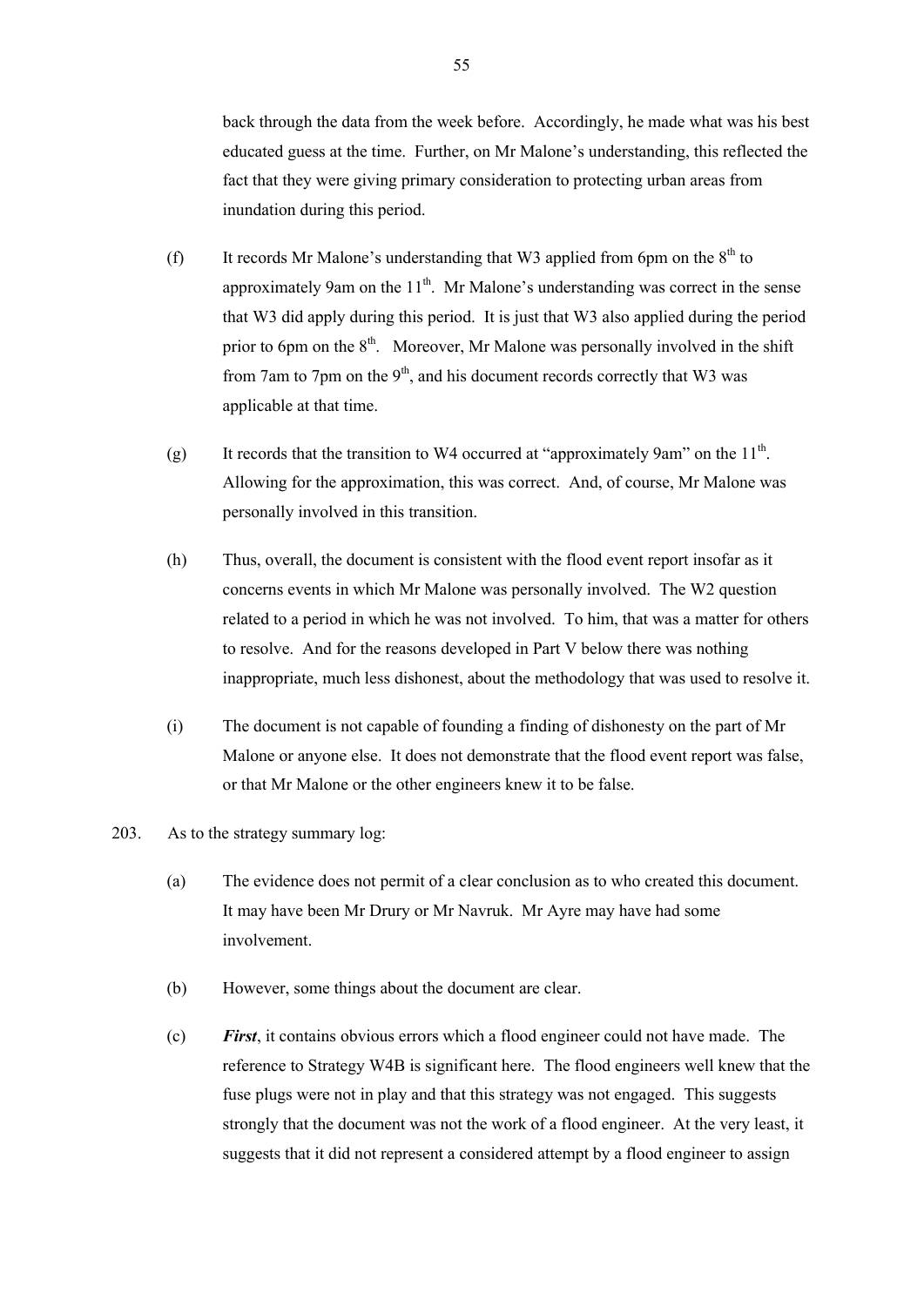back through the data from the week before. Accordingly, he made what was his best educated guess at the time. Further, on Mr Malone's understanding, this reflected the fact that they were giving primary consideration to protecting urban areas from inundation during this period.

(f) It records Mr Malone's understanding that W3 applied from 6pm on the 8th to approximately 9am on the 11th. Mr Malone's understanding was correct in the sense that W3 did apply during this period. It is just that W3 also applied during the period prior to 6pm on the 8th. Moreover, Mr Malone was personally involved in the shift from 7am to 7pm on the 9th, and his document records correctly that W3 was applicable at that time.

(g) It records that the transition to W4 occurred at "approximately 9am" on the 11th. Allowing for the approximation, this was correct. And, of course, Mr Malone was personally involved in this transition.

(h) Thus, overall, the document is consistent with the flood event report insofar as it concerns events in which Mr Malone was personally involved. The W2 question related to a period in which he was not involved. To him, that was a matter for others to resolve. And for the reasons developed in Part V below there was nothing inappropriate, much less dishonest, about the methodology that was used to resolve it.

(i) The document is not capable of founding a finding of dishonesty on the part of Mr Malone or anyone else. It does not demonstrate that the flood event report was false, or that Mr Malone or the other engineers knew it to be false.

203. As to the strategy summary log:

(a) The evidence does not permit of a clear conclusion as to who created this document. It may have been Mr Drury or Mr Navruk. Mr Ayre may have had some involvement.

(b) However, some things about the document are clear.

(c) ***First***, it contains obvious errors which a flood engineer could not have made. The reference to Strategy W4B is significant here. The flood engineers well knew that the fuse plugs were not in play and that this strategy was not engaged. This suggests strongly that the document was not the work of a flood engineer. At the very least, it suggests that it did not represent a considered attempt by a flood engineer to assign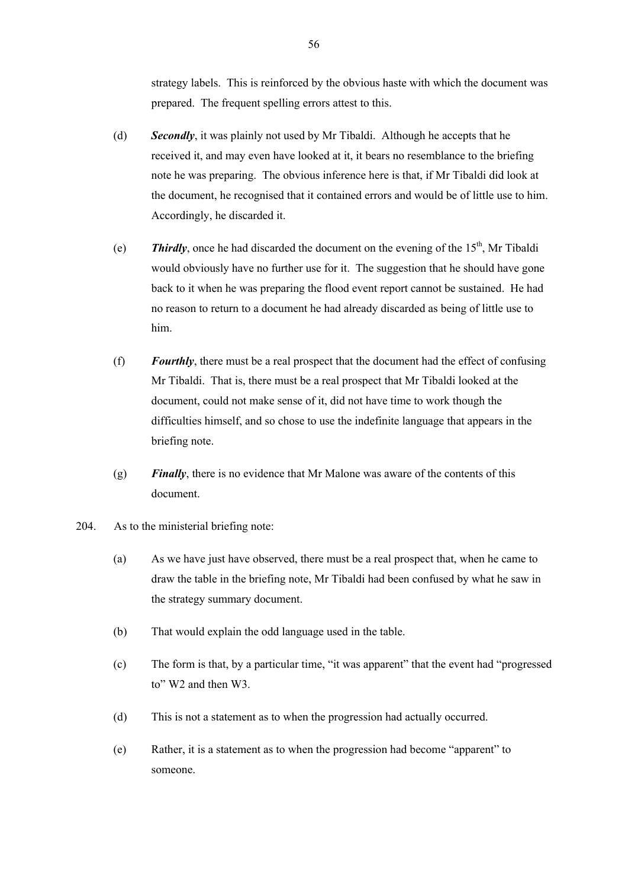strategy labels. This is reinforced by the obvious haste with which the document was prepared. The frequent spelling errors attest to this.

(d) ***Secondly***, it was plainly not used by Mr Tibaldi. Although he accepts that he received it, and may even have looked at it, it bears no resemblance to the briefing note he was preparing. The obvious inference here is that, if Mr Tibaldi did look at the document, he recognised that it contained errors and would be of little use to him. Accordingly, he discarded it.

(e) ***Thirdly***, once he had discarded the document on the evening of the 15th, Mr Tibaldi would obviously have no further use for it. The suggestion that he should have gone back to it when he was preparing the flood event report cannot be sustained. He had no reason to return to a document he had already discarded as being of little use to him.

(f) ***Fourthly***, there must be a real prospect that the document had the effect of confusing Mr Tibaldi. That is, there must be a real prospect that Mr Tibaldi looked at the document, could not make sense of it, did not have time to work though the difficulties himself, and so chose to use the indefinite language that appears in the briefing note.

(g) ***Finally***, there is no evidence that Mr Malone was aware of the contents of this document.

204. As to the ministerial briefing note:

(a) As we have just have observed, there must be a real prospect that, when he came to draw the table in the briefing note, Mr Tibaldi had been confused by what he saw in the strategy summary document.

(b) That would explain the odd language used in the table.

(c) The form is that, by a particular time, "it was apparent" that the event had "progressed to" W2 and then W3.

(d) This is not a statement as to when the progression had actually occurred.

(e) Rather, it is a statement as to when the progression had become "apparent" to someone.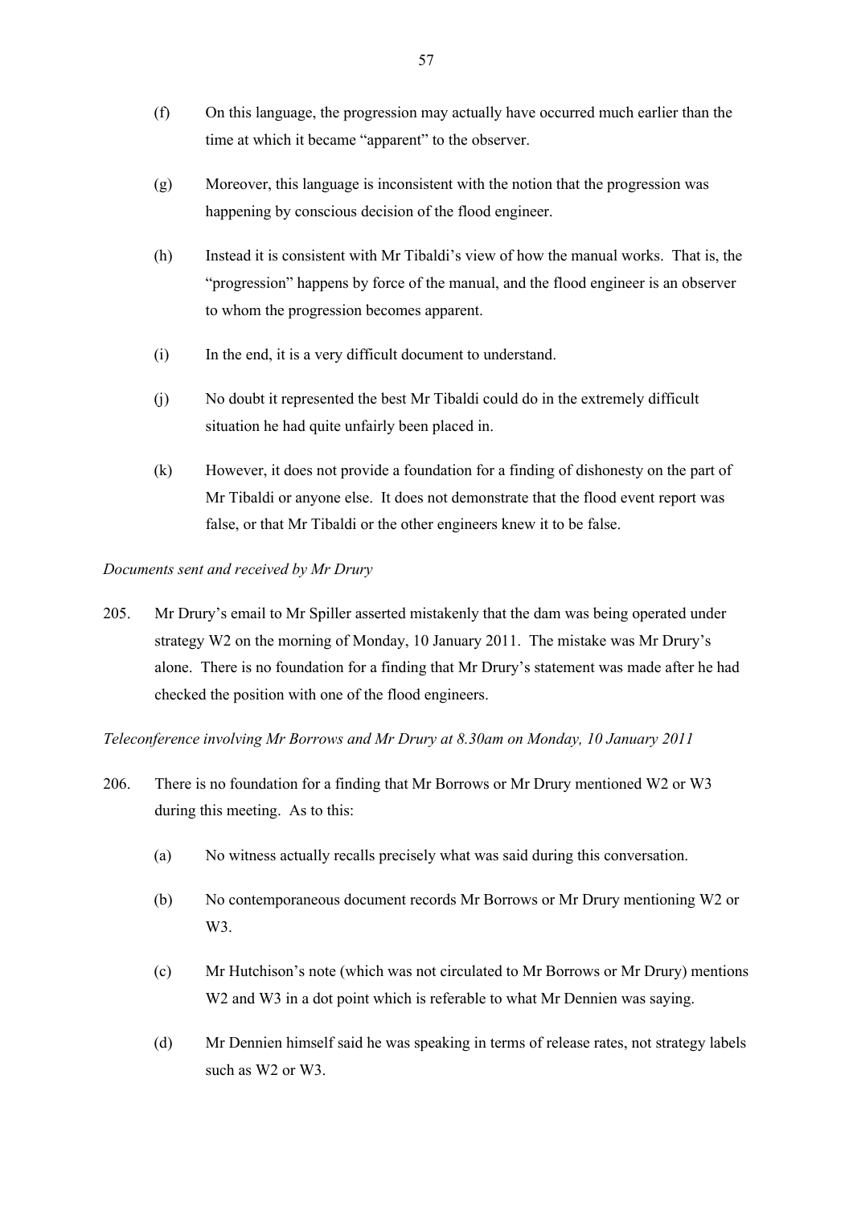(f) On this language, the progression may actually have occurred much earlier than the time at which it became "apparent" to the observer.

(g) Moreover, this language is inconsistent with the notion that the progression was happening by conscious decision of the flood engineer.

(h) Instead it is consistent with Mr Tibaldi's view of how the manual works. That is, the "progression" happens by force of the manual, and the flood engineer is an observer to whom the progression becomes apparent.

(i) In the end, it is a very difficult document to understand.

(j) No doubt it represented the best Mr Tibaldi could do in the extremely difficult situation he had quite unfairly been placed in.

(k) However, it does not provide a foundation for a finding of dishonesty on the part of Mr Tibaldi or anyone else. It does not demonstrate that the flood event report was false, or that Mr Tibaldi or the other engineers knew it to be false.

*Documents sent and received by Mr Drury*

205. Mr Drury's email to Mr Spiller asserted mistakenly that the dam was being operated under strategy W2 on the morning of Monday, 10 January 2011. The mistake was Mr Drury's alone. There is no foundation for a finding that Mr Drury's statement was made after he had checked the position with one of the flood engineers.

*Teleconference involving Mr Borrows and Mr Drury at 8.30am on Monday, 10 January 2011*

206. There is no foundation for a finding that Mr Borrows or Mr Drury mentioned W2 or W3 during this meeting. As to this:

(a) No witness actually recalls precisely what was said during this conversation.

(b) No contemporaneous document records Mr Borrows or Mr Drury mentioning W2 or W3.

(c) Mr Hutchison's note (which was not circulated to Mr Borrows or Mr Drury) mentions W2 and W3 in a dot point which is referable to what Mr Dennien was saying.

(d) Mr Dennien himself said he was speaking in terms of release rates, not strategy labels such as W2 or W3.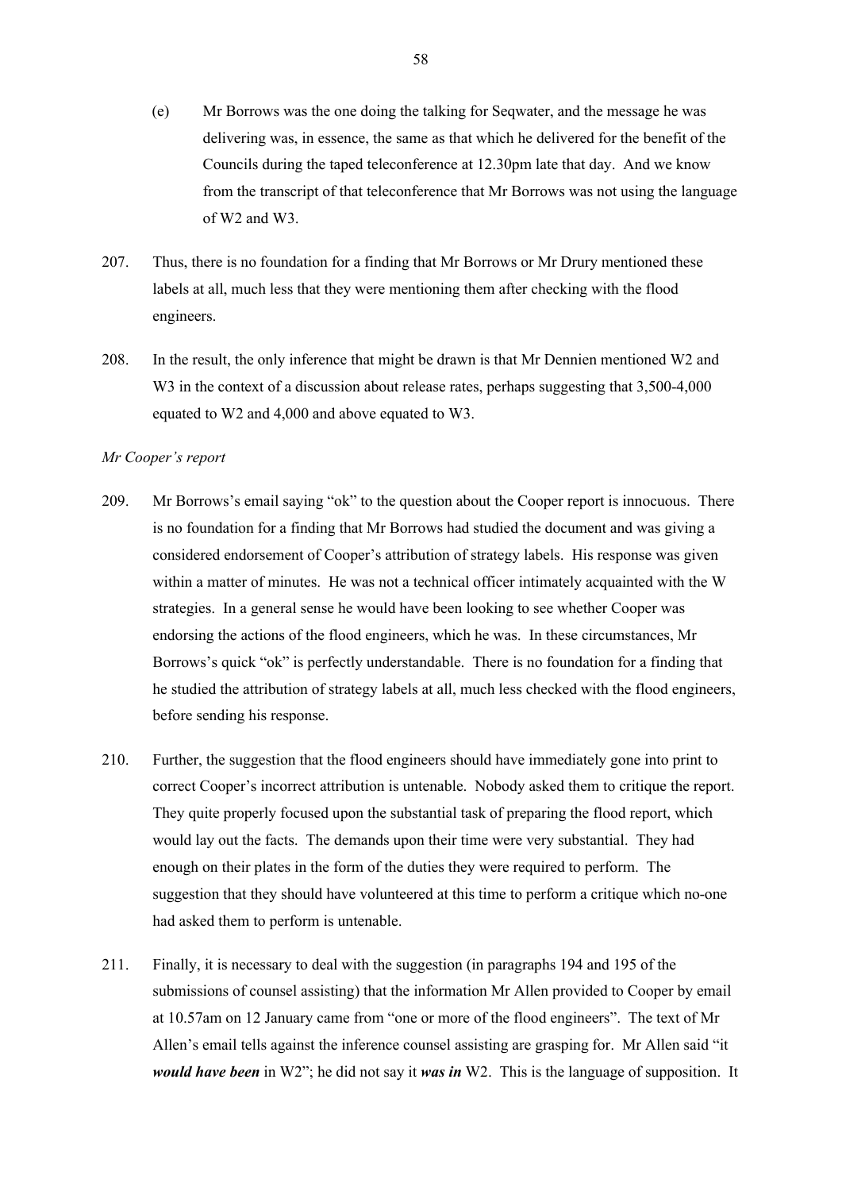(e) Mr Borrows was the one doing the talking for Seqwater, and the message he was delivering was, in essence, the same as that which he delivered for the benefit of the Councils during the taped teleconference at 12.30pm late that day. And we know from the transcript of that teleconference that Mr Borrows was not using the language of W2 and W3.

207. Thus, there is no foundation for a finding that Mr Borrows or Mr Drury mentioned these labels at all, much less that they were mentioning them after checking with the flood engineers.

208. In the result, the only inference that might be drawn is that Mr Dennien mentioned W2 and W3 in the context of a discussion about release rates, perhaps suggesting that 3,500-4,000 equated to W2 and 4,000 and above equated to W3.

*Mr Cooper's report*

209. Mr Borrows's email saying "ok" to the question about the Cooper report is innocuous. There is no foundation for a finding that Mr Borrows had studied the document and was giving a considered endorsement of Cooper's attribution of strategy labels. His response was given within a matter of minutes. He was not a technical officer intimately acquainted with the W strategies. In a general sense he would have been looking to see whether Cooper was endorsing the actions of the flood engineers, which he was. In these circumstances, Mr Borrows's quick "ok" is perfectly understandable. There is no foundation for a finding that he studied the attribution of strategy labels at all, much less checked with the flood engineers, before sending his response.

210. Further, the suggestion that the flood engineers should have immediately gone into print to correct Cooper's incorrect attribution is untenable. Nobody asked them to critique the report. They quite properly focused upon the substantial task of preparing the flood report, which would lay out the facts. The demands upon their time were very substantial. They had enough on their plates in the form of the duties they were required to perform. The suggestion that they should have volunteered at this time to perform a critique which no-one had asked them to perform is untenable.

211. Finally, it is necessary to deal with the suggestion (in paragraphs 194 and 195 of the submissions of counsel assisting) that the information Mr Allen provided to Cooper by email at 10.57am on 12 January came from "one or more of the flood engineers". The text of Mr Allen's email tells against the inference counsel assisting are grasping for. Mr Allen said "it ***would have been*** in W2"; he did not say it ***was in*** W2. This is the language of supposition. It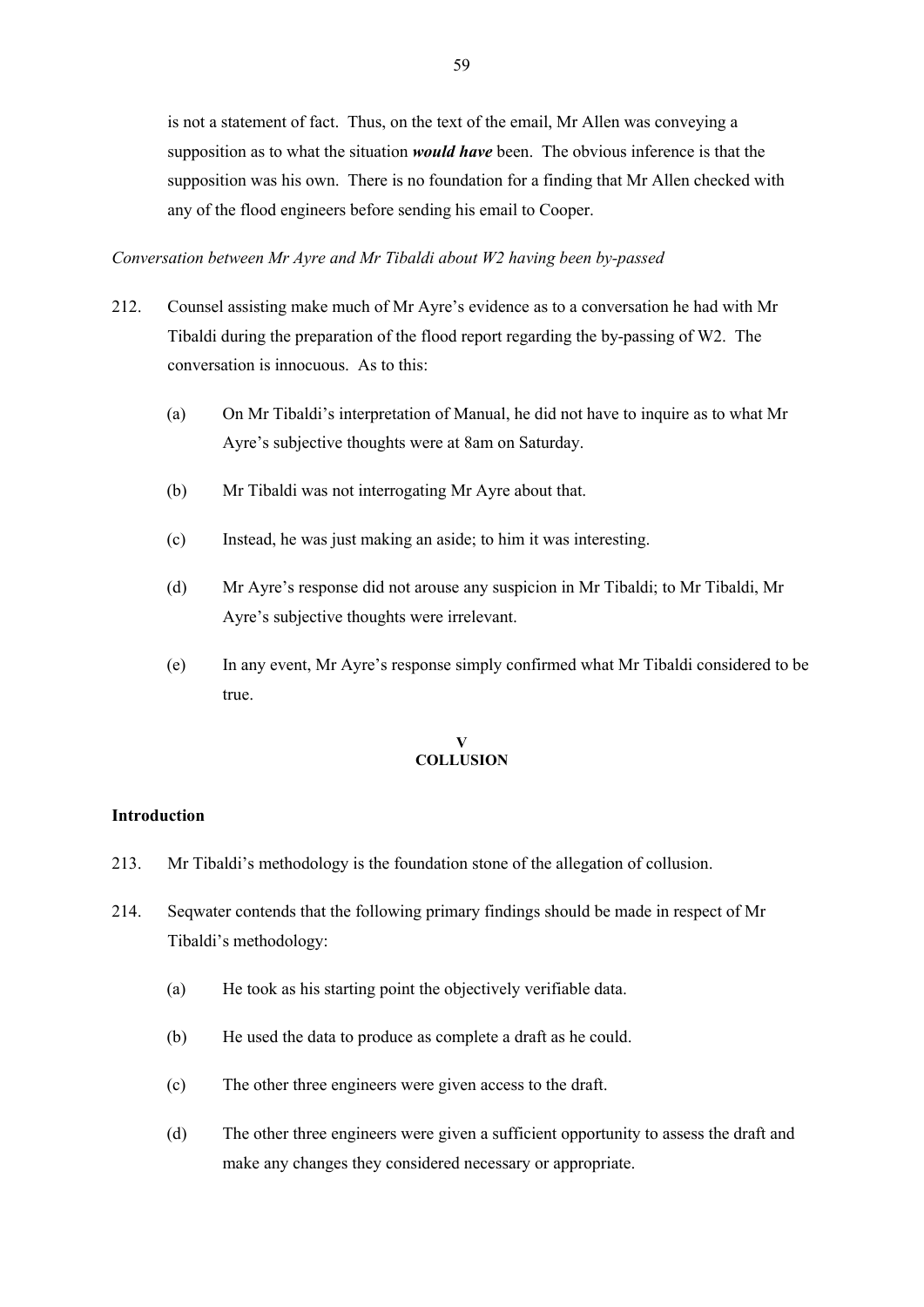is not a statement of fact. Thus, on the text of the email, Mr Allen was conveying a supposition as to what the situation ***would have*** been. The obvious inference is that the supposition was his own. There is no foundation for a finding that Mr Allen checked with any of the flood engineers before sending his email to Cooper.

*Conversation between Mr Ayre and Mr Tibaldi about W2 having been by-passed*

212. Counsel assisting make much of Mr Ayre's evidence as to a conversation he had with Mr Tibaldi during the preparation of the flood report regarding the by-passing of W2. The conversation is innocuous. As to this:

   (a) On Mr Tibaldi's interpretation of Manual, he did not have to inquire as to what Mr Ayre's subjective thoughts were at 8am on Saturday.

   (b) Mr Tibaldi was not interrogating Mr Ayre about that.

   (c) Instead, he was just making an aside; to him it was interesting.

   (d) Mr Ayre's response did not arouse any suspicion in Mr Tibaldi; to Mr Tibaldi, Mr Ayre's subjective thoughts were irrelevant.

   (e) In any event, Mr Ayre's response simply confirmed what Mr Tibaldi considered to be true.

## V
## COLLUSION

### Introduction

213. Mr Tibaldi's methodology is the foundation stone of the allegation of collusion.

214. Seqwater contends that the following primary findings should be made in respect of Mr Tibaldi's methodology:

   (a) He took as his starting point the objectively verifiable data.

   (b) He used the data to produce as complete a draft as he could.

   (c) The other three engineers were given access to the draft.

   (d) The other three engineers were given a sufficient opportunity to assess the draft and make any changes they considered necessary or appropriate.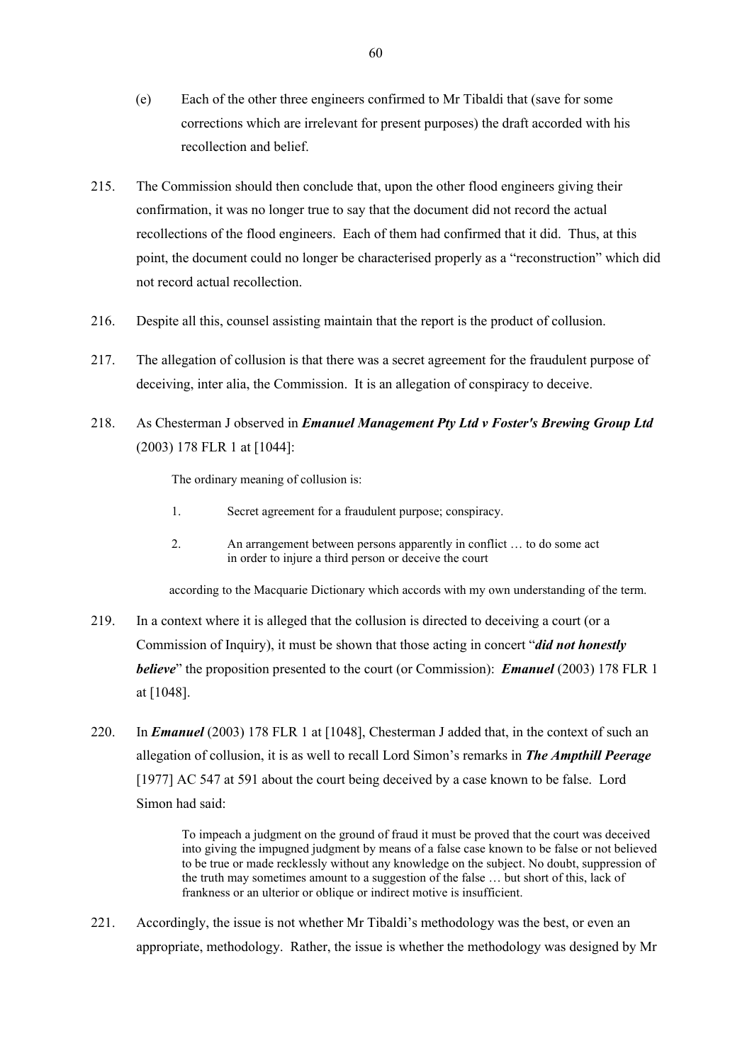(e) Each of the other three engineers confirmed to Mr Tibaldi that (save for some corrections which are irrelevant for present purposes) the draft accorded with his recollection and belief.

215. The Commission should then conclude that, upon the other flood engineers giving their confirmation, it was no longer true to say that the document did not record the actual recollections of the flood engineers. Each of them had confirmed that it did. Thus, at this point, the document could no longer be characterised properly as a "reconstruction" which did not record actual recollection.

216. Despite all this, counsel assisting maintain that the report is the product of collusion.

217. The allegation of collusion is that there was a secret agreement for the fraudulent purpose of deceiving, inter alia, the Commission. It is an allegation of conspiracy to deceive.

218. As Chesterman J observed in ***Emanuel Management Pty Ltd v Foster's Brewing Group Ltd*** (2003) 178 FLR 1 at [1044]:

> The ordinary meaning of collusion is:
>
> 1. Secret agreement for a fraudulent purpose; conspiracy.
>
> 2. An arrangement between persons apparently in conflict … to do some act in order to injure a third person or deceive the court
>
> according to the Macquarie Dictionary which accords with my own understanding of the term.

219. In a context where it is alleged that the collusion is directed to deceiving a court (or a Commission of Inquiry), it must be shown that those acting in concert "***did not honestly believe***" the proposition presented to the court (or Commission): ***Emanuel*** (2003) 178 FLR 1 at [1048].

220. In ***Emanuel*** (2003) 178 FLR 1 at [1048], Chesterman J added that, in the context of such an allegation of collusion, it is as well to recall Lord Simon's remarks in ***The Ampthill Peerage*** [1977] AC 547 at 591 about the court being deceived by a case known to be false. Lord Simon had said:

> To impeach a judgment on the ground of fraud it must be proved that the court was deceived into giving the impugned judgment by means of a false case known to be false or not believed to be true or made recklessly without any knowledge on the subject. No doubt, suppression of the truth may sometimes amount to a suggestion of the false … but short of this, lack of frankness or an ulterior or oblique or indirect motive is insufficient.

221. Accordingly, the issue is not whether Mr Tibaldi's methodology was the best, or even an appropriate, methodology. Rather, the issue is whether the methodology was designed by Mr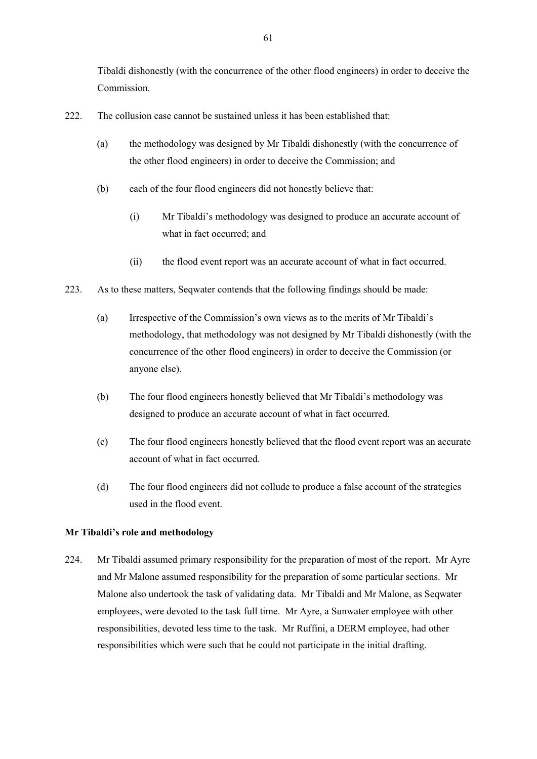Tibaldi dishonestly (with the concurrence of the other flood engineers) in order to deceive the Commission.

222. The collusion case cannot be sustained unless it has been established that:

   (a) the methodology was designed by Mr Tibaldi dishonestly (with the concurrence of the other flood engineers) in order to deceive the Commission; and

   (b) each of the four flood engineers did not honestly believe that:

      (i) Mr Tibaldi's methodology was designed to produce an accurate account of what in fact occurred; and

      (ii) the flood event report was an accurate account of what in fact occurred.

223. As to these matters, Seqwater contends that the following findings should be made:

   (a) Irrespective of the Commission's own views as to the merits of Mr Tibaldi's methodology, that methodology was not designed by Mr Tibaldi dishonestly (with the concurrence of the other flood engineers) in order to deceive the Commission (or anyone else).

   (b) The four flood engineers honestly believed that Mr Tibaldi's methodology was designed to produce an accurate account of what in fact occurred.

   (c) The four flood engineers honestly believed that the flood event report was an accurate account of what in fact occurred.

   (d) The four flood engineers did not collude to produce a false account of the strategies used in the flood event.

**Mr Tibaldi's role and methodology**

224. Mr Tibaldi assumed primary responsibility for the preparation of most of the report. Mr Ayre and Mr Malone assumed responsibility for the preparation of some particular sections. Mr Malone also undertook the task of validating data. Mr Tibaldi and Mr Malone, as Seqwater employees, were devoted to the task full time. Mr Ayre, a Sunwater employee with other responsibilities, devoted less time to the task. Mr Ruffini, a DERM employee, had other responsibilities which were such that he could not participate in the initial drafting.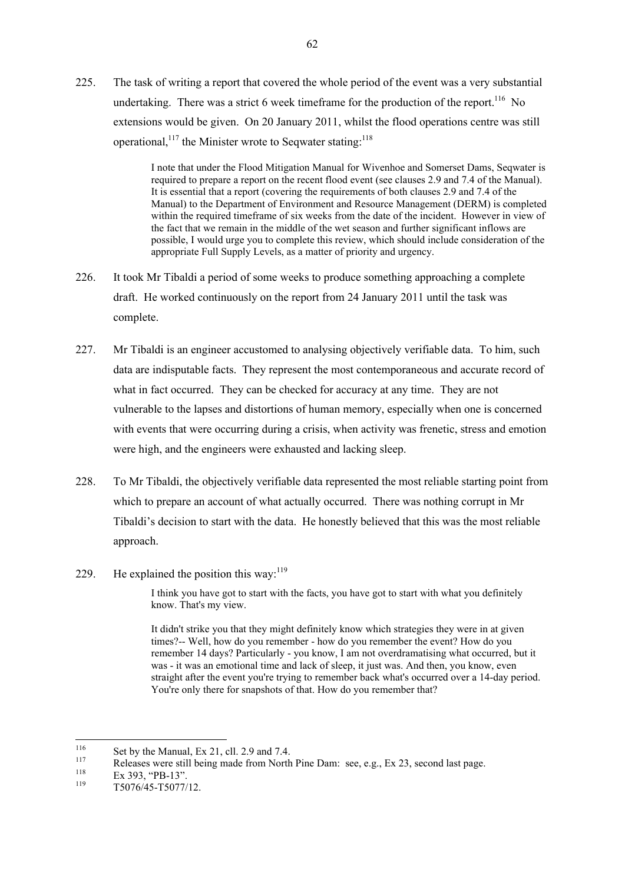225. The task of writing a report that covered the whole period of the event was a very substantial undertaking. There was a strict 6 week timeframe for the production of the report.[116] No extensions would be given. On 20 January 2011, whilst the flood operations centre was still operational,[117] the Minister wrote to Seqwater stating:[118]

> I note that under the Flood Mitigation Manual for Wivenhoe and Somerset Dams, Seqwater is required to prepare a report on the recent flood event (see clauses 2.9 and 7.4 of the Manual). It is essential that a report (covering the requirements of both clauses 2.9 and 7.4 of the Manual) to the Department of Environment and Resource Management (DERM) is completed within the required timeframe of six weeks from the date of the incident. However in view of the fact that we remain in the middle of the wet season and further significant inflows are possible, I would urge you to complete this review, which should include consideration of the appropriate Full Supply Levels, as a matter of priority and urgency.

226. It took Mr Tibaldi a period of some weeks to produce something approaching a complete draft. He worked continuously on the report from 24 January 2011 until the task was complete.

227. Mr Tibaldi is an engineer accustomed to analysing objectively verifiable data. To him, such data are indisputable facts. They represent the most contemporaneous and accurate record of what in fact occurred. They can be checked for accuracy at any time. They are not vulnerable to the lapses and distortions of human memory, especially when one is concerned with events that were occurring during a crisis, when activity was frenetic, stress and emotion were high, and the engineers were exhausted and lacking sleep.

228. To Mr Tibaldi, the objectively verifiable data represented the most reliable starting point from which to prepare an account of what actually occurred. There was nothing corrupt in Mr Tibaldi's decision to start with the data. He honestly believed that this was the most reliable approach.

229. He explained the position this way:[119]

> I think you have got to start with the facts, you have got to start with what you definitely know. That's my view.
>
> It didn't strike you that they might definitely know which strategies they were in at given times?-- Well, how do you remember - how do you remember the event? How do you remember 14 days? Particularly - you know, I am not overdramatising what occurred, but it was - it was an emotional time and lack of sleep, it just was. And then, you know, even straight after the event you're trying to remember back what's occurred over a 14-day period. You're only there for snapshots of that. How do you remember that?

---

[116] Set by the Manual, Ex 21, cll. 2.9 and 7.4.

[117] Releases were still being made from North Pine Dam: see, e.g., Ex 23, second last page.

[118] Ex 393, "PB-13".

[119] T5076/45-T5077/12.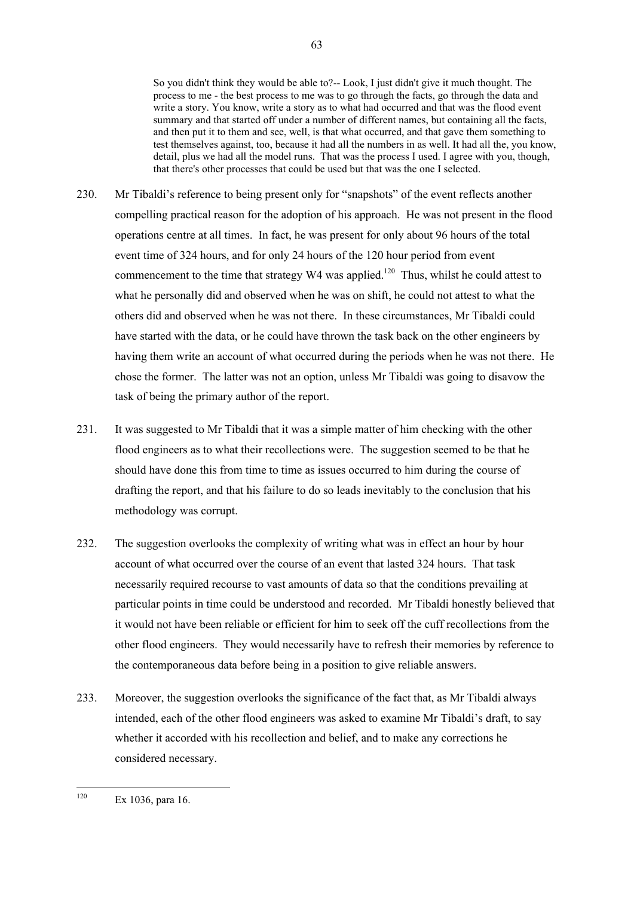> So you didn't think they would be able to?-- Look, I just didn't give it much thought. The process to me - the best process to me was to go through the facts, go through the data and write a story. You know, write a story as to what had occurred and that was the flood event summary and that started off under a number of different names, but containing all the facts, and then put it to them and see, well, is that what occurred, and that gave them something to test themselves against, too, because it had all the numbers in as well. It had all the, you know, detail, plus we had all the model runs. That was the process I used. I agree with you, though, that there's other processes that could be used but that was the one I selected.

230. Mr Tibaldi's reference to being present only for "snapshots" of the event reflects another compelling practical reason for the adoption of his approach. He was not present in the flood operations centre at all times. In fact, he was present for only about 96 hours of the total event time of 324 hours, and for only 24 hours of the 120 hour period from event commencement to the time that strategy W4 was applied.[120] Thus, whilst he could attest to what he personally did and observed when he was on shift, he could not attest to what the others did and observed when he was not there. In these circumstances, Mr Tibaldi could have started with the data, or he could have thrown the task back on the other engineers by having them write an account of what occurred during the periods when he was not there. He chose the former. The latter was not an option, unless Mr Tibaldi was going to disavow the task of being the primary author of the report.

231. It was suggested to Mr Tibaldi that it was a simple matter of him checking with the other flood engineers as to what their recollections were. The suggestion seemed to be that he should have done this from time to time as issues occurred to him during the course of drafting the report, and that his failure to do so leads inevitably to the conclusion that his methodology was corrupt.

232. The suggestion overlooks the complexity of writing what was in effect an hour by hour account of what occurred over the course of an event that lasted 324 hours. That task necessarily required recourse to vast amounts of data so that the conditions prevailing at particular points in time could be understood and recorded. Mr Tibaldi honestly believed that it would not have been reliable or efficient for him to seek off the cuff recollections from the other flood engineers. They would necessarily have to refresh their memories by reference to the contemporaneous data before being in a position to give reliable answers.

233. Moreover, the suggestion overlooks the significance of the fact that, as Mr Tibaldi always intended, each of the other flood engineers was asked to examine Mr Tibaldi's draft, to say whether it accorded with his recollection and belief, and to make any corrections he considered necessary.

---

[120] Ex 1036, para 16.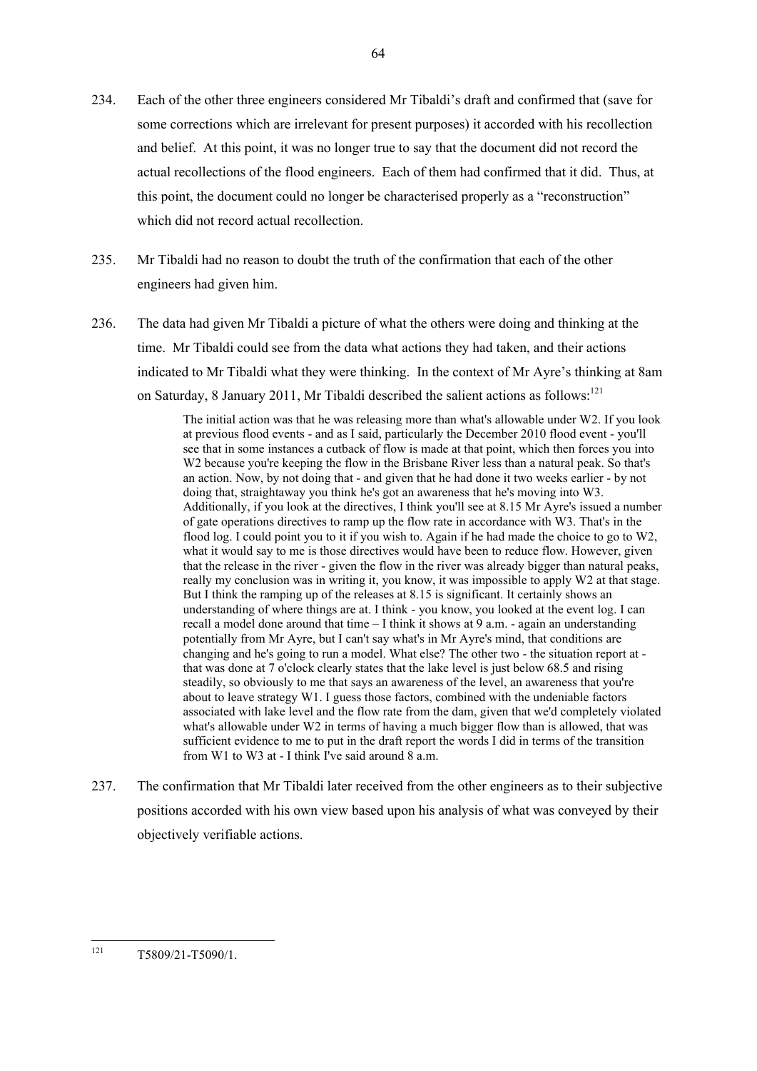234. Each of the other three engineers considered Mr Tibaldi's draft and confirmed that (save for some corrections which are irrelevant for present purposes) it accorded with his recollection and belief. At this point, it was no longer true to say that the document did not record the actual recollections of the flood engineers. Each of them had confirmed that it did. Thus, at this point, the document could no longer be characterised properly as a "reconstruction" which did not record actual recollection.

235. Mr Tibaldi had no reason to doubt the truth of the confirmation that each of the other engineers had given him.

236. The data had given Mr Tibaldi a picture of what the others were doing and thinking at the time. Mr Tibaldi could see from the data what actions they had taken, and their actions indicated to Mr Tibaldi what they were thinking. In the context of Mr Ayre's thinking at 8am on Saturday, 8 January 2011, Mr Tibaldi described the salient actions as follows:[121]

> The initial action was that he was releasing more than what's allowable under W2. If you look at previous flood events - and as I said, particularly the December 2010 flood event - you'll see that in some instances a cutback of flow is made at that point, which then forces you into W2 because you're keeping the flow in the Brisbane River less than a natural peak. So that's an action. Now, by not doing that - and given that he had done it two weeks earlier - by not doing that, straightaway you think he's got an awareness that he's moving into W3. Additionally, if you look at the directives, I think you'll see at 8.15 Mr Ayre's issued a number of gate operations directives to ramp up the flow rate in accordance with W3. That's in the flood log. I could point you to it if you wish to. Again if he had made the choice to go to W2, what it would say to me is those directives would have been to reduce flow. However, given that the release in the river - given the flow in the river was already bigger than natural peaks, really my conclusion was in writing it, you know, it was impossible to apply W2 at that stage. But I think the ramping up of the releases at 8.15 is significant. It certainly shows an understanding of where things are at. I think - you know, you looked at the event log. I can recall a model done around that time – I think it shows at 9 a.m. - again an understanding potentially from Mr Ayre, but I can't say what's in Mr Ayre's mind, that conditions are changing and he's going to run a model. What else? The other two - the situation report at - that was done at 7 o'clock clearly states that the lake level is just below 68.5 and rising steadily, so obviously to me that says an awareness of the level, an awareness that you're about to leave strategy W1. I guess those factors, combined with the undeniable factors associated with lake level and the flow rate from the dam, given that we'd completely violated what's allowable under W2 in terms of having a much bigger flow than is allowed, that was sufficient evidence to me to put in the draft report the words I did in terms of the transition from W1 to W3 at - I think I've said around 8 a.m.

237. The confirmation that Mr Tibaldi later received from the other engineers as to their subjective positions accorded with his own view based upon his analysis of what was conveyed by their objectively verifiable actions.

---

[121] T5809/21-T5090/1.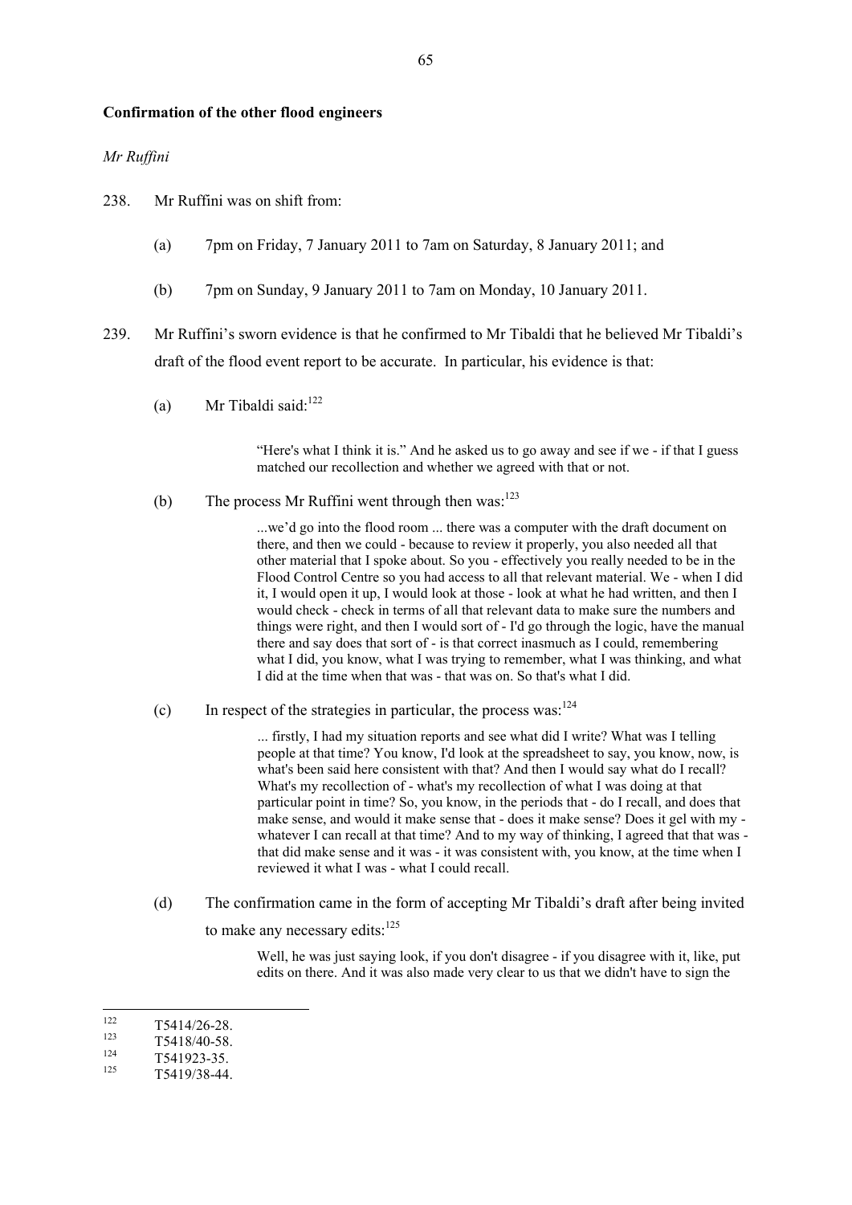**Confirmation of the other flood engineers**

*Mr Ruffini*

238. Mr Ruffini was on shift from:

   (a) 7pm on Friday, 7 January 2011 to 7am on Saturday, 8 January 2011; and

   (b) 7pm on Sunday, 9 January 2011 to 7am on Monday, 10 January 2011.

239. Mr Ruffini's sworn evidence is that he confirmed to Mr Tibaldi that he believed Mr Tibaldi's draft of the flood event report to be accurate. In particular, his evidence is that:

   (a) Mr Tibaldi said:[122]

   > "Here's what I think it is." And he asked us to go away and see if we - if that I guess matched our recollection and whether we agreed with that or not.

   (b) The process Mr Ruffini went through then was:[123]

   > ...we'd go into the flood room ... there was a computer with the draft document on there, and then we could - because to review it properly, you also needed all that other material that I spoke about. So you - effectively you really needed to be in the Flood Control Centre so you had access to all that relevant material. We - when I did it, I would open it up, I would look at those - look at what he had written, and then I would check - check in terms of all that relevant data to make sure the numbers and things were right, and then I would sort of - I'd go through the logic, have the manual there and say does that sort of - is that correct inasmuch as I could, remembering what I did, you know, what I was trying to remember, what I was thinking, and what I did at the time when that was - that was on. So that's what I did.

   (c) In respect of the strategies in particular, the process was:[124]

   > ... firstly, I had my situation reports and see what did I write? What was I telling people at that time? You know, I'd look at the spreadsheet to say, you know, now, is what's been said here consistent with that? And then I would say what do I recall? What's my recollection of - what's my recollection of what I was doing at that particular point in time? So, you know, in the periods that - do I recall, and does that make sense, and would it make sense that - does it make sense? Does it gel with my - whatever I can recall at that time? And to my way of thinking, I agreed that that was - that did make sense and it was - it was consistent with, you know, at the time when I reviewed it what I was - what I could recall.

   (d) The confirmation came in the form of accepting Mr Tibaldi's draft after being invited to make any necessary edits:[125]

   > Well, he was just saying look, if you don't disagree - if you disagree with it, like, put edits on there. And it was also made very clear to us that we didn't have to sign the

---

[122] T5414/26-28.

[123] T5418/40-58.

[124] T541923-35.

[125] T5419/38-44.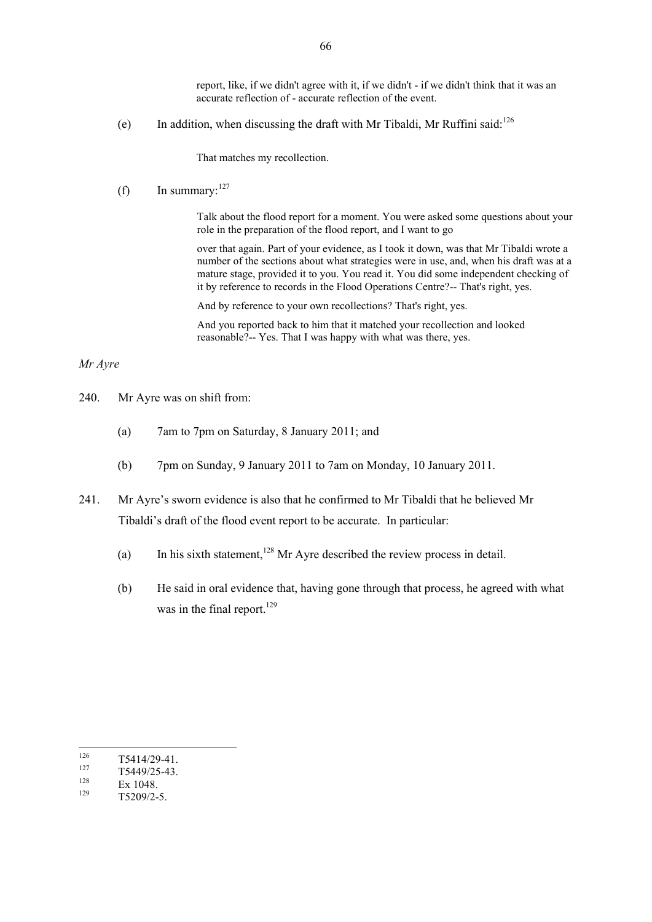report, like, if we didn't agree with it, if we didn't - if we didn't think that it was an accurate reflection of - accurate reflection of the event.

(e) In addition, when discussing the draft with Mr Tibaldi, Mr Ruffini said:[126]

> That matches my recollection.

(f) In summary:[127]

> Talk about the flood report for a moment. You were asked some questions about your role in the preparation of the flood report, and I want to go
>
> over that again. Part of your evidence, as I took it down, was that Mr Tibaldi wrote a number of the sections about what strategies were in use, and, when his draft was at a mature stage, provided it to you. You read it. You did some independent checking of it by reference to records in the Flood Operations Centre?-- That's right, yes.
>
> And by reference to your own recollections? That's right, yes.
>
> And you reported back to him that it matched your recollection and looked reasonable?-- Yes. That I was happy with what was there, yes.

*Mr Ayre*

240. Mr Ayre was on shift from:

(a) 7am to 7pm on Saturday, 8 January 2011; and

(b) 7pm on Sunday, 9 January 2011 to 7am on Monday, 10 January 2011.

241. Mr Ayre's sworn evidence is also that he confirmed to Mr Tibaldi that he believed Mr Tibaldi's draft of the flood event report to be accurate. In particular:

(a) In his sixth statement,[128] Mr Ayre described the review process in detail.

(b) He said in oral evidence that, having gone through that process, he agreed with what was in the final report.[129]

---

[126] T5414/29-41.

[127] T5449/25-43.

[128] Ex 1048.

[129] T5209/2-5.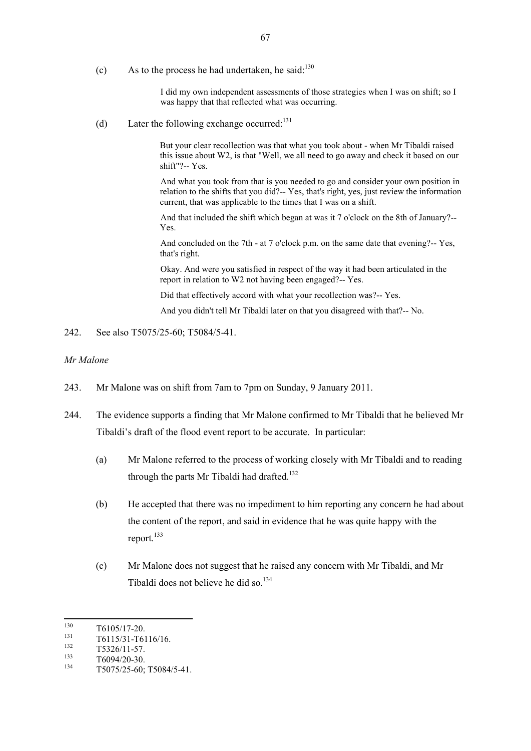(c) As to the process he had undertaken, he said:[130]

> I did my own independent assessments of those strategies when I was on shift; so I was happy that that reflected what was occurring.

(d) Later the following exchange occurred:[131]

> But your clear recollection was that what you took about - when Mr Tibaldi raised this issue about W2, is that "Well, we all need to go away and check it based on our shift"?-- Yes.
>
> And what you took from that is you needed to go and consider your own position in relation to the shifts that you did?-- Yes, that's right, yes, just review the information current, that was applicable to the times that I was on a shift.
>
> And that included the shift which began at was it 7 o'clock on the 8th of January?-- Yes.
>
> And concluded on the 7th - at 7 o'clock p.m. on the same date that evening?-- Yes, that's right.
>
> Okay. And were you satisfied in respect of the way it had been articulated in the report in relation to W2 not having been engaged?-- Yes.
>
> Did that effectively accord with what your recollection was?-- Yes.
>
> And you didn't tell Mr Tibaldi later on that you disagreed with that?-- No.

242. See also T5075/25-60; T5084/5-41.

*Mr Malone*

243. Mr Malone was on shift from 7am to 7pm on Sunday, 9 January 2011.

244. The evidence supports a finding that Mr Malone confirmed to Mr Tibaldi that he believed Mr Tibaldi's draft of the flood event report to be accurate. In particular:

(a) Mr Malone referred to the process of working closely with Mr Tibaldi and to reading through the parts Mr Tibaldi had drafted.[132]

(b) He accepted that there was no impediment to him reporting any concern he had about the content of the report, and said in evidence that he was quite happy with the report.[133]

(c) Mr Malone does not suggest that he raised any concern with Mr Tibaldi, and Mr Tibaldi does not believe he did so.[134]

---

[130] T6105/17-20.

[131] T6115/31-T6116/16.

[132] T5326/11-57.

[133] T6094/20-30.

[134] T5075/25-60; T5084/5-41.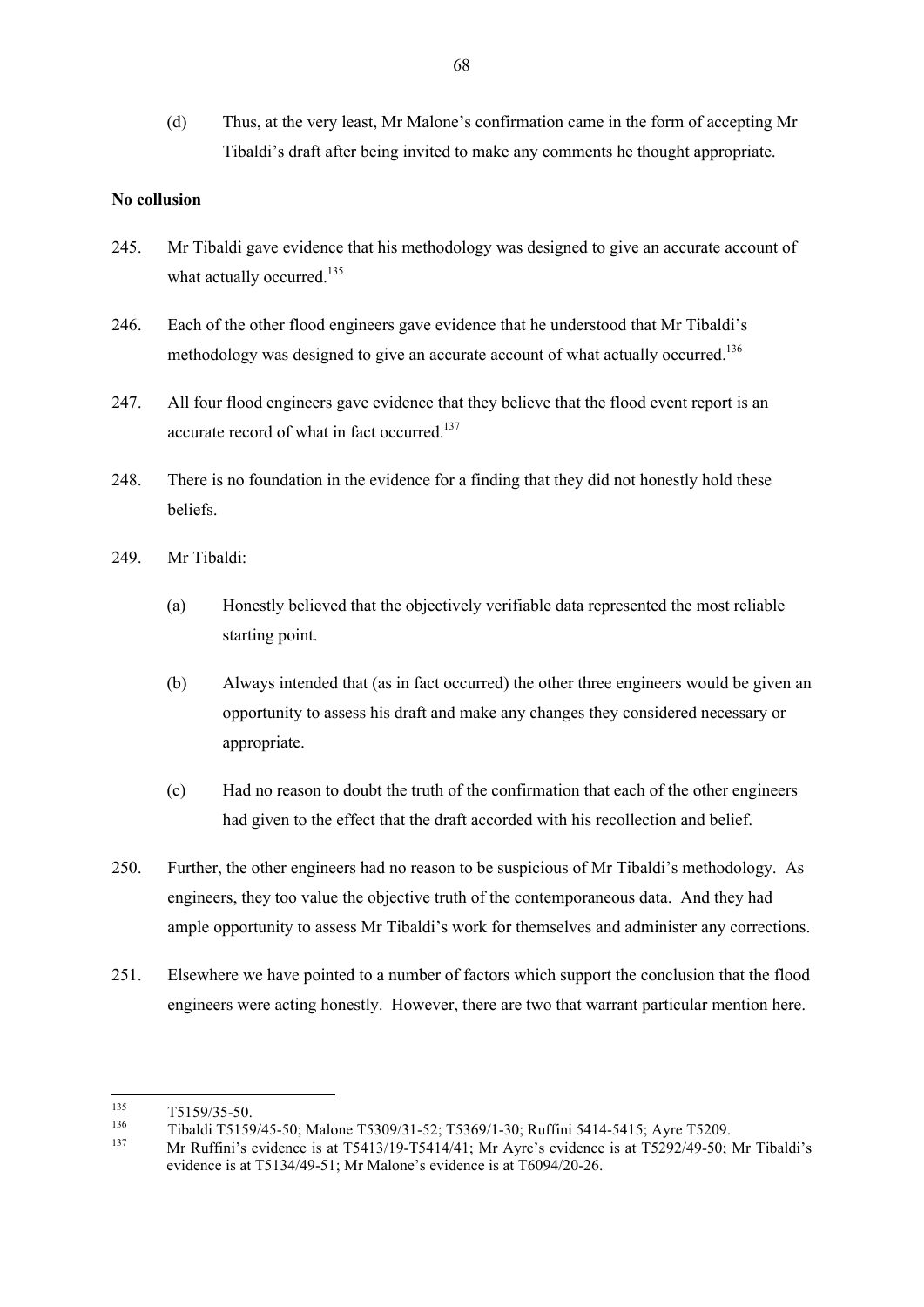(d) Thus, at the very least, Mr Malone's confirmation came in the form of accepting Mr Tibaldi's draft after being invited to make any comments he thought appropriate.

**No collusion**

245. Mr Tibaldi gave evidence that his methodology was designed to give an accurate account of what actually occurred.[135]

246. Each of the other flood engineers gave evidence that he understood that Mr Tibaldi's methodology was designed to give an accurate account of what actually occurred.[136]

247. All four flood engineers gave evidence that they believe that the flood event report is an accurate record of what in fact occurred.[137]

248. There is no foundation in the evidence for a finding that they did not honestly hold these beliefs.

249. Mr Tibaldi:

(a) Honestly believed that the objectively verifiable data represented the most reliable starting point.

(b) Always intended that (as in fact occurred) the other three engineers would be given an opportunity to assess his draft and make any changes they considered necessary or appropriate.

(c) Had no reason to doubt the truth of the confirmation that each of the other engineers had given to the effect that the draft accorded with his recollection and belief.

250. Further, the other engineers had no reason to be suspicious of Mr Tibaldi's methodology. As engineers, they too value the objective truth of the contemporaneous data. And they had ample opportunity to assess Mr Tibaldi's work for themselves and administer any corrections.

251. Elsewhere we have pointed to a number of factors which support the conclusion that the flood engineers were acting honestly. However, there are two that warrant particular mention here.

---

[135] T5159/35-50.

[136] Tibaldi T5159/45-50; Malone T5309/31-52; T5369/1-30; Ruffini 5414-5415; Ayre T5209.

[137] Mr Ruffini's evidence is at T5413/19-T5414/41; Mr Ayre's evidence is at T5292/49-50; Mr Tibaldi's evidence is at T5134/49-51; Mr Malone's evidence is at T6094/20-26.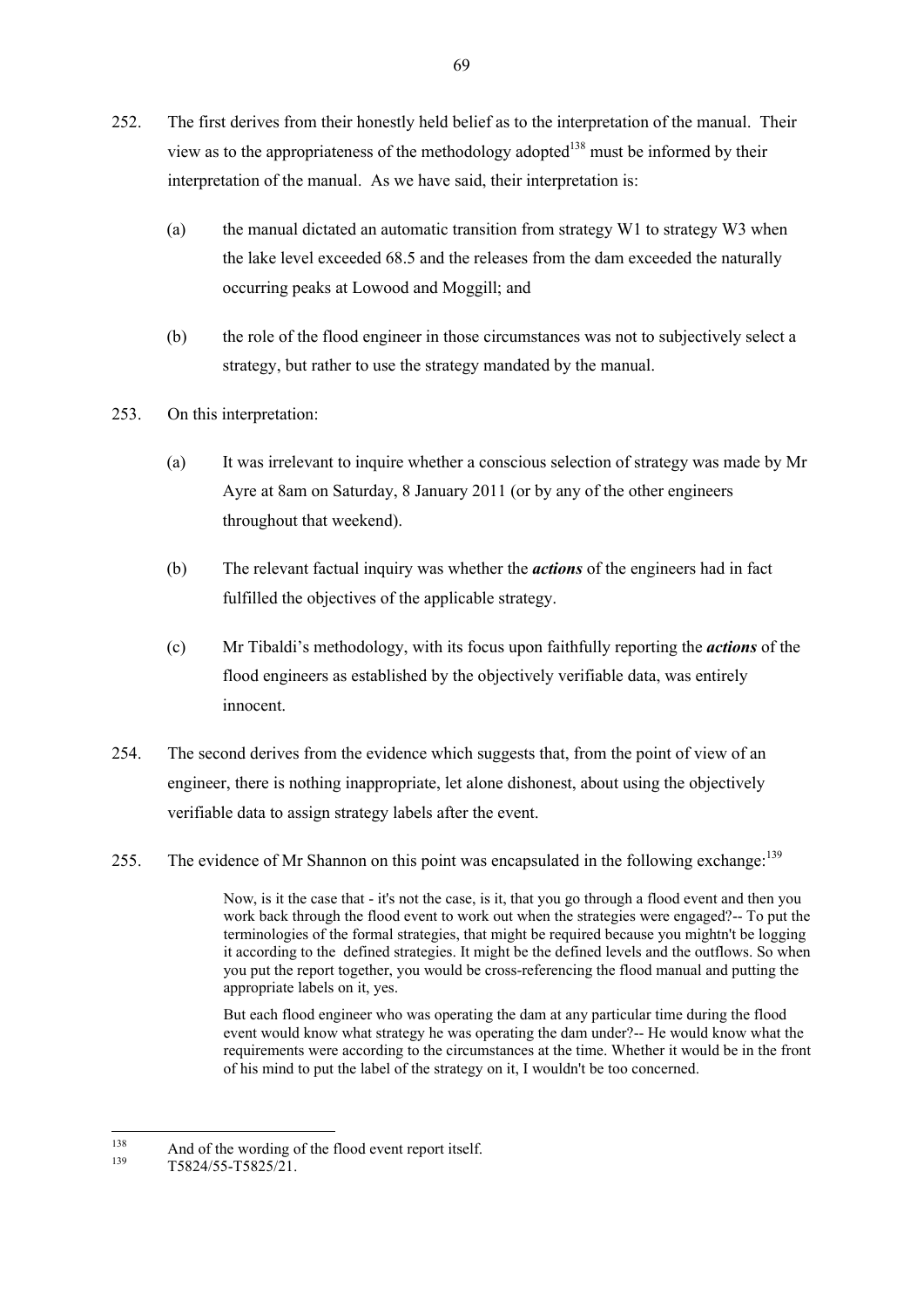252. The first derives from their honestly held belief as to the interpretation of the manual. Their view as to the appropriateness of the methodology adopted[138] must be informed by their interpretation of the manual. As we have said, their interpretation is:

   (a) the manual dictated an automatic transition from strategy W1 to strategy W3 when the lake level exceeded 68.5 and the releases from the dam exceeded the naturally occurring peaks at Lowood and Moggill; and

   (b) the role of the flood engineer in those circumstances was not to subjectively select a strategy, but rather to use the strategy mandated by the manual.

253. On this interpretation:

   (a) It was irrelevant to inquire whether a conscious selection of strategy was made by Mr Ayre at 8am on Saturday, 8 January 2011 (or by any of the other engineers throughout that weekend).

   (b) The relevant factual inquiry was whether the ***actions*** of the engineers had in fact fulfilled the objectives of the applicable strategy.

   (c) Mr Tibaldi's methodology, with its focus upon faithfully reporting the ***actions*** of the flood engineers as established by the objectively verifiable data, was entirely innocent.

254. The second derives from the evidence which suggests that, from the point of view of an engineer, there is nothing inappropriate, let alone dishonest, about using the objectively verifiable data to assign strategy labels after the event.

255. The evidence of Mr Shannon on this point was encapsulated in the following exchange:[139]

> Now, is it the case that - it's not the case, is it, that you go through a flood event and then you work back through the flood event to work out when the strategies were engaged?-- To put the terminologies of the formal strategies, that might be required because you mightn't be logging it according to the defined strategies. It might be the defined levels and the outflows. So when you put the report together, you would be cross-referencing the flood manual and putting the appropriate labels on it, yes.
>
> But each flood engineer who was operating the dam at any particular time during the flood event would know what strategy he was operating the dam under?-- He would know what the requirements were according to the circumstances at the time. Whether it would be in the front of his mind to put the label of the strategy on it, I wouldn't be too concerned.

---

[138] And of the wording of the flood event report itself.

[139] T5824/55-T5825/21.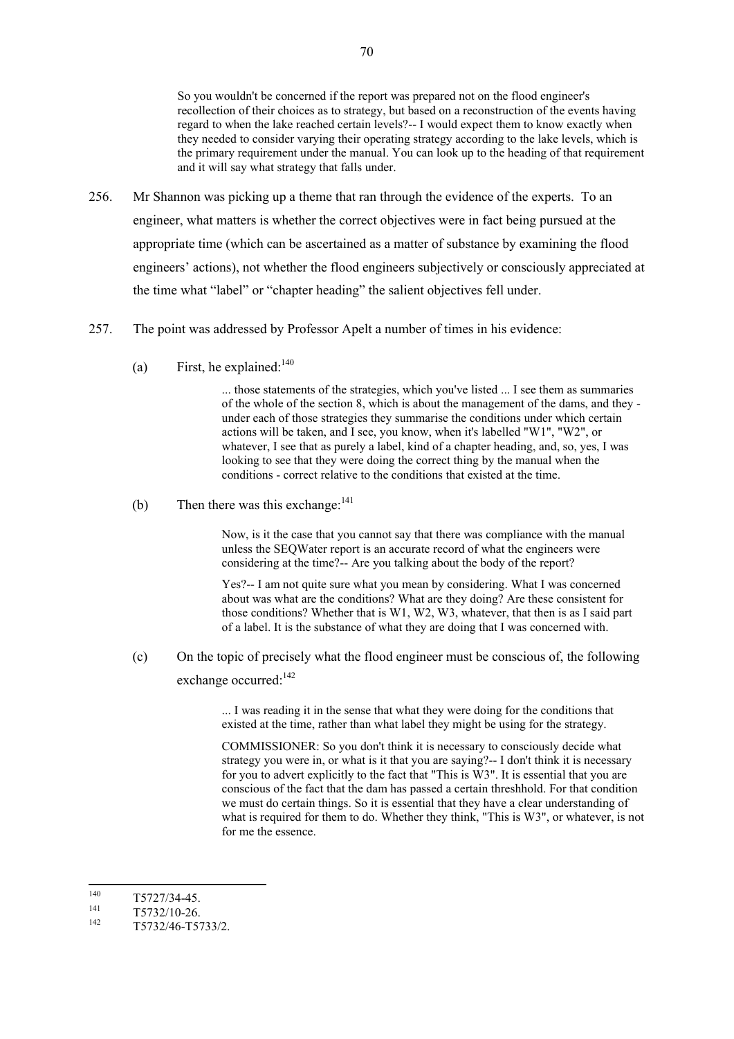> So you wouldn't be concerned if the report was prepared not on the flood engineer's recollection of their choices as to strategy, but based on a reconstruction of the events having regard to when the lake reached certain levels?-- I would expect them to know exactly when they needed to consider varying their operating strategy according to the lake levels, which is the primary requirement under the manual. You can look up to the heading of that requirement and it will say what strategy that falls under.

256. Mr Shannon was picking up a theme that ran through the evidence of the experts. To an engineer, what matters is whether the correct objectives were in fact being pursued at the appropriate time (which can be ascertained as a matter of substance by examining the flood engineers' actions), not whether the flood engineers subjectively or consciously appreciated at the time what "label" or "chapter heading" the salient objectives fell under.

257. The point was addressed by Professor Apelt a number of times in his evidence:

   (a) First, he explained:[140]

   > ... those statements of the strategies, which you've listed ... I see them as summaries of the whole of the section 8, which is about the management of the dams, and they - under each of those strategies they summarise the conditions under which certain actions will be taken, and I see, you know, when it's labelled "W1", "W2", or whatever, I see that as purely a label, kind of a chapter heading, and, so, yes, I was looking to see that they were doing the correct thing by the manual when the conditions - correct relative to the conditions that existed at the time.

   (b) Then there was this exchange:[141]

   > Now, is it the case that you cannot say that there was compliance with the manual unless the SEQWater report is an accurate record of what the engineers were considering at the time?-- Are you talking about the body of the report?
   >
   > Yes?-- I am not quite sure what you mean by considering. What I was concerned about was what are the conditions? What are they doing? Are these consistent for those conditions? Whether that is W1, W2, W3, whatever, that then is as I said part of a label. It is the substance of what they are doing that I was concerned with.

   (c) On the topic of precisely what the flood engineer must be conscious of, the following exchange occurred:[142]

   > ... I was reading it in the sense that what they were doing for the conditions that existed at the time, rather than what label they might be using for the strategy.
   >
   > COMMISSIONER: So you don't think it is necessary to consciously decide what strategy you were in, or what is it that you are saying?-- I don't think it is necessary for you to advert explicitly to the fact that "This is W3". It is essential that you are conscious of the fact that the dam has passed a certain threshhold. For that condition we must do certain things. So it is essential that they have a clear understanding of what is required for them to do. Whether they think, "This is W3", or whatever, is not for me the essence.

---

[140] T5727/34-45.

[141] T5732/10-26.

[142] T5732/46-T5733/2.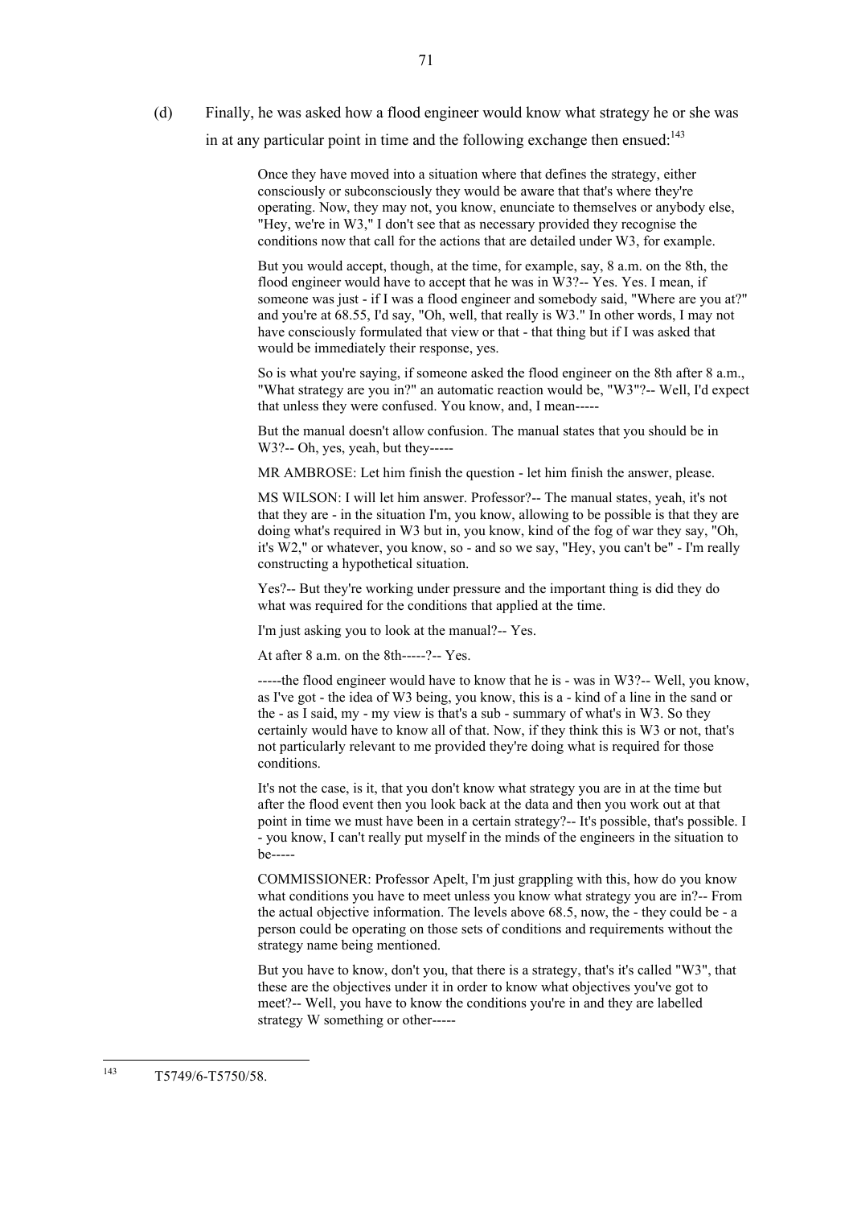(d) Finally, he was asked how a flood engineer would know what strategy he or she was in at any particular point in time and the following exchange then ensued:[143]

> Once they have moved into a situation where that defines the strategy, either consciously or subconsciously they would be aware that that's where they're operating. Now, they may not, you know, enunciate to themselves or anybody else, "Hey, we're in W3," I don't see that as necessary provided they recognise the conditions now that call for the actions that are detailed under W3, for example.
>
> But you would accept, though, at the time, for example, say, 8 a.m. on the 8th, the flood engineer would have to accept that he was in W3?-- Yes. Yes. I mean, if someone was just - if I was a flood engineer and somebody said, "Where are you at?" and you're at 68.55, I'd say, "Oh, well, that really is W3." In other words, I may not have consciously formulated that view or that - that thing but if I was asked that would be immediately their response, yes.
>
> So is what you're saying, if someone asked the flood engineer on the 8th after 8 a.m., "What strategy are you in?" an automatic reaction would be, "W3"?-- Well, I'd expect that unless they were confused. You know, and, I mean-----
>
> But the manual doesn't allow confusion. The manual states that you should be in W3?-- Oh, yes, yeah, but they-----
>
> MR AMBROSE: Let him finish the question - let him finish the answer, please.
>
> MS WILSON: I will let him answer. Professor?-- The manual states, yeah, it's not that they are - in the situation I'm, you know, allowing to be possible is that they are doing what's required in W3 but in, you know, kind of the fog of war they say, "Oh, it's W2," or whatever, you know, so - and so we say, "Hey, you can't be" - I'm really constructing a hypothetical situation.
>
> Yes?-- But they're working under pressure and the important thing is did they do what was required for the conditions that applied at the time.
>
> I'm just asking you to look at the manual?-- Yes.
>
> At after 8 a.m. on the 8th-----?-- Yes.
>
> -----the flood engineer would have to know that he is - was in W3?-- Well, you know, as I've got - the idea of W3 being, you know, this is a - kind of a line in the sand or the - as I said, my - my view is that's a sub - summary of what's in W3. So they certainly would have to know all of that. Now, if they think this is W3 or not, that's not particularly relevant to me provided they're doing what is required for those conditions.
>
> It's not the case, is it, that you don't know what strategy you are in at the time but after the flood event then you look back at the data and then you work out at that point in time we must have been in a certain strategy?-- It's possible, that's possible. I - you know, I can't really put myself in the minds of the engineers in the situation to be-----
>
> COMMISSIONER: Professor Apelt, I'm just grappling with this, how do you know what conditions you have to meet unless you know what strategy you are in?-- From the actual objective information. The levels above 68.5, now, the - they could be - a person could be operating on those sets of conditions and requirements without the strategy name being mentioned.
>
> But you have to know, don't you, that there is a strategy, that's it's called "W3", that these are the objectives under it in order to know what objectives you've got to meet?-- Well, you have to know the conditions you're in and they are labelled strategy W something or other-----

---

[143] T5749/6-T5750/58.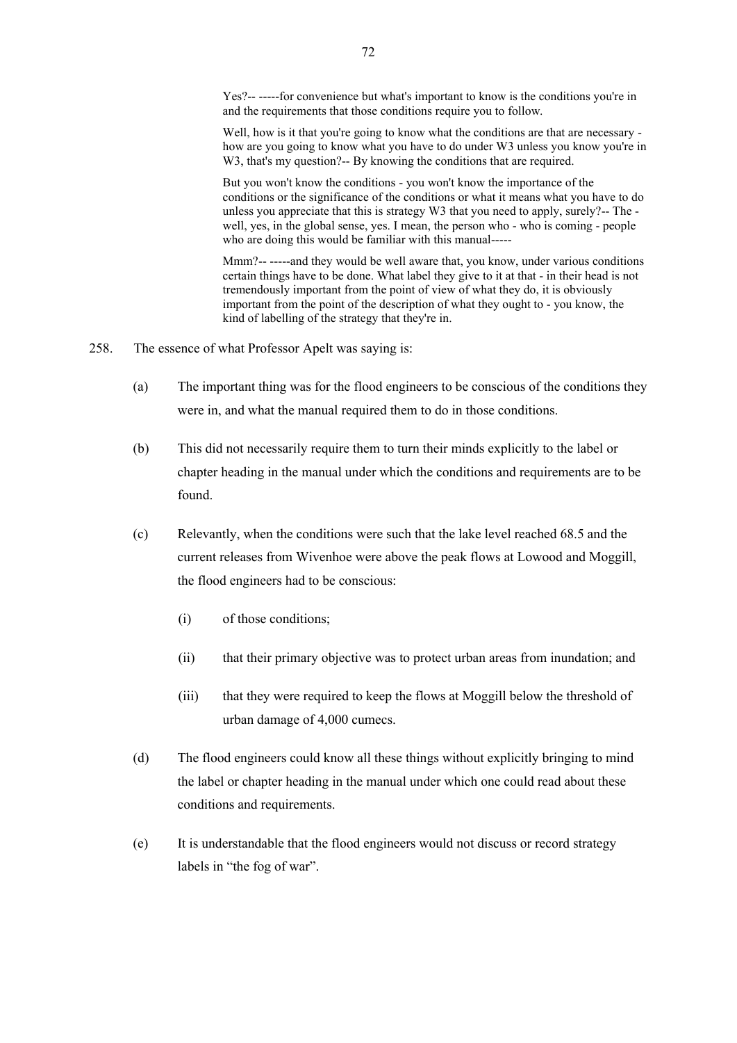> Yes?-- -----for convenience but what's important to know is the conditions you're in and the requirements that those conditions require you to follow.
>
> Well, how is it that you're going to know what the conditions are that are necessary - how are you going to know what you have to do under W3 unless you know you're in W3, that's my question?-- By knowing the conditions that are required.
>
> But you won't know the conditions - you won't know the importance of the conditions or the significance of the conditions or what it means what you have to do unless you appreciate that this is strategy W3 that you need to apply, surely?-- The - well, yes, in the global sense, yes. I mean, the person who - who is coming - people who are doing this would be familiar with this manual-----
>
> Mmm?-- -----and they would be well aware that, you know, under various conditions certain things have to be done. What label they give to it at that - in their head is not tremendously important from the point of view of what they do, it is obviously important from the point of the description of what they ought to - you know, the kind of labelling of the strategy that they're in.

258. The essence of what Professor Apelt was saying is:

   (a) The important thing was for the flood engineers to be conscious of the conditions they were in, and what the manual required them to do in those conditions.

   (b) This did not necessarily require them to turn their minds explicitly to the label or chapter heading in the manual under which the conditions and requirements are to be found.

   (c) Relevantly, when the conditions were such that the lake level reached 68.5 and the current releases from Wivenhoe were above the peak flows at Lowood and Moggill, the flood engineers had to be conscious:

      (i) of those conditions;

      (ii) that their primary objective was to protect urban areas from inundation; and

      (iii) that they were required to keep the flows at Moggill below the threshold of urban damage of 4,000 cumecs.

   (d) The flood engineers could know all these things without explicitly bringing to mind the label or chapter heading in the manual under which one could read about these conditions and requirements.

   (e) It is understandable that the flood engineers would not discuss or record strategy labels in "the fog of war".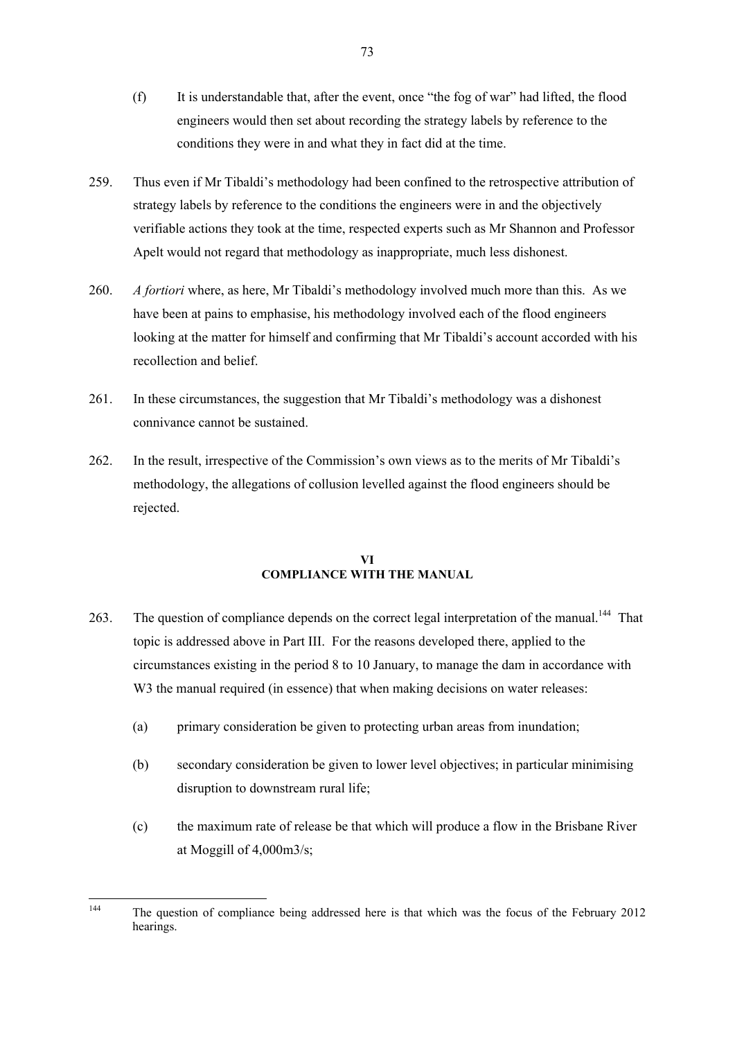(f) It is understandable that, after the event, once "the fog of war" had lifted, the flood engineers would then set about recording the strategy labels by reference to the conditions they were in and what they in fact did at the time.

259. Thus even if Mr Tibaldi's methodology had been confined to the retrospective attribution of strategy labels by reference to the conditions the engineers were in and the objectively verifiable actions they took at the time, respected experts such as Mr Shannon and Professor Apelt would not regard that methodology as inappropriate, much less dishonest.

260. *A fortiori* where, as here, Mr Tibaldi's methodology involved much more than this. As we have been at pains to emphasise, his methodology involved each of the flood engineers looking at the matter for himself and confirming that Mr Tibaldi's account accorded with his recollection and belief.

261. In these circumstances, the suggestion that Mr Tibaldi's methodology was a dishonest connivance cannot be sustained.

262. In the result, irrespective of the Commission's own views as to the merits of Mr Tibaldi's methodology, the allegations of collusion levelled against the flood engineers should be rejected.

## VI
## COMPLIANCE WITH THE MANUAL

263. The question of compliance depends on the correct legal interpretation of the manual.[144] That topic is addressed above in Part III. For the reasons developed there, applied to the circumstances existing in the period 8 to 10 January, to manage the dam in accordance with W3 the manual required (in essence) that when making decisions on water releases:

(a) primary consideration be given to protecting urban areas from inundation;

(b) secondary consideration be given to lower level objectives; in particular minimising disruption to downstream rural life;

(c) the maximum rate of release be that which will produce a flow in the Brisbane River at Moggill of 4,000m3/s;

---

[144] The question of compliance being addressed here is that which was the focus of the February 2012 hearings.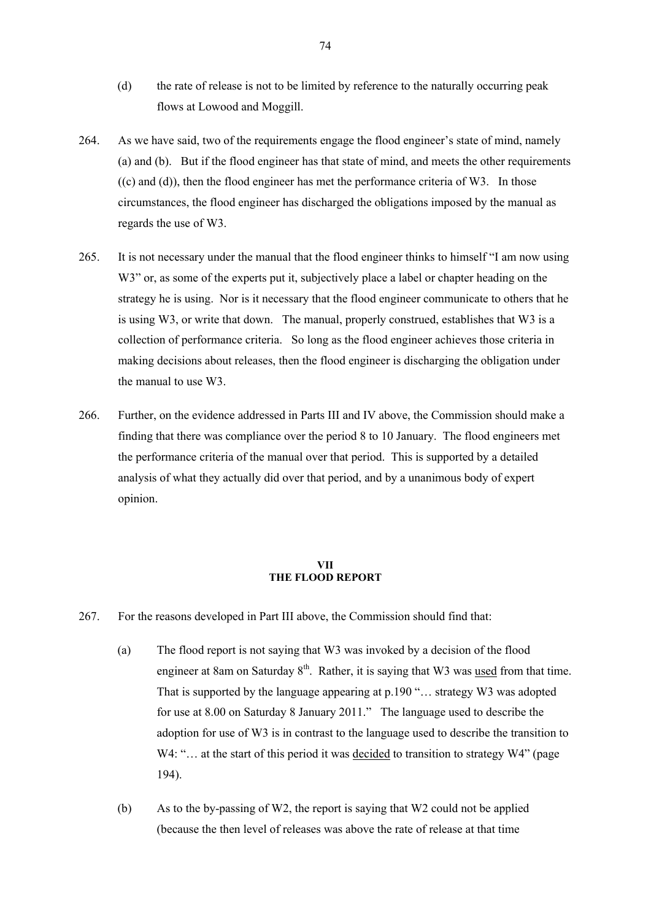(d) the rate of release is not to be limited by reference to the naturally occurring peak flows at Lowood and Moggill.

264. As we have said, two of the requirements engage the flood engineer's state of mind, namely (a) and (b). But if the flood engineer has that state of mind, and meets the other requirements ((c) and (d)), then the flood engineer has met the performance criteria of W3. In those circumstances, the flood engineer has discharged the obligations imposed by the manual as regards the use of W3.

265. It is not necessary under the manual that the flood engineer thinks to himself "I am now using W3" or, as some of the experts put it, subjectively place a label or chapter heading on the strategy he is using. Nor is it necessary that the flood engineer communicate to others that he is using W3, or write that down. The manual, properly construed, establishes that W3 is a collection of performance criteria. So long as the flood engineer achieves those criteria in making decisions about releases, then the flood engineer is discharging the obligation under the manual to use W3.

266. Further, on the evidence addressed in Parts III and IV above, the Commission should make a finding that there was compliance over the period 8 to 10 January. The flood engineers met the performance criteria of the manual over that period. This is supported by a detailed analysis of what they actually did over that period, and by a unanimous body of expert opinion.

## VII
## THE FLOOD REPORT

267. For the reasons developed in Part III above, the Commission should find that:

(a) The flood report is not saying that W3 was invoked by a decision of the flood engineer at 8am on Saturday 8th. Rather, it is saying that W3 was <u>used</u> from that time. That is supported by the language appearing at p.190 "… strategy W3 was adopted for use at 8.00 on Saturday 8 January 2011." The language used to describe the adoption for use of W3 is in contrast to the language used to describe the transition to W4: "… at the start of this period it was <u>decided</u> to transition to strategy W4" (page 194).

(b) As to the by-passing of W2, the report is saying that W2 could not be applied (because the then level of releases was above the rate of release at that time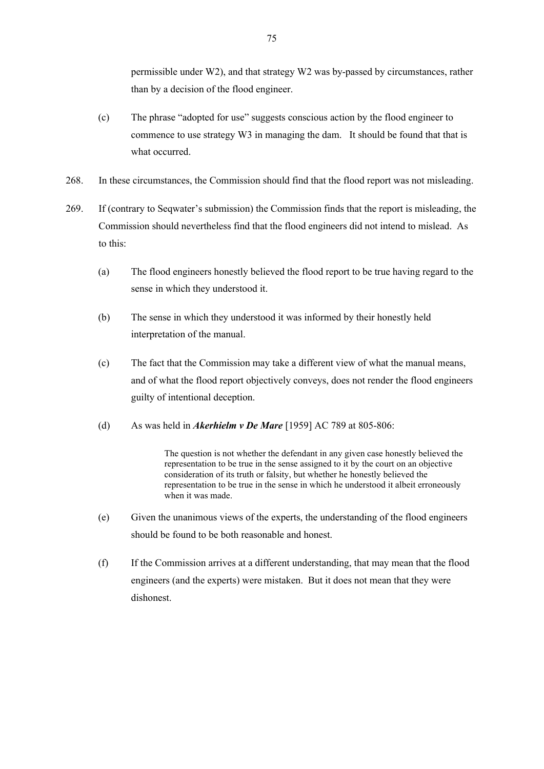permissible under W2), and that strategy W2 was by-passed by circumstances, rather than by a decision of the flood engineer.

(c) The phrase "adopted for use" suggests conscious action by the flood engineer to commence to use strategy W3 in managing the dam. It should be found that that is what occurred.

268. In these circumstances, the Commission should find that the flood report was not misleading.

269. If (contrary to Seqwater's submission) the Commission finds that the report is misleading, the Commission should nevertheless find that the flood engineers did not intend to mislead. As to this:

(a) The flood engineers honestly believed the flood report to be true having regard to the sense in which they understood it.

(b) The sense in which they understood it was informed by their honestly held interpretation of the manual.

(c) The fact that the Commission may take a different view of what the manual means, and of what the flood report objectively conveys, does not render the flood engineers guilty of intentional deception.

(d) As was held in ***Akerhielm v De Mare*** [1959] AC 789 at 805-806:

> The question is not whether the defendant in any given case honestly believed the representation to be true in the sense assigned to it by the court on an objective consideration of its truth or falsity, but whether he honestly believed the representation to be true in the sense in which he understood it albeit erroneously when it was made.

(e) Given the unanimous views of the experts, the understanding of the flood engineers should be found to be both reasonable and honest.

(f) If the Commission arrives at a different understanding, that may mean that the flood engineers (and the experts) were mistaken. But it does not mean that they were dishonest.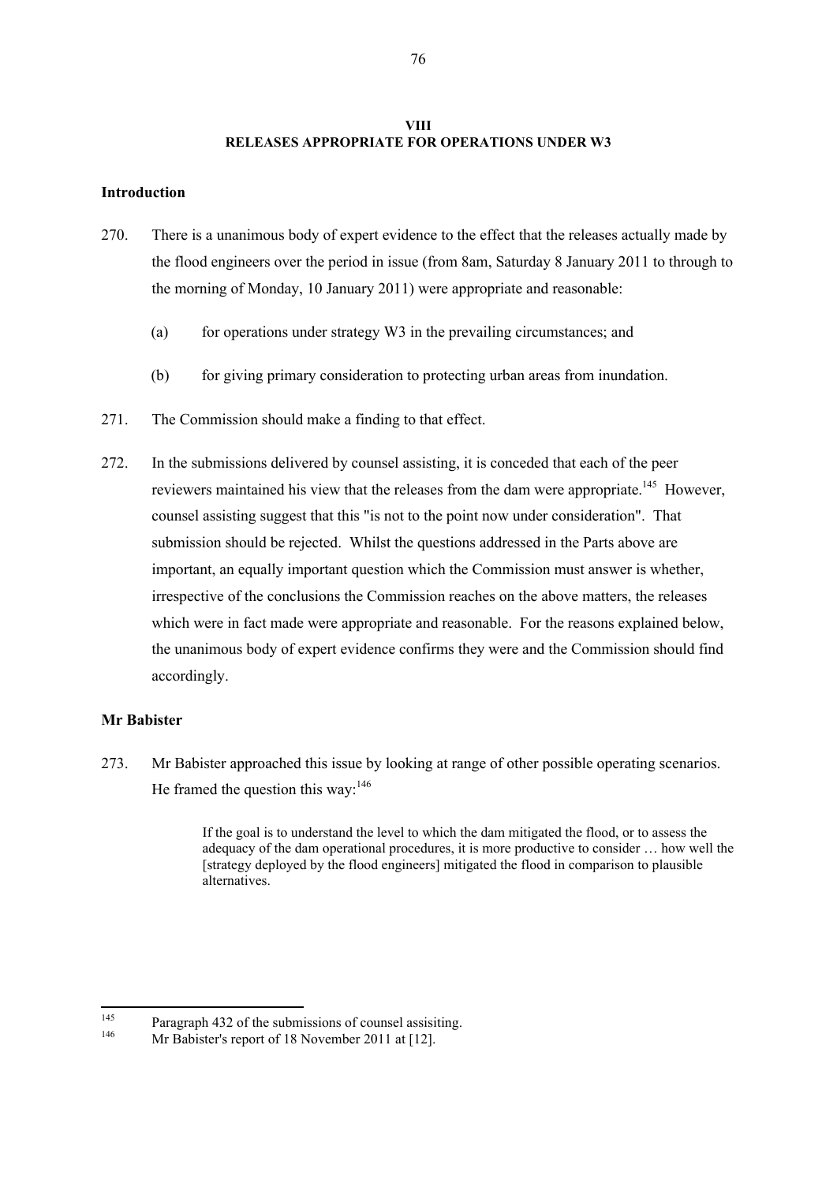## VIII
## RELEASES APPROPRIATE FOR OPERATIONS UNDER W3

### Introduction

270. There is a unanimous body of expert evidence to the effect that the releases actually made by the flood engineers over the period in issue (from 8am, Saturday 8 January 2011 to through to the morning of Monday, 10 January 2011) were appropriate and reasonable:

    (a) for operations under strategy W3 in the prevailing circumstances; and

    (b) for giving primary consideration to protecting urban areas from inundation.

271. The Commission should make a finding to that effect.

272. In the submissions delivered by counsel assisting, it is conceded that each of the peer reviewers maintained his view that the releases from the dam were appropriate.[145] However, counsel assisting suggest that this "is not to the point now under consideration". That submission should be rejected. Whilst the questions addressed in the Parts above are important, an equally important question which the Commission must answer is whether, irrespective of the conclusions the Commission reaches on the above matters, the releases which were in fact made were appropriate and reasonable. For the reasons explained below, the unanimous body of expert evidence confirms they were and the Commission should find accordingly.

### Mr Babister

273. Mr Babister approached this issue by looking at range of other possible operating scenarios. He framed the question this way:[146]

> If the goal is to understand the level to which the dam mitigated the flood, or to assess the adequacy of the dam operational procedures, it is more productive to consider … how well the [strategy deployed by the flood engineers] mitigated the flood in comparison to plausible alternatives.

---

[145] Paragraph 432 of the submissions of counsel assisiting.

[146] Mr Babister's report of 18 November 2011 at [12].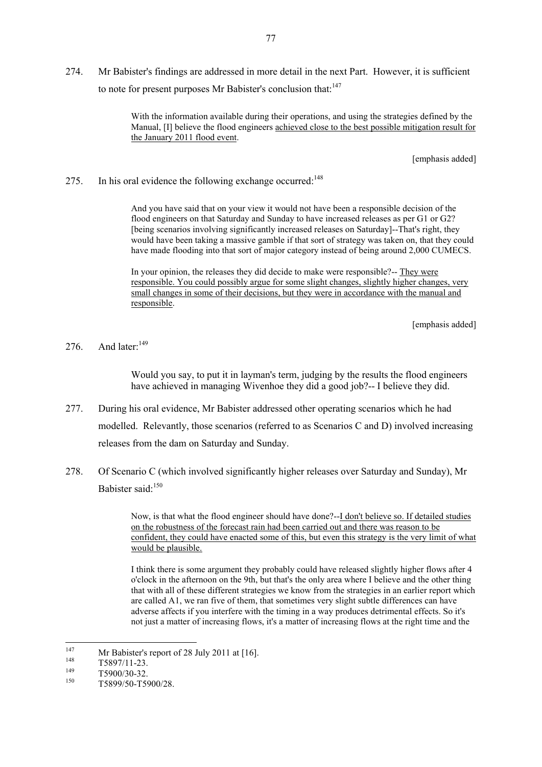274. Mr Babister's findings are addressed in more detail in the next Part. However, it is sufficient to note for present purposes Mr Babister's conclusion that:[147]

> With the information available during their operations, and using the strategies defined by the Manual, [I] believe the flood engineers <u>achieved close to the best possible mitigation result for the January 2011 flood event</u>.
>
> [emphasis added]

275. In his oral evidence the following exchange occurred:[148]

> And you have said that on your view it would not have been a responsible decision of the flood engineers on that Saturday and Sunday to have increased releases as per G1 or G2? [being scenarios involving significantly increased releases on Saturday]--That's right, they would have been taking a massive gamble if that sort of strategy was taken on, that they could have made flooding into that sort of major category instead of being around 2,000 CUMECS.
>
> In your opinion, the releases they did decide to make were responsible?-- <u>They were responsible. You could possibly argue for some slight changes, slightly higher changes, very small changes in some of their decisions, but they were in accordance with the manual and responsible</u>.
>
> [emphasis added]

276. And later:[149]

> Would you say, to put it in layman's term, judging by the results the flood engineers have achieved in managing Wivenhoe they did a good job?-- I believe they did.

277. During his oral evidence, Mr Babister addressed other operating scenarios which he had modelled. Relevantly, those scenarios (referred to as Scenarios C and D) involved increasing releases from the dam on Saturday and Sunday.

278. Of Scenario C (which involved significantly higher releases over Saturday and Sunday), Mr Babister said:[150]

> Now, is that what the flood engineer should have done?--<u>I don't believe so. If detailed studies on the robustness of the forecast rain had been carried out and there was reason to be confident, they could have enacted some of this, but even this strategy is the very limit of what would be plausible.</u>
>
> I think there is some argument they probably could have released slightly higher flows after 4 o'clock in the afternoon on the 9th, but that's the only area where I believe and the other thing that with all of these different strategies we know from the strategies in an earlier report which are called A1, we ran five of them, that sometimes very slight subtle differences can have adverse affects if you interfere with the timing in a way produces detrimental effects. So it's not just a matter of increasing flows, it's a matter of increasing flows at the right time and the

---

[147] Mr Babister's report of 28 July 2011 at [16].

[148] T5897/11-23.

[149] T5900/30-32.

[150] T5899/50-T5900/28.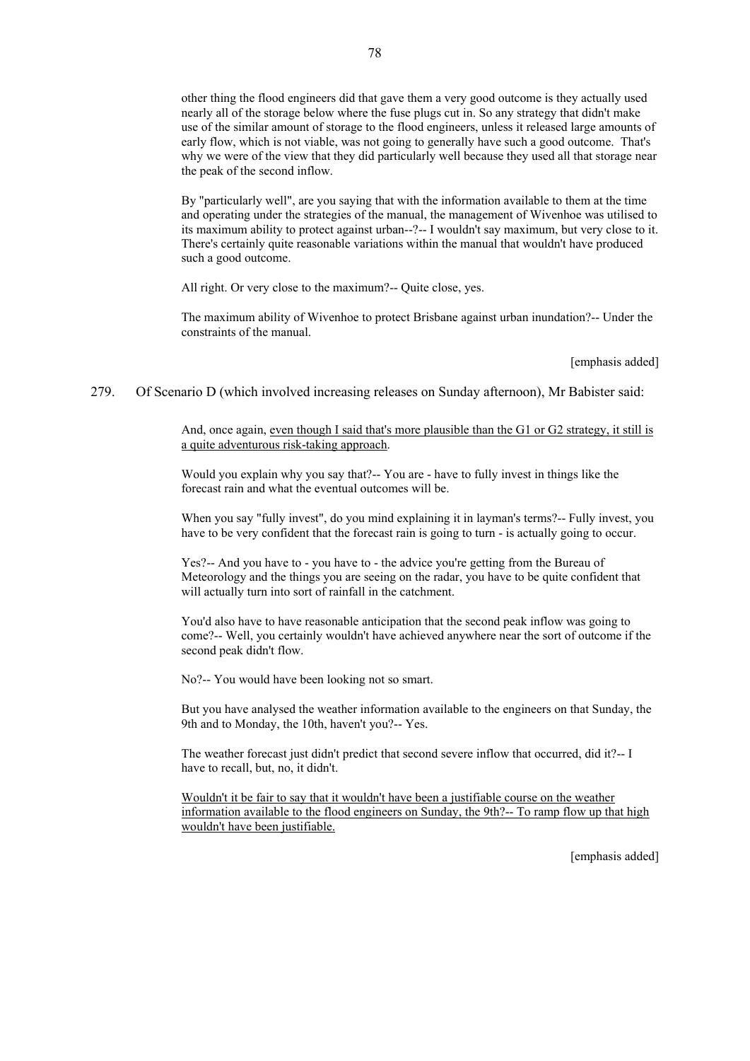other thing the flood engineers did that gave them a very good outcome is they actually used nearly all of the storage below where the fuse plugs cut in. So any strategy that didn't make use of the similar amount of storage to the flood engineers, unless it released large amounts of early flow, which is not viable, was not going to generally have such a good outcome. That's why we were of the view that they did particularly well because they used all that storage near the peak of the second inflow.

> By "particularly well", are you saying that with the information available to them at the time and operating under the strategies of the manual, the management of Wivenhoe was utilised to its maximum ability to protect against urban--?-- I wouldn't say maximum, but very close to it. There's certainly quite reasonable variations within the manual that wouldn't have produced such a good outcome.
>
> All right. Or very close to the maximum?-- Quite close, yes.
>
> The maximum ability of Wivenhoe to protect Brisbane against urban inundation?-- Under the constraints of the manual.
>
> [emphasis added]

279. Of Scenario D (which involved increasing releases on Sunday afternoon), Mr Babister said:

> And, once again, <u>even though I said that's more plausible than the G1 or G2 strategy, it still is a quite adventurous risk-taking approach</u>.
>
> Would you explain why you say that?-- You are - have to fully invest in things like the forecast rain and what the eventual outcomes will be.
>
> When you say "fully invest", do you mind explaining it in layman's terms?-- Fully invest, you have to be very confident that the forecast rain is going to turn - is actually going to occur.
>
> Yes?-- And you have to - you have to - the advice you're getting from the Bureau of Meteorology and the things you are seeing on the radar, you have to be quite confident that will actually turn into sort of rainfall in the catchment.
>
> You'd also have to have reasonable anticipation that the second peak inflow was going to come?-- Well, you certainly wouldn't have achieved anywhere near the sort of outcome if the second peak didn't flow.
>
> No?-- You would have been looking not so smart.
>
> But you have analysed the weather information available to the engineers on that Sunday, the 9th and to Monday, the 10th, haven't you?-- Yes.
>
> The weather forecast just didn't predict that second severe inflow that occurred, did it?-- I have to recall, but, no, it didn't.
>
> <u>Wouldn't it be fair to say that it wouldn't have been a justifiable course on the weather information available to the flood engineers on Sunday, the 9th?-- To ramp flow up that high wouldn't have been justifiable.</u>
>
> [emphasis added]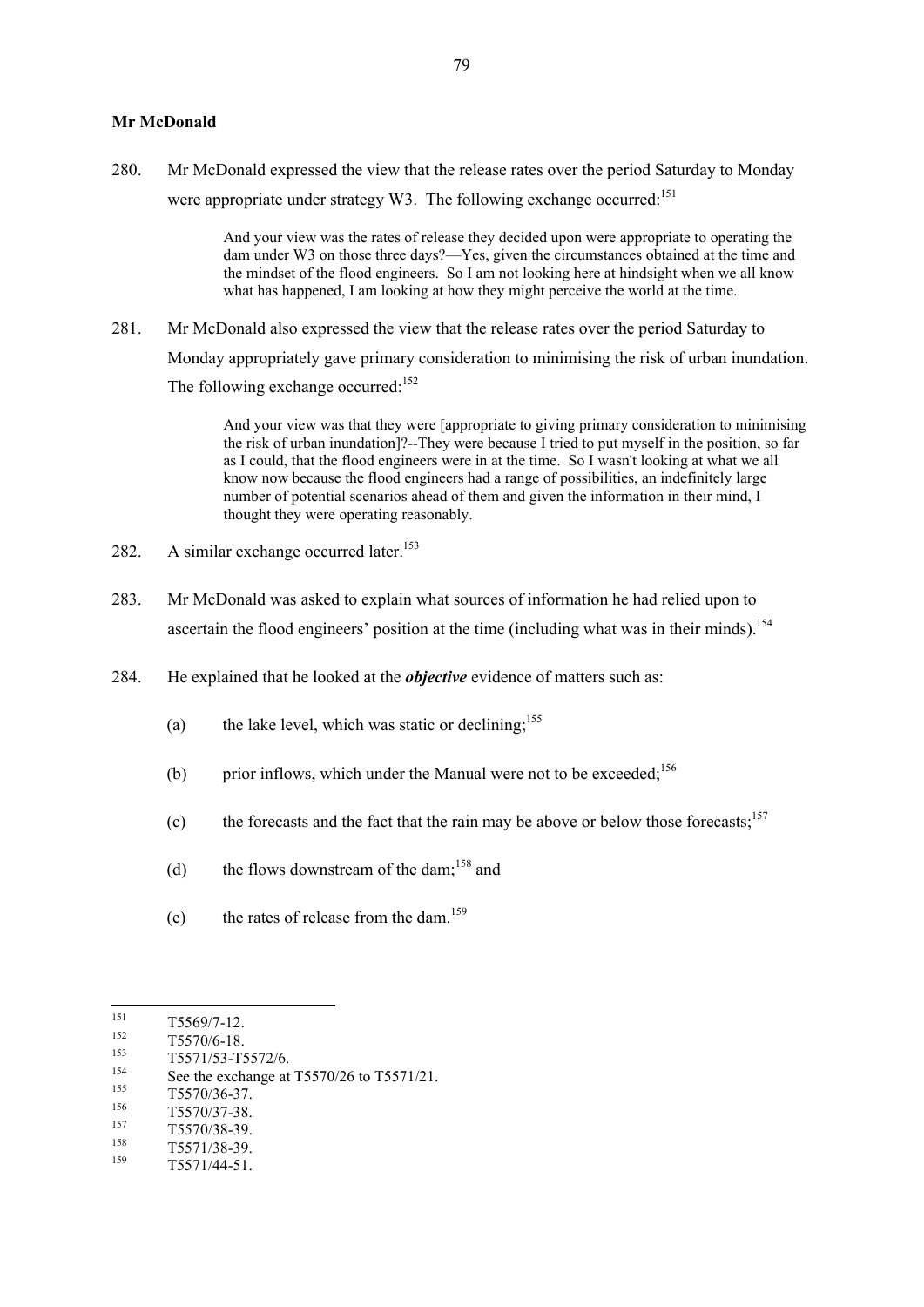**Mr McDonald**

280. Mr McDonald expressed the view that the release rates over the period Saturday to Monday were appropriate under strategy W3. The following exchange occurred:[151]

> And your view was the rates of release they decided upon were appropriate to operating the dam under W3 on those three days?—Yes, given the circumstances obtained at the time and the mindset of the flood engineers. So I am not looking here at hindsight when we all know what has happened, I am looking at how they might perceive the world at the time.

281. Mr McDonald also expressed the view that the release rates over the period Saturday to Monday appropriately gave primary consideration to minimising the risk of urban inundation. The following exchange occurred:[152]

> And your view was that they were [appropriate to giving primary consideration to minimising the risk of urban inundation]?--They were because I tried to put myself in the position, so far as I could, that the flood engineers were in at the time. So I wasn't looking at what we all know now because the flood engineers had a range of possibilities, an indefinitely large number of potential scenarios ahead of them and given the information in their mind, I thought they were operating reasonably.

282. A similar exchange occurred later.[153]

283. Mr McDonald was asked to explain what sources of information he had relied upon to ascertain the flood engineers' position at the time (including what was in their minds).[154]

284. He explained that he looked at the ***objective*** evidence of matters such as:

(a) the lake level, which was static or declining;[155]

(b) prior inflows, which under the Manual were not to be exceeded;[156]

(c) the forecasts and the fact that the rain may be above or below those forecasts;[157]

(d) the flows downstream of the dam;[158] and

(e) the rates of release from the dam.[159]

---

[151] T5569/7-12.
[152] T5570/6-18.
[153] T5571/53-T5572/6.
[154] See the exchange at T5570/26 to T5571/21.
[155] T5570/36-37.
[156] T5570/37-38.
[157] T5570/38-39.
[158] T5571/38-39.
[159] T5571/44-51.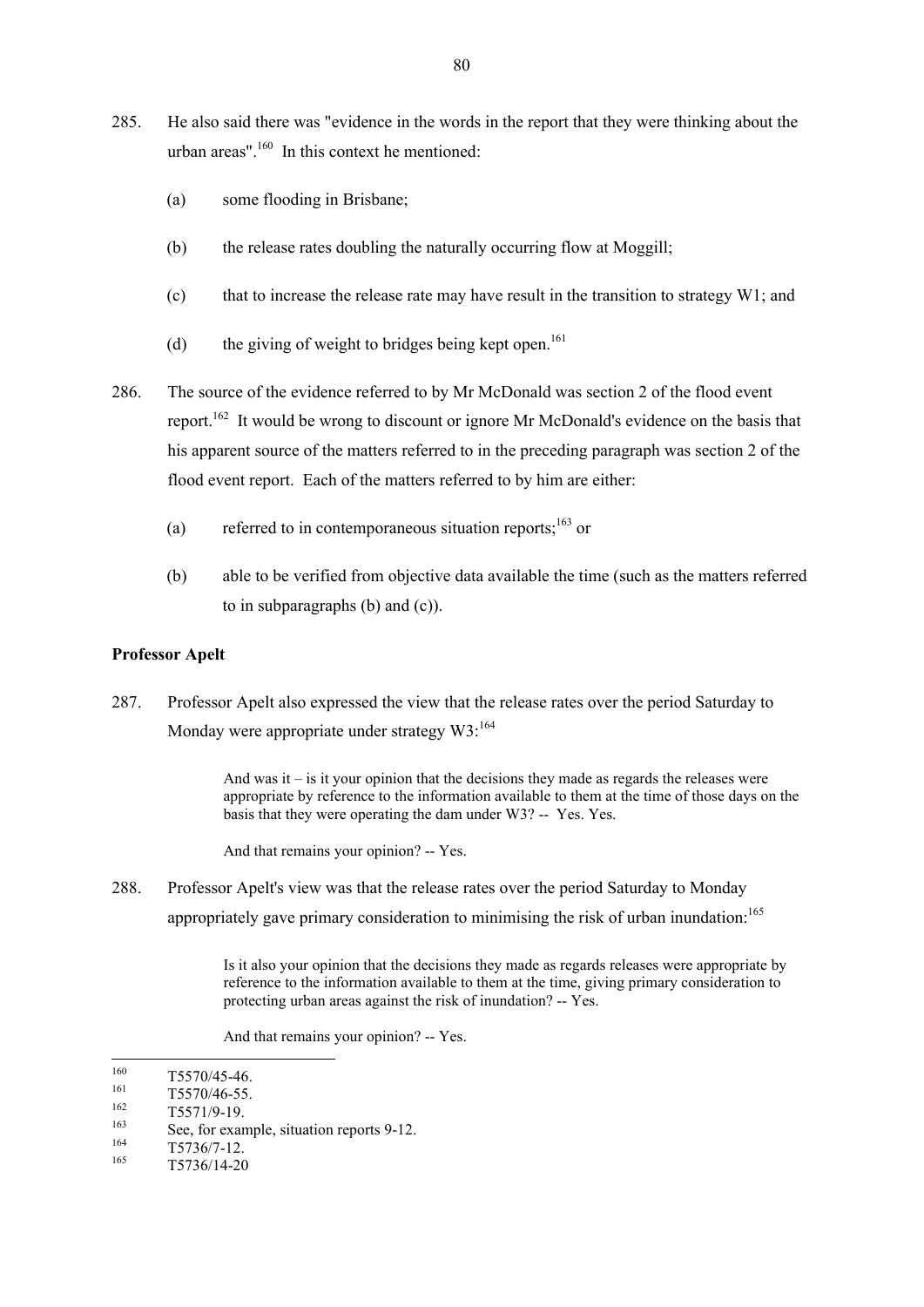285. He also said there was "evidence in the words in the report that they were thinking about the urban areas".[160] In this context he mentioned:

   (a) some flooding in Brisbane;

   (b) the release rates doubling the naturally occurring flow at Moggill;

   (c) that to increase the release rate may have result in the transition to strategy W1; and

   (d) the giving of weight to bridges being kept open.[161]

286. The source of the evidence referred to by Mr McDonald was section 2 of the flood event report.[162] It would be wrong to discount or ignore Mr McDonald's evidence on the basis that his apparent source of the matters referred to in the preceding paragraph was section 2 of the flood event report. Each of the matters referred to by him are either:

   (a) referred to in contemporaneous situation reports;[163] or

   (b) able to be verified from objective data available the time (such as the matters referred to in subparagraphs (b) and (c)).

**Professor Apelt**

287. Professor Apelt also expressed the view that the release rates over the period Saturday to Monday were appropriate under strategy W3:[164]

> And was it – is it your opinion that the decisions they made as regards the releases were appropriate by reference to the information available to them at the time of those days on the basis that they were operating the dam under W3? -- Yes. Yes.
>
> And that remains your opinion? -- Yes.

288. Professor Apelt's view was that the release rates over the period Saturday to Monday appropriately gave primary consideration to minimising the risk of urban inundation:[165]

> Is it also your opinion that the decisions they made as regards releases were appropriate by reference to the information available to them at the time, giving primary consideration to protecting urban areas against the risk of inundation? -- Yes.
>
> And that remains your opinion? -- Yes.

---

[160] T5570/45-46.

[161] T5570/46-55.

[162] T5571/9-19.

[163] See, for example, situation reports 9-12.

[164] T5736/7-12.

[165] T5736/14-20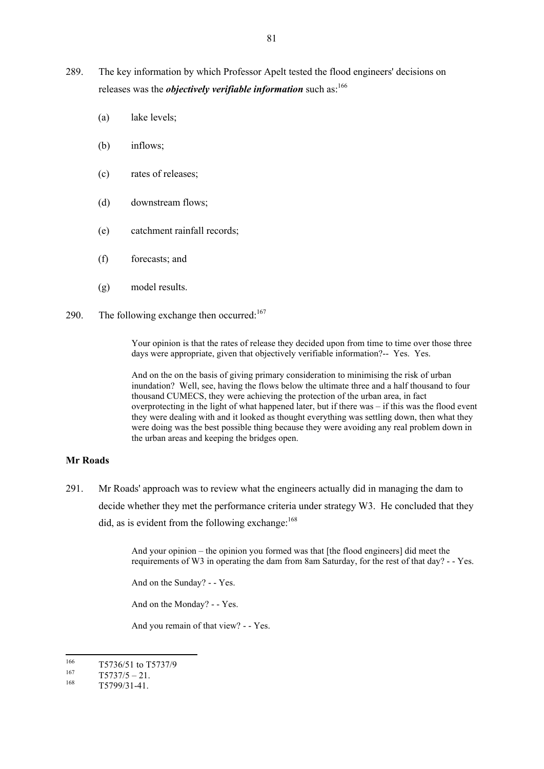289. The key information by which Professor Apelt tested the flood engineers' decisions on releases was the ***objectively verifiable information*** such as:[166]

    (a) lake levels;

    (b) inflows;

    (c) rates of releases;

    (d) downstream flows;

    (e) catchment rainfall records;

    (f) forecasts; and

    (g) model results.

290. The following exchange then occurred:[167]

> Your opinion is that the rates of release they decided upon from time to time over those three days were appropriate, given that objectively verifiable information?-- Yes. Yes.
>
> And on the on the basis of giving primary consideration to minimising the risk of urban inundation? Well, see, having the flows below the ultimate three and a half thousand to four thousand CUMECS, they were achieving the protection of the urban area, in fact overprotecting in the light of what happened later, but if there was – if this was the flood event they were dealing with and it looked as thought everything was settling down, then what they were doing was the best possible thing because they were avoiding any real problem down in the urban areas and keeping the bridges open.

**Mr Roads**

291. Mr Roads' approach was to review what the engineers actually did in managing the dam to decide whether they met the performance criteria under strategy W3. He concluded that they did, as is evident from the following exchange:[168]

> And your opinion – the opinion you formed was that [the flood engineers] did meet the requirements of W3 in operating the dam from 8am Saturday, for the rest of that day? - - Yes.
>
> And on the Sunday? - - Yes.
>
> And on the Monday? - - Yes.
>
> And you remain of that view? - - Yes.

---

[166] T5736/51 to T5737/9

[167] T5737/5 – 21.

[168] T5799/31-41.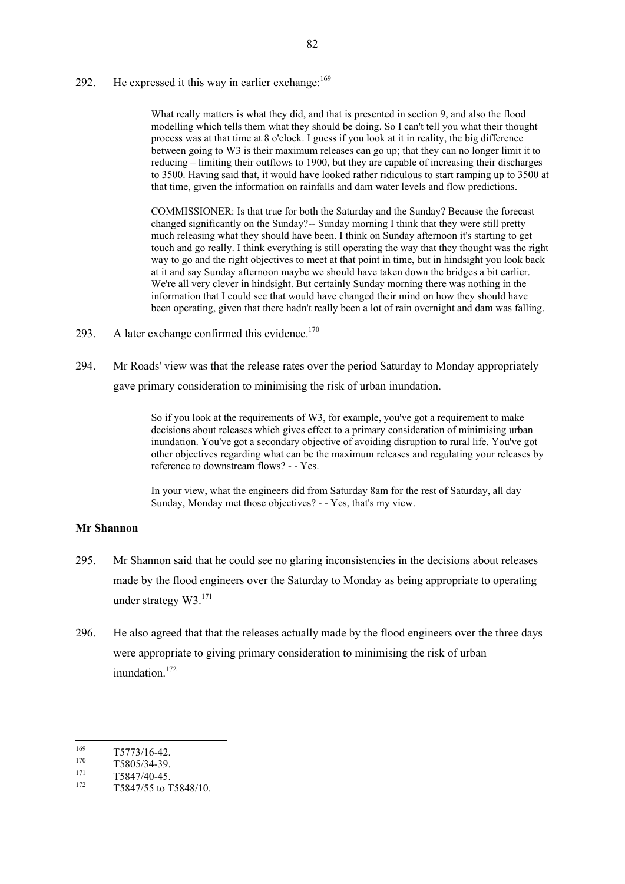292. He expressed it this way in earlier exchange:[169]

> What really matters is what they did, and that is presented in section 9, and also the flood modelling which tells them what they should be doing. So I can't tell you what their thought process was at that time at 8 o'clock. I guess if you look at it in reality, the big difference between going to W3 is their maximum releases can go up; that they can no longer limit it to reducing – limiting their outflows to 1900, but they are capable of increasing their discharges to 3500. Having said that, it would have looked rather ridiculous to start ramping up to 3500 at that time, given the information on rainfalls and dam water levels and flow predictions.
>
> COMMISSIONER: Is that true for both the Saturday and the Sunday? Because the forecast changed significantly on the Sunday?-- Sunday morning I think that they were still pretty much releasing what they should have been. I think on Sunday afternoon it's starting to get touch and go really. I think everything is still operating the way that they thought was the right way to go and the right objectives to meet at that point in time, but in hindsight you look back at it and say Sunday afternoon maybe we should have taken down the bridges a bit earlier. We're all very clever in hindsight. But certainly Sunday morning there was nothing in the information that I could see that would have changed their mind on how they should have been operating, given that there hadn't really been a lot of rain overnight and dam was falling.

293. A later exchange confirmed this evidence.[170]

294. Mr Roads' view was that the release rates over the period Saturday to Monday appropriately gave primary consideration to minimising the risk of urban inundation.

> So if you look at the requirements of W3, for example, you've got a requirement to make decisions about releases which gives effect to a primary consideration of minimising urban inundation. You've got a secondary objective of avoiding disruption to rural life. You've got other objectives regarding what can be the maximum releases and regulating your releases by reference to downstream flows? - - Yes.
>
> In your view, what the engineers did from Saturday 8am for the rest of Saturday, all day Sunday, Monday met those objectives? - - Yes, that's my view.

**Mr Shannon**

295. Mr Shannon said that he could see no glaring inconsistencies in the decisions about releases made by the flood engineers over the Saturday to Monday as being appropriate to operating under strategy W3.[171]

296. He also agreed that that the releases actually made by the flood engineers over the three days were appropriate to giving primary consideration to minimising the risk of urban inundation.[172]

---

[169] T5773/16-42.

[170] T5805/34-39.

[171] T5847/40-45.

[172] T5847/55 to T5848/10.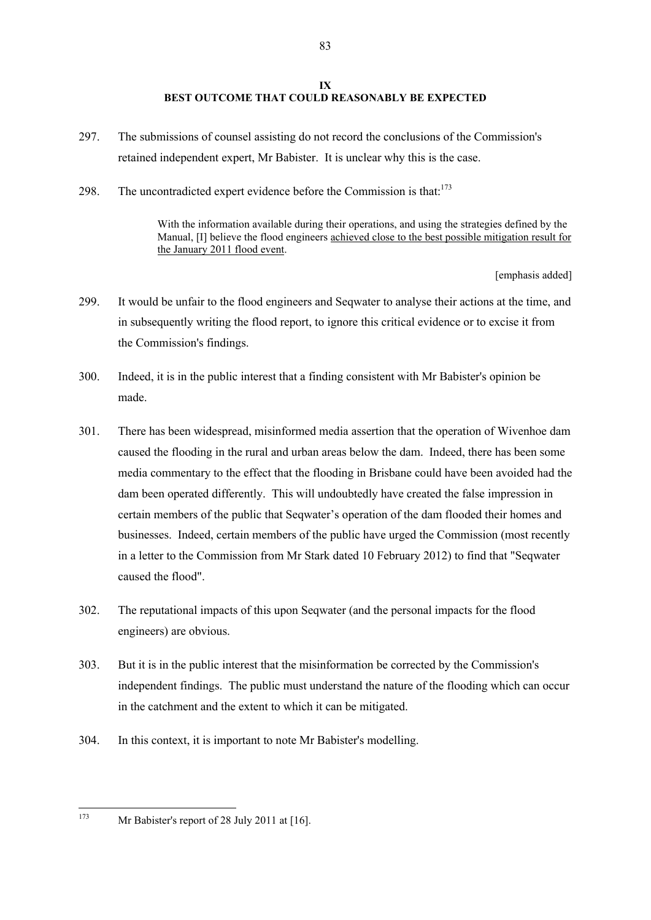## IX
## BEST OUTCOME THAT COULD REASONABLY BE EXPECTED

297. The submissions of counsel assisting do not record the conclusions of the Commission's retained independent expert, Mr Babister. It is unclear why this is the case.

298. The uncontradicted expert evidence before the Commission is that:[173]

> With the information available during their operations, and using the strategies defined by the Manual, [I] believe the flood engineers <u>achieved close to the best possible mitigation result for the January 2011 flood event</u>.
>
> [emphasis added]

299. It would be unfair to the flood engineers and Seqwater to analyse their actions at the time, and in subsequently writing the flood report, to ignore this critical evidence or to excise it from the Commission's findings.

300. Indeed, it is in the public interest that a finding consistent with Mr Babister's opinion be made.

301. There has been widespread, misinformed media assertion that the operation of Wivenhoe dam caused the flooding in the rural and urban areas below the dam. Indeed, there has been some media commentary to the effect that the flooding in Brisbane could have been avoided had the dam been operated differently. This will undoubtedly have created the false impression in certain members of the public that Seqwater's operation of the dam flooded their homes and businesses. Indeed, certain members of the public have urged the Commission (most recently in a letter to the Commission from Mr Stark dated 10 February 2012) to find that "Seqwater caused the flood".

302. The reputational impacts of this upon Seqwater (and the personal impacts for the flood engineers) are obvious.

303. But it is in the public interest that the misinformation be corrected by the Commission's independent findings. The public must understand the nature of the flooding which can occur in the catchment and the extent to which it can be mitigated.

304. In this context, it is important to note Mr Babister's modelling.

---

[173] Mr Babister's report of 28 July 2011 at [16].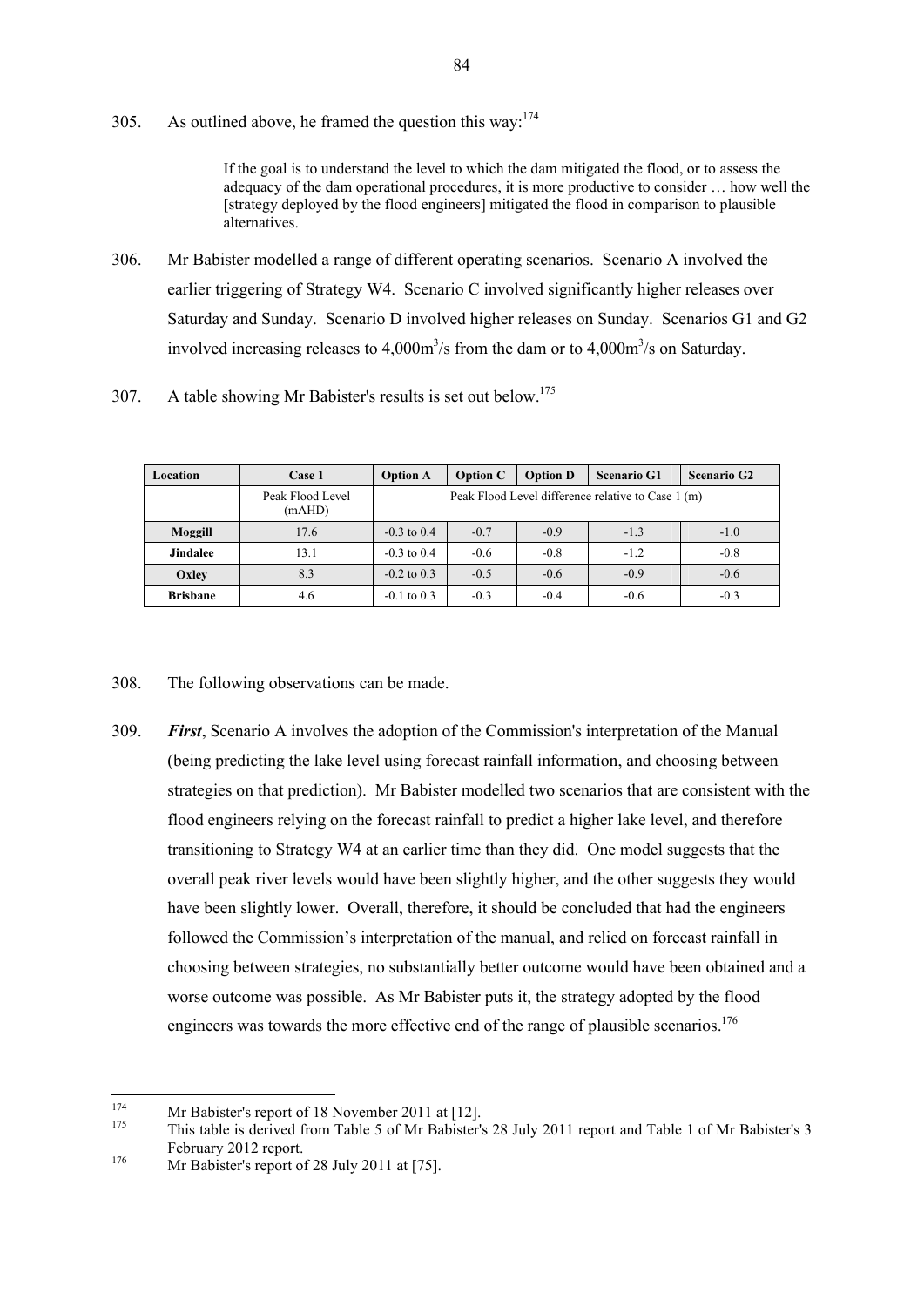305. As outlined above, he framed the question this way:[174]

> If the goal is to understand the level to which the dam mitigated the flood, or to assess the adequacy of the dam operational procedures, it is more productive to consider … how well the [strategy deployed by the flood engineers] mitigated the flood in comparison to plausible alternatives.

306. Mr Babister modelled a range of different operating scenarios. Scenario A involved the earlier triggering of Strategy W4. Scenario C involved significantly higher releases over Saturday and Sunday. Scenario D involved higher releases on Sunday. Scenarios G1 and G2 involved increasing releases to 4,000m$^3$/s from the dam or to 4,000m$^3$/s on Saturday.

307. A table showing Mr Babister's results is set out below.[175]

| Location | Case 1 | Option A | Option C | Option D | Scenario G1 | Scenario G2 |
|---|---|---|---|---|---|---|
| | Peak Flood Level (mAHD) | Peak Flood Level difference relative to Case 1 (m) | | | | |
| **Moggill** | 17.6 | -0.3 to 0.4 | -0.7 | -0.9 | -1.3 | -1.0 |
| **Jindalee** | 13.1 | -0.3 to 0.4 | -0.6 | -0.8 | -1.2 | -0.8 |
| **Oxley** | 8.3 | -0.2 to 0.3 | -0.5 | -0.6 | -0.9 | -0.6 |
| **Brisbane** | 4.6 | -0.1 to 0.3 | -0.3 | -0.4 | -0.6 | -0.3 |

308. The following observations can be made.

309. ***First***, Scenario A involves the adoption of the Commission's interpretation of the Manual (being predicting the lake level using forecast rainfall information, and choosing between strategies on that prediction). Mr Babister modelled two scenarios that are consistent with the flood engineers relying on the forecast rainfall to predict a higher lake level, and therefore transitioning to Strategy W4 at an earlier time than they did. One model suggests that the overall peak river levels would have been slightly higher, and the other suggests they would have been slightly lower. Overall, therefore, it should be concluded that had the engineers followed the Commission's interpretation of the manual, and relied on forecast rainfall in choosing between strategies, no substantially better outcome would have been obtained and a worse outcome was possible. As Mr Babister puts it, the strategy adopted by the flood engineers was towards the more effective end of the range of plausible scenarios.[176]

---

[174] Mr Babister's report of 18 November 2011 at [12].

[175] This table is derived from Table 5 of Mr Babister's 28 July 2011 report and Table 1 of Mr Babister's 3 February 2012 report.

[176] Mr Babister's report of 28 July 2011 at [75].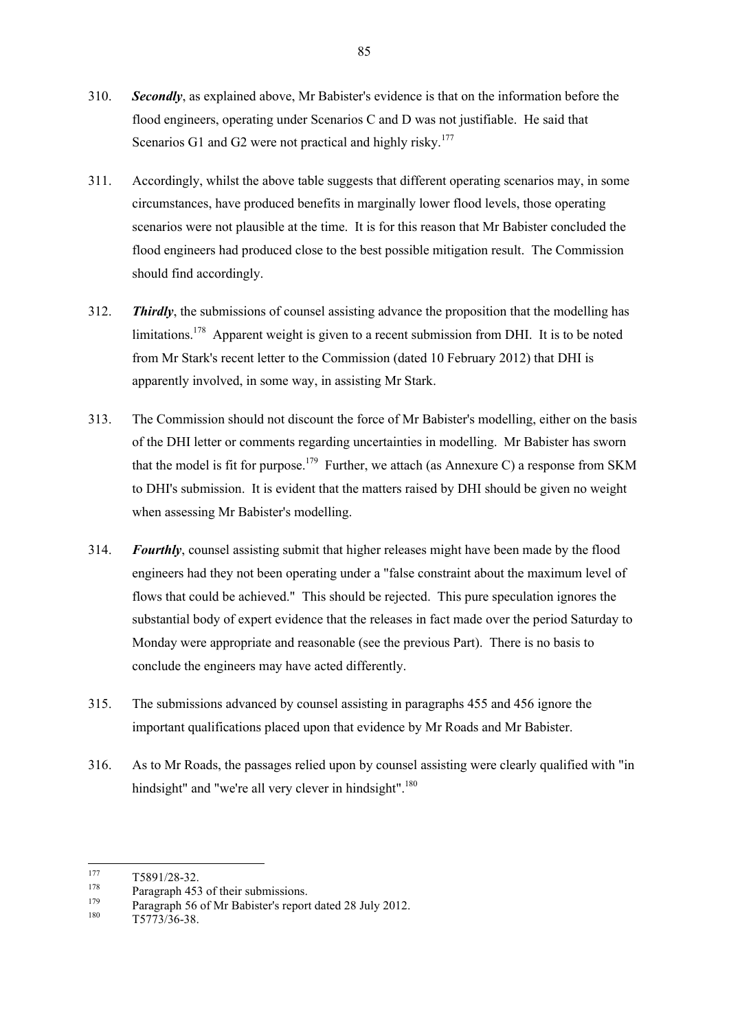310. ***Secondly***, as explained above, Mr Babister's evidence is that on the information before the flood engineers, operating under Scenarios C and D was not justifiable. He said that Scenarios G1 and G2 were not practical and highly risky.[177]

311. Accordingly, whilst the above table suggests that different operating scenarios may, in some circumstances, have produced benefits in marginally lower flood levels, those operating scenarios were not plausible at the time. It is for this reason that Mr Babister concluded the flood engineers had produced close to the best possible mitigation result. The Commission should find accordingly.

312. ***Thirdly***, the submissions of counsel assisting advance the proposition that the modelling has limitations.[178] Apparent weight is given to a recent submission from DHI. It is to be noted from Mr Stark's recent letter to the Commission (dated 10 February 2012) that DHI is apparently involved, in some way, in assisting Mr Stark.

313. The Commission should not discount the force of Mr Babister's modelling, either on the basis of the DHI letter or comments regarding uncertainties in modelling. Mr Babister has sworn that the model is fit for purpose.[179] Further, we attach (as Annexure C) a response from SKM to DHI's submission. It is evident that the matters raised by DHI should be given no weight when assessing Mr Babister's modelling.

314. ***Fourthly***, counsel assisting submit that higher releases might have been made by the flood engineers had they not been operating under a "false constraint about the maximum level of flows that could be achieved." This should be rejected. This pure speculation ignores the substantial body of expert evidence that the releases in fact made over the period Saturday to Monday were appropriate and reasonable (see the previous Part). There is no basis to conclude the engineers may have acted differently.

315. The submissions advanced by counsel assisting in paragraphs 455 and 456 ignore the important qualifications placed upon that evidence by Mr Roads and Mr Babister.

316. As to Mr Roads, the passages relied upon by counsel assisting were clearly qualified with "in hindsight" and "we're all very clever in hindsight".[180]

---

[177] T5891/28-32.

[178] Paragraph 453 of their submissions.

[179] Paragraph 56 of Mr Babister's report dated 28 July 2012.

[180] T5773/36-38.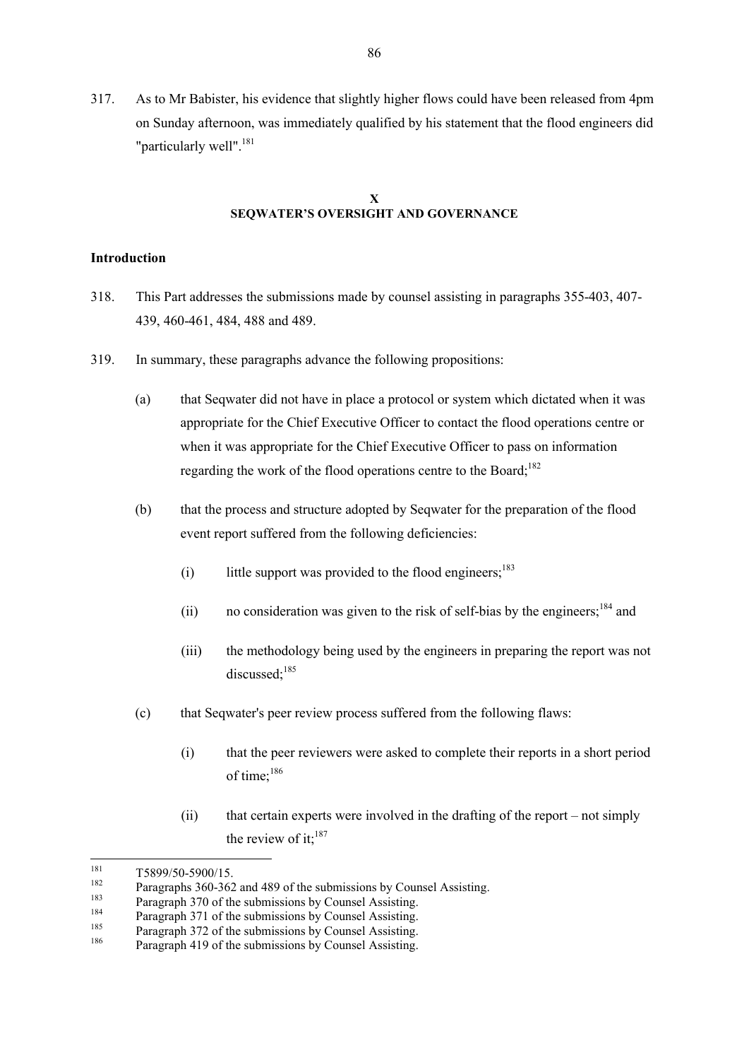317. As to Mr Babister, his evidence that slightly higher flows could have been released from 4pm on Sunday afternoon, was immediately qualified by his statement that the flood engineers did "particularly well".[181]

## X
## SEQWATER'S OVERSIGHT AND GOVERNANCE

### Introduction

318. This Part addresses the submissions made by counsel assisting in paragraphs 355-403, 407-439, 460-461, 484, 488 and 489.

319. In summary, these paragraphs advance the following propositions:

(a) that Seqwater did not have in place a protocol or system which dictated when it was appropriate for the Chief Executive Officer to contact the flood operations centre or when it was appropriate for the Chief Executive Officer to pass on information regarding the work of the flood operations centre to the Board;[182]

(b) that the process and structure adopted by Seqwater for the preparation of the flood event report suffered from the following deficiencies:

(i) little support was provided to the flood engineers;[183]

(ii) no consideration was given to the risk of self-bias by the engineers;[184] and

(iii) the methodology being used by the engineers in preparing the report was not discussed;[185]

(c) that Seqwater's peer review process suffered from the following flaws:

(i) that the peer reviewers were asked to complete their reports in a short period of time;[186]

(ii) that certain experts were involved in the drafting of the report – not simply the review of it;[187]

---

[181] T5899/50-5900/15.
[182] Paragraphs 360-362 and 489 of the submissions by Counsel Assisting.
[183] Paragraph 370 of the submissions by Counsel Assisting.
[184] Paragraph 371 of the submissions by Counsel Assisting.
[185] Paragraph 372 of the submissions by Counsel Assisting.
[186] Paragraph 419 of the submissions by Counsel Assisting.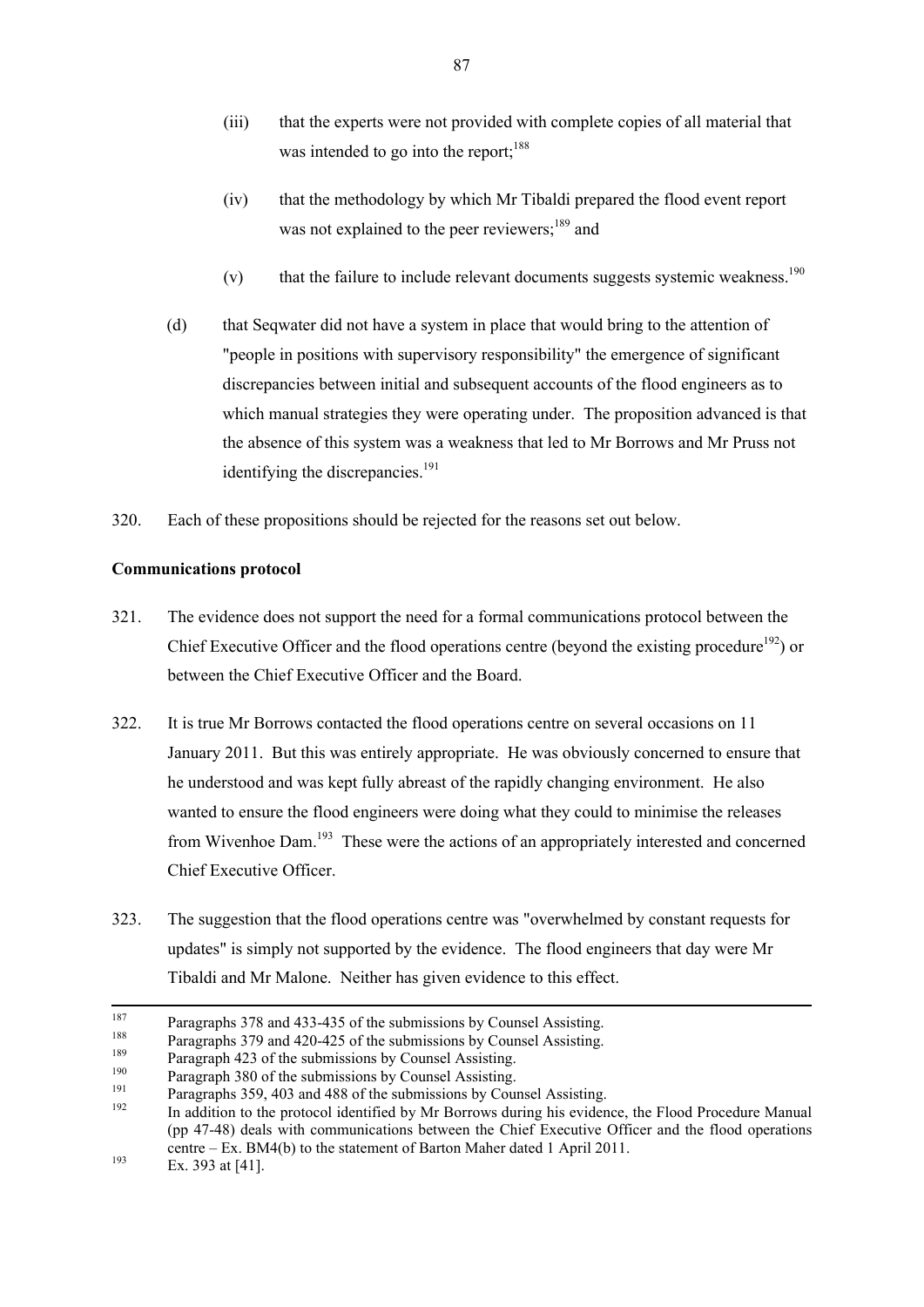(iii) that the experts were not provided with complete copies of all material that was intended to go into the report;[188]

(iv) that the methodology by which Mr Tibaldi prepared the flood event report was not explained to the peer reviewers;[189] and

(v) that the failure to include relevant documents suggests systemic weakness.[190]

(d) that Seqwater did not have a system in place that would bring to the attention of "people in positions with supervisory responsibility" the emergence of significant discrepancies between initial and subsequent accounts of the flood engineers as to which manual strategies they were operating under. The proposition advanced is that the absence of this system was a weakness that led to Mr Borrows and Mr Pruss not identifying the discrepancies.[191]

320. Each of these propositions should be rejected for the reasons set out below.

**Communications protocol**

321. The evidence does not support the need for a formal communications protocol between the Chief Executive Officer and the flood operations centre (beyond the existing procedure[192]) or between the Chief Executive Officer and the Board.

322. It is true Mr Borrows contacted the flood operations centre on several occasions on 11 January 2011. But this was entirely appropriate. He was obviously concerned to ensure that he understood and was kept fully abreast of the rapidly changing environment. He also wanted to ensure the flood engineers were doing what they could to minimise the releases from Wivenhoe Dam.[193] These were the actions of an appropriately interested and concerned Chief Executive Officer.

323. The suggestion that the flood operations centre was "overwhelmed by constant requests for updates" is simply not supported by the evidence. The flood engineers that day were Mr Tibaldi and Mr Malone. Neither has given evidence to this effect.

---

[187] Paragraphs 378 and 433-435 of the submissions by Counsel Assisting.

[188] Paragraphs 379 and 420-425 of the submissions by Counsel Assisting.

[189] Paragraph 423 of the submissions by Counsel Assisting.

[190] Paragraph 380 of the submissions by Counsel Assisting.

[191] Paragraphs 359, 403 and 488 of the submissions by Counsel Assisting.

[192] In addition to the protocol identified by Mr Borrows during his evidence, the Flood Procedure Manual (pp 47-48) deals with communications between the Chief Executive Officer and the flood operations centre – Ex. BM4(b) to the statement of Barton Maher dated 1 April 2011.

[193] Ex. 393 at [41].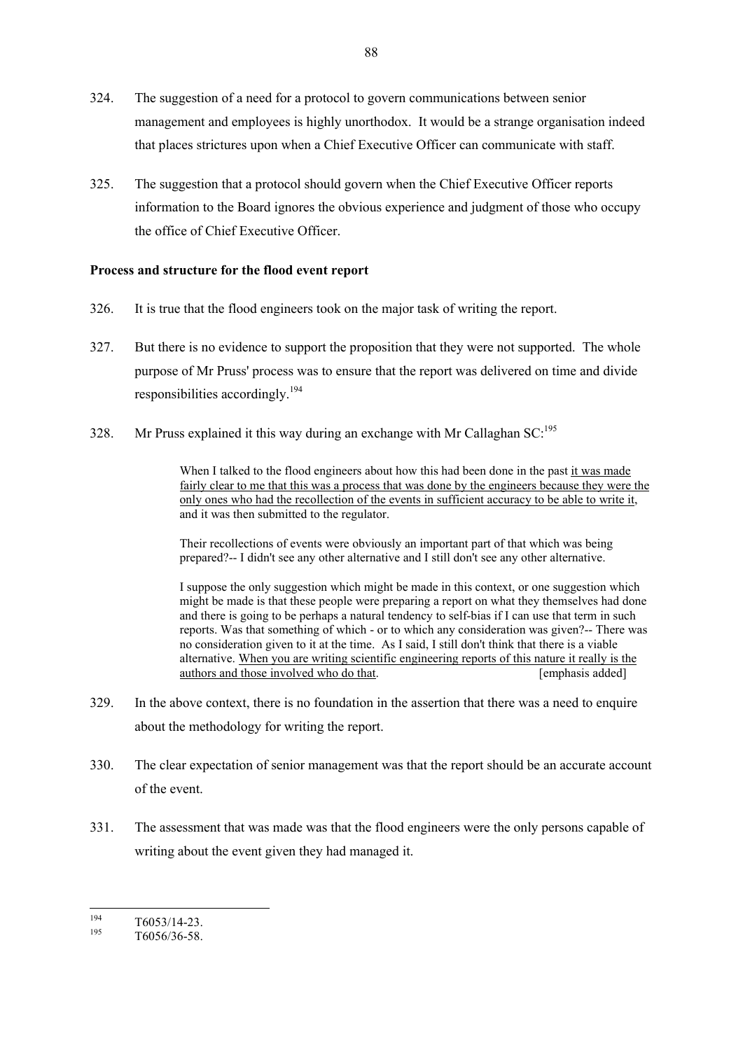324. The suggestion of a need for a protocol to govern communications between senior management and employees is highly unorthodox. It would be a strange organisation indeed that places strictures upon when a Chief Executive Officer can communicate with staff.

325. The suggestion that a protocol should govern when the Chief Executive Officer reports information to the Board ignores the obvious experience and judgment of those who occupy the office of Chief Executive Officer.

**Process and structure for the flood event report**

326. It is true that the flood engineers took on the major task of writing the report.

327. But there is no evidence to support the proposition that they were not supported. The whole purpose of Mr Pruss' process was to ensure that the report was delivered on time and divide responsibilities accordingly.[194]

328. Mr Pruss explained it this way during an exchange with Mr Callaghan SC:[195]

> When I talked to the flood engineers about how this had been done in the past <u>it was made fairly clear to me that this was a process that was done by the engineers because they were the only ones who had the recollection of the events in sufficient accuracy to be able to write it</u>, and it was then submitted to the regulator.
>
> Their recollections of events were obviously an important part of that which was being prepared?-- I didn't see any other alternative and I still don't see any other alternative.
>
> I suppose the only suggestion which might be made in this context, or one suggestion which might be made is that these people were preparing a report on what they themselves had done and there is going to be perhaps a natural tendency to self-bias if I can use that term in such reports. Was that something of which - or to which any consideration was given?-- There was no consideration given to it at the time. As I said, I still don't think that there is a viable alternative. <u>When you are writing scientific engineering reports of this nature it really is the authors and those involved who do that</u>. [emphasis added]

329. In the above context, there is no foundation in the assertion that there was a need to enquire about the methodology for writing the report.

330. The clear expectation of senior management was that the report should be an accurate account of the event.

331. The assessment that was made was that the flood engineers were the only persons capable of writing about the event given they had managed it.

---

[194] T6053/14-23.

[195] T6056/36-58.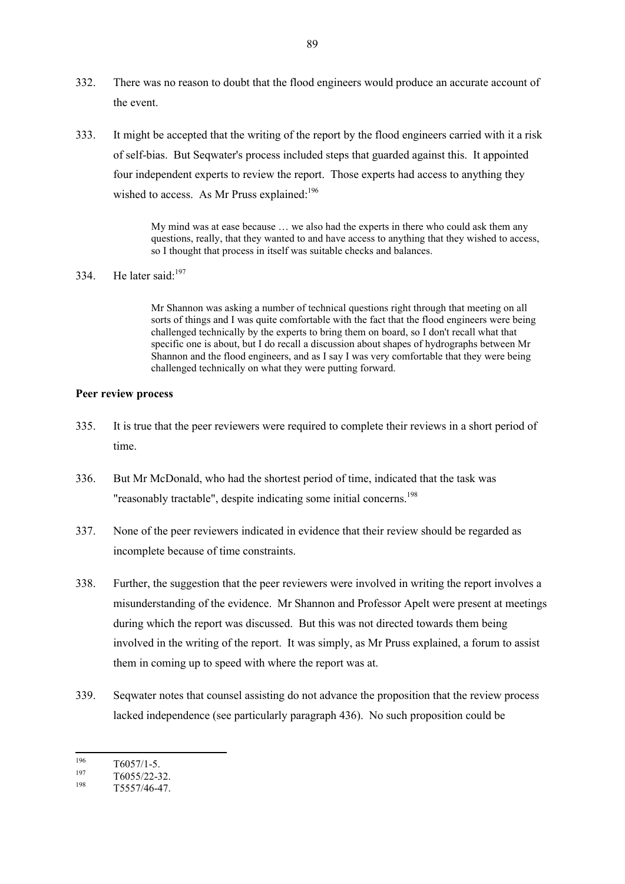332. There was no reason to doubt that the flood engineers would produce an accurate account of the event.

333. It might be accepted that the writing of the report by the flood engineers carried with it a risk of self-bias. But Seqwater's process included steps that guarded against this. It appointed four independent experts to review the report. Those experts had access to anything they wished to access. As Mr Pruss explained:[196]

> My mind was at ease because … we also had the experts in there who could ask them any questions, really, that they wanted to and have access to anything that they wished to access, so I thought that process in itself was suitable checks and balances.

334. He later said:[197]

> Mr Shannon was asking a number of technical questions right through that meeting on all sorts of things and I was quite comfortable with the fact that the flood engineers were being challenged technically by the experts to bring them on board, so I don't recall what that specific one is about, but I do recall a discussion about shapes of hydrographs between Mr Shannon and the flood engineers, and as I say I was very comfortable that they were being challenged technically on what they were putting forward.

**Peer review process**

335. It is true that the peer reviewers were required to complete their reviews in a short period of time.

336. But Mr McDonald, who had the shortest period of time, indicated that the task was "reasonably tractable", despite indicating some initial concerns.[198]

337. None of the peer reviewers indicated in evidence that their review should be regarded as incomplete because of time constraints.

338. Further, the suggestion that the peer reviewers were involved in writing the report involves a misunderstanding of the evidence. Mr Shannon and Professor Apelt were present at meetings during which the report was discussed. But this was not directed towards them being involved in the writing of the report. It was simply, as Mr Pruss explained, a forum to assist them in coming up to speed with where the report was at.

339. Seqwater notes that counsel assisting do not advance the proposition that the review process lacked independence (see particularly paragraph 436). No such proposition could be

---

[196] T6057/1-5.

[197] T6055/22-32.

[198] T5557/46-47.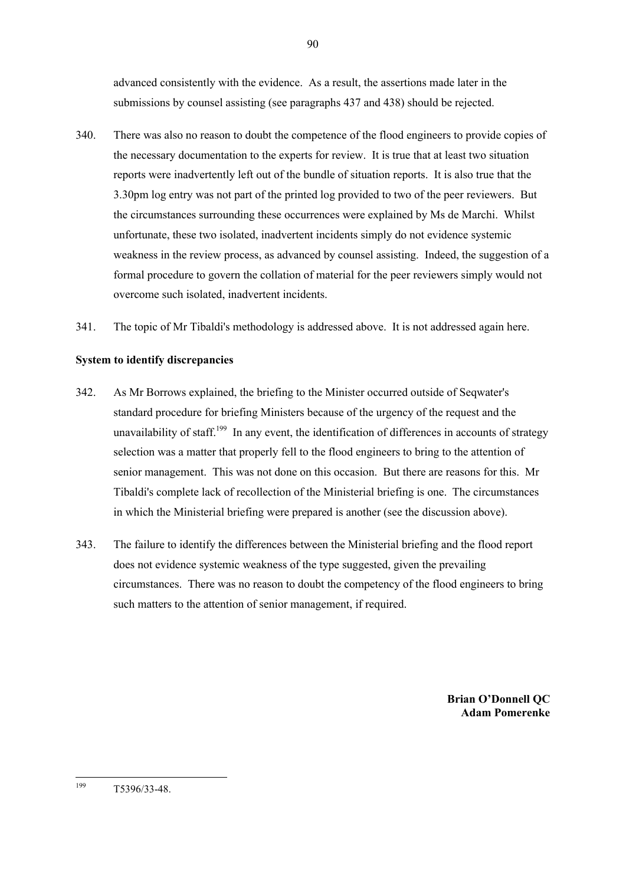advanced consistently with the evidence. As a result, the assertions made later in the submissions by counsel assisting (see paragraphs 437 and 438) should be rejected.

340. There was also no reason to doubt the competence of the flood engineers to provide copies of the necessary documentation to the experts for review. It is true that at least two situation reports were inadvertently left out of the bundle of situation reports. It is also true that the 3.30pm log entry was not part of the printed log provided to two of the peer reviewers. But the circumstances surrounding these occurrences were explained by Ms de Marchi. Whilst unfortunate, these two isolated, inadvertent incidents simply do not evidence systemic weakness in the review process, as advanced by counsel assisting. Indeed, the suggestion of a formal procedure to govern the collation of material for the peer reviewers simply would not overcome such isolated, inadvertent incidents.

341. The topic of Mr Tibaldi's methodology is addressed above. It is not addressed again here.

**System to identify discrepancies**

342. As Mr Borrows explained, the briefing to the Minister occurred outside of Seqwater's standard procedure for briefing Ministers because of the urgency of the request and the unavailability of staff.[199] In any event, the identification of differences in accounts of strategy selection was a matter that properly fell to the flood engineers to bring to the attention of senior management. This was not done on this occasion. But there are reasons for this. Mr Tibaldi's complete lack of recollection of the Ministerial briefing is one. The circumstances in which the Ministerial briefing were prepared is another (see the discussion above).

343. The failure to identify the differences between the Ministerial briefing and the flood report does not evidence systemic weakness of the type suggested, given the prevailing circumstances. There was no reason to doubt the competency of the flood engineers to bring such matters to the attention of senior management, if required.

**Brian O'Donnell QC**
**Adam Pomerenke**

---

[199] T5396/33-48.